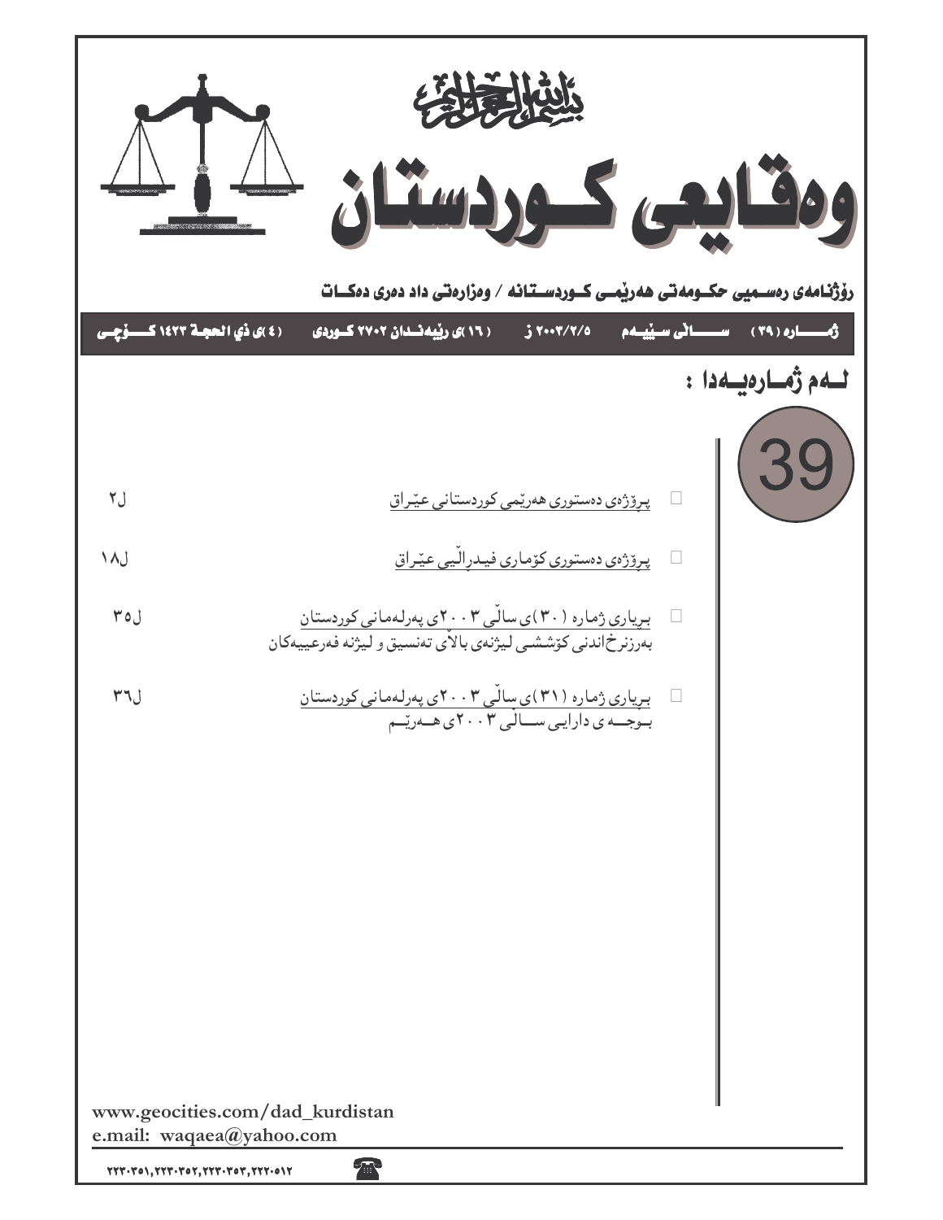بسم الله الرحمن الرحيم

# وەقايعی كـوردستـان

**ڕۆژنامەی ڕەسمیی حكومەتی هەرێمی كـوردسـتـانە / وەزارەتی داد دەری دەكـات**

**ژمـــارە (٣٩)   ســــالی ســێیــەم   ٢٠٠٣/٢/٥ ز   (١٦)ی ڕێبەنــدان ٢٧٠٢ كــوردی   (٤)ی ذي الحجـة ١٤٢٣ كــۆچــی**

## لـەم ژمـارەیـەدا :

39

| | |
|---|---|
| پرۆژەی دەستوری هەرێمی كوردستانی عێراق | ل٢ |
| پرۆژەی دەستوری كۆماری فیدراڵیی عێراق | ل١٨ |
| بڕیاری ژمارە (٣٠)ی ساڵی ٢٠٠٣ی پەرلەمانی كوردستان<br>بەرزنرخاندنی كۆششی لیژنەی باڵای تەنسیق و لیژنە فەرعییەكان | ل٣٥ |
| بڕیاری ژمارە (٣١)ی ساڵی ٢٠٠٣ی پەرلەمانی كوردستان<br>بـوجـە ی دارایی ســاڵی ٢٠٠٣ی هـەرێـم | ل٣٦ |

www.geocities.com/dad_kurdistan
e.mail: waqaea@yahoo.com

٢٢٣٠٣٥١,٢٢٣٠٣٥٢,٢٢٣٠٣٥٣,٢٢٢٠٥١٢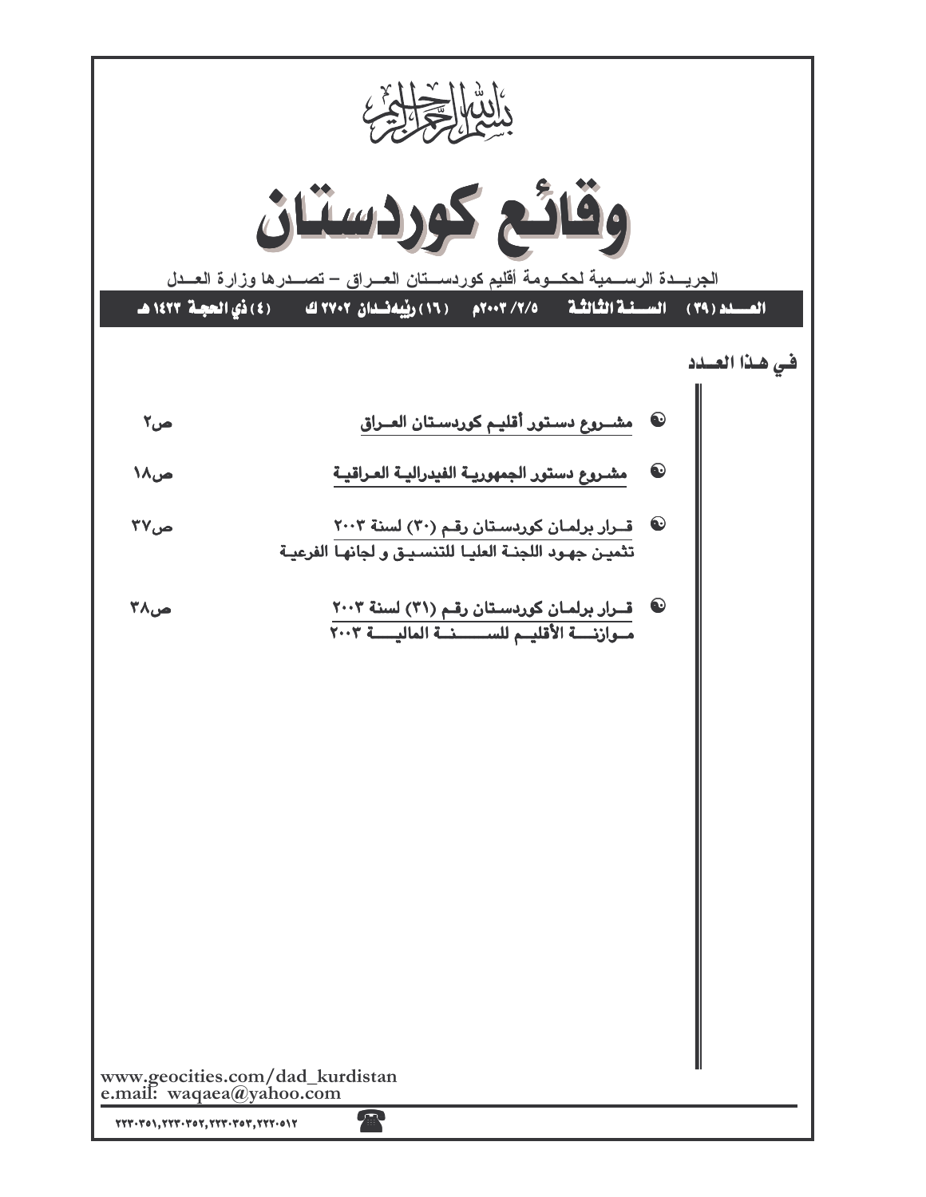بسم الله الرحمن الرحيم

# وقائع كوردستان

الجريـــدة الرســمية لحكــومة أقليم كوردســتان العــراق – تصــدرها وزارة العــدل

العــدد (٣٩) السـنة الثالثة ٢٠٠٣/٢/٥م (١٦) ڕێبەندان ٢٧٠٢ ك (٤) ذي الحجة ١٤٢٣ هـ

## في هـذا العـدد

| | |
|---|---|
| مشــروع دســتور أقليـم كوردســتان العــراق | ص٢ |
| مشـروع دستور الجمهوريـة الفيدراليـة العـراقيـة | ص١٨ |
| قــرار برلمـان كوردسـتان رقـم (٣٠) لسنة ٢٠٠٣ تثميـن جهـود اللجنـة العليـا للتنسيـق و لجانهـا الفرعيـة | ص٣٧ |
| قــرار برلمـان كوردسـتان رقـم (٣١) لسنة ٢٠٠٣ مــوازنـــة الأقليــم للســـــنـــة الماليـــة ٢٠٠٣ | ص٣٨ |

www.geocities.com/dad_kurdistan
e.mail: waqaea@yahoo.com

٢٢٣٠٣٥١،٢٢٣٠٣٥٢،٢٢٣٠٣٥٣،٢٢٢٠٥١٢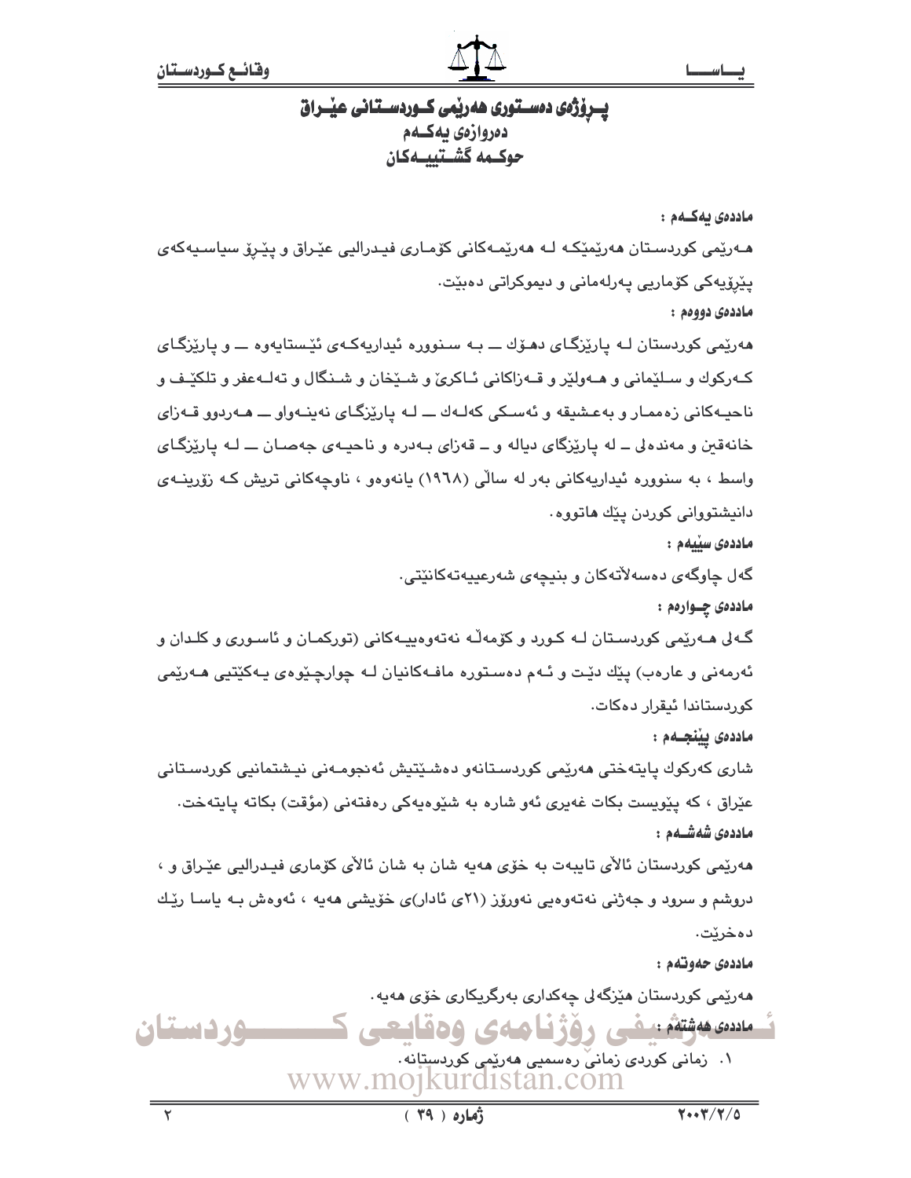# پــرۆژەی دەســتوری هەرێمی کــوردســتانی عێــراق

## دەروازەی یەکــەم

## حوکــمە گشــتییــەکان

**ماددەی یەکــەم :**

هــەرێمی کوردســتان هەرێمێکــە لــە هەرێمــەکانی کۆمــاری فیــدرالیی عێــراق و پێــڕۆ سیاســیەکەی پێڕۆیەکی کۆماریی پەرلەمانی و دیموکراتی دەبێت.

**ماددەی دووەم :**

هەرێمی کوردستان لــە پارێزگــای دهــۆك ــ بــە ســنووره ئیداریەکــەی ئێستایەوه ــ و پارێزگــای کــەرکوك و ســلێمانی و هــەولێر و قــەزاکانی ئــاکرێ و شــێخان و شــنگال و تەلــەعفر و تلکێــف و ناحیــەکانی زەممــار و بەعــشیقە و ئەســکی کەلــەك ــ لــە پارێزگــای نەینــەواو ــ هــەردوو قــەزای خانەقین و مەندەلی ــ لە پارێزگای دیالە و ــ قەزای بــەدره و ناحیــەی جەصــان ــ لــە پارێزگــای واسط ، بە سنووره ئیداریەکانی بەر لە ساڵی (١٩٦٨) یانەوەو ، ناوچەکانی تریش کــە زۆرینــەی دانیشتووانی کوردن پێك هاتووه.

**ماددەی سێیەم :**

گەل چاوگەی دەسەڵاتەکان و بنیچەی شەرعییەتەکانێتی.

**ماددەی چــوارەم :**

گــەلی هــەرێمی کوردســتان لــە کــورد و کۆمەڵــە نەتەوەییــەکانی (تورکمــان و ئاســوری و کلــدان و ئەرمەنی و عارەب) پێك دێــت و ئــەم دەســتوره مافــەکانیان لــە چوارچێوەی یــەکێتیی هــەرێمی کوردستاندا ئیقرار دەکات.

**ماددەی پێنجــەم :**

شاری کەرکوك پایتەختی هەرێمی کوردســتانەو دەشــێتیش ئەنجومــەنی نیــشتمانیی کوردســتانی عێراق ، کە پێویست بکات غەیری ئەو شاره بە شێوەیەکی رەفتەنی (مؤقت) بکاتە پایتەخت.

**ماددەی شەشــەم :**

هەرێمی کوردستان ئاڵای تایبەت بە خۆی هەیە شان بە شان ئاڵای کۆماری فیــدرالیی عێــراق و ، دروشم و سرود و جەژنی نەتەوەیی نەورۆز (٢١ی ئادار)ی خۆیشی هەیە ، ئەوەش بــە یاســا رێك دەخرێت.

**ماددەی حەوتەم :**

هەرێمی کوردستان هێزگەلی چەکداری بەرگریکاری خۆی هەیە.

**ماددەی هەشتەم :**

١. زمانی کوردی زمانی رەسمیی هەرێمی کوردستانە.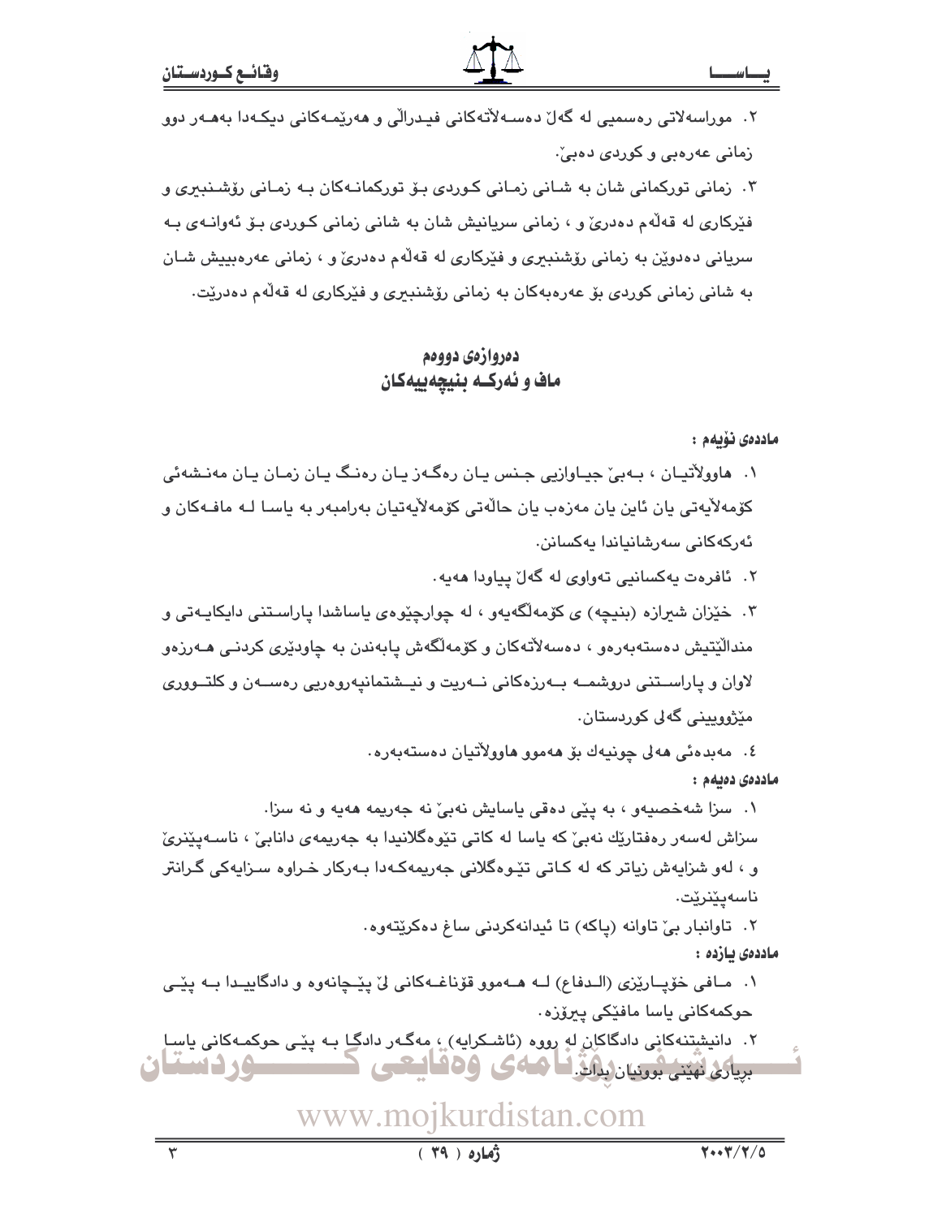٢. موراسەلاتی رەسمیی لە گەڵ دەسەلاّتەکانی فیدراڵی و هەرێمەکانی دیکەدا بەهەر دوو زمانی عەرەبی و کوردی دەبێ.

٣. زمانی تورکمانی شان بە شانی زمانی کوردی بۆ تورکمانەکان بە زمانی رۆشنبیری و فێرکاری لە قەڵەم دەدرێ و ، زمانی سریانیش شان بە شانی زمانی کوردی بۆ ئەوانەی بە سریانی دەدوێن بە زمانی رۆشنبیری و فێرکاری لە قەڵەم دەدرێ و ، زمانی عەرەبییش شان بە شانی زمانی کوردی بۆ عەرەبەکان بە زمانی رۆشنبیری و فێرکاری لە قەڵەم دەدرێت.

## دەروازەی دووەم
## ماف و ئەرکە بنیچەییەکان

**ماددەی نۆیەم :**

١. هاووڵاتیان ، بەبێ جیاوازیی جنس یان رەگەز یان رەنگ یان زمان یان مەنشەئی کۆمەڵایەتی یان ئاین یان مەزهەب یان حاڵەتی کۆمەڵایەتیان بەرامبەر بە یاسا لە مافەکان و ئەرکەکانی سەرشانیاندا یەکسانن.

٢. ئافرەت یەکسانیی تەواوی لە گەڵ پیاودا هەیە.

٣. خێزان شیرازە (بنیچە) ی کۆمەڵگەیەو ، لە چوارچێوەی یاساشدا پاراستنی دایکایەتی و منداڵێتیش دەستەبەرەو ، دەسەلاّتەکان و کۆمەڵگەش پابەندن بە چاودێری کردنی هەرزەو لاوان و پاراستنی دروشمە بەرزەکانی نەریت و نیشتمانپەروەریی رەسەن و کلتووری مێژوویینی گەلی کوردستان.

٤. مەبدەئی هەلی چونیەك بۆ هەموو هاووڵاتیان دەستەبەرە.

**ماددەی دەیەم :**

١. سزا شەخصیەو ، بە پێی دەقی یاسایش نەبێ نە جەریمە هەیە و نە سزا.
سزاش لەسەر رەفتارێك نەبێ کە یاسا لە کاتی تێوەگلانیدا بە جەریمەی دانابێ ، ناسەپێنرێ و ، لەو شزایەش زیاتر کە لە کاتی تێوەگلانی جەریمەکەدا بەرکار خراوە سزایەکی گرانتر ناسەپێنرێت.

٢. تاوانبار بێ تاوانە (پاکە) تا ئیدانەکردنی ساغ دەکرێتەوە.

**ماددەی یازدە :**

١. مافی خۆپاریزی (الدفاع) لە هەموو قۆناغەکانی لێ پێچانەوە و دادگاییدا بە پێی حوکمەکانی یاسا مافێکی پیرۆزە.

٢. دانیشتنەکانی دادگاکان لە رووە (ئاشکرایە) ، مەگەر دادگا بە پێی حوکمەکانی یاسا بریاری نهێنی بوونیان بدات.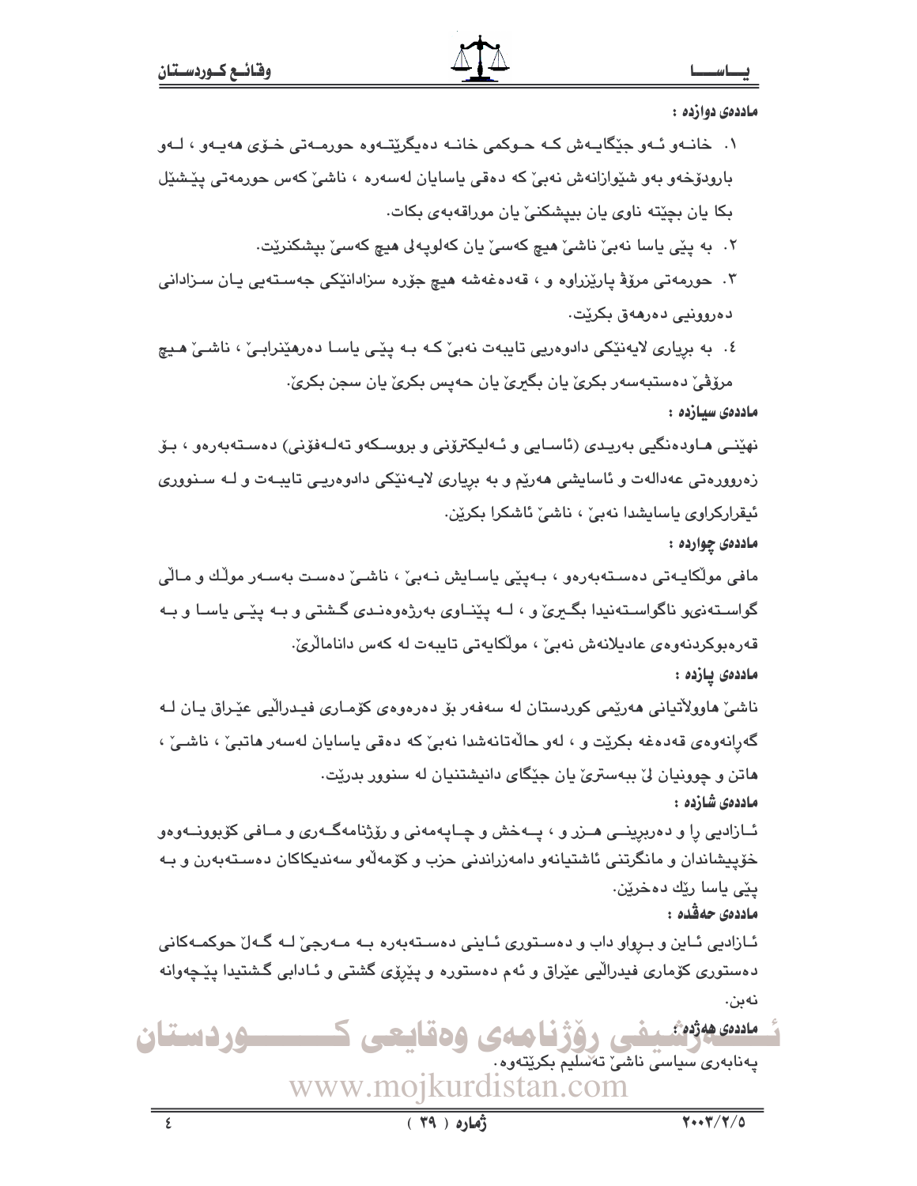**ماددەی دوازدە :**

١. خانەو ئەو جێگایەش کە حوکمی خانە دەیگرێتەوە حورمەتی خۆی هەیەو ، لەو بارودۆخەو بەو شێوازانەش نەبێ کە دەقی یاسایان لەسەرە ، ناشێ کەس حورمەتی پێشێل بکا یان بچێتە ناوی یان بیپشکنێ یان موراقەبەی بکات.

٢. بە پێی یاسا نەبێ ناشێ هیچ کەسێ یان کەلوپەلی هیچ کەسێ بپشکنرێت.

٣. حورمەتی مرۆڤ پارێزراوە و ، قەدەغەشە هیچ جۆرە سزادانێکی جەستەیی یان سزادانی دەروونیی دەرهەق بکرێت.

٤. بە بڕیاری لایەنێکی دادوەریی تایبەت نەبێ کە بە پێی یاسا دەرهێنرابێ ، ناشێ هیچ مرۆڤێ دەستبەسەر بکرێ یان بگیرێ یان حەپس بکرێ یان سجن بکرێ.

**ماددەی سیازدە :**

نهێنیی هاودەنگیی بەریدی (ئاسایی و ئەلیکترۆنی و بروسکەو تەلەفۆنی) دەستەبەرەو ، بۆ زەروورەتی عەدالەت و ئاسایشی هەرێم و بە بڕیاری لایەنێکی دادوەریی تایبەت و لە سنووری ئیقرارکراوی یاسایشدا نەبێ ، ناشێ ئاشکرا بکرێن.

**ماددەی چواردە :**

مافی موڵکایەتی دەستەبەرەو ، بەپێی یاسایش نەبێ ، ناشێ دەست بەسەر موڵك و ماڵی گواستەنیو ناگواستەنیدا بگیرێ و ، لە پێناوی بەرژەوەندی گشتی و بە پێی یاسا و بە قەرەبوکردنەوەی عادیلانەش نەبێ ، موڵکایەتی تایبەت لە کەس داناماڵرێ.

**ماددەی پازدە :**

ناشێ هاووڵاتیانی هەرێمی کوردستان لە سەفەر بۆ دەرەوەی کۆماری فیدراڵیی عێراق یان لە گەڕانەوەی قەدەغە بکرێت و ، لەو حاڵەتانەشدا نەبێ کە دەقی یاسایان لەسەر هاتبێ ، ناشێ ، هاتن و چوونیان لێ ببەسترێ یان جێگای دانیشتنیان لە سنوور بدرێت.

**ماددەی شازدە :**

ئازادیی ڕا و دەربڕینی هزر و ، پەخش و چاپەمەنی و ڕۆژنامەگەری و مافی کۆبوونەوەو خۆپیشاندان و مانگرتنی ئاشتیانەو دامەزراندنی حزب و کۆمەڵەو سەندیکاکان دەستەبەرن و بە پێی یاسا ڕێك دەخرێن.

**ماددەی حەڤدە :**

ئازادیی ئاین و بڕواو داب و دەستوری ئاینی دەستەبەرە بە مەرجێ لە گەڵ حوکمەکانی دەستوری کۆماری فیدراڵیی عێراق و ئەم دەستورە و پێڕۆی گشتی و ئادابی گشتیدا پێچەوانە نەبن.

**ماددەی هەژدە :**

پەنابەری سیاسی ناشێ تەسلیم بکرێتەوە.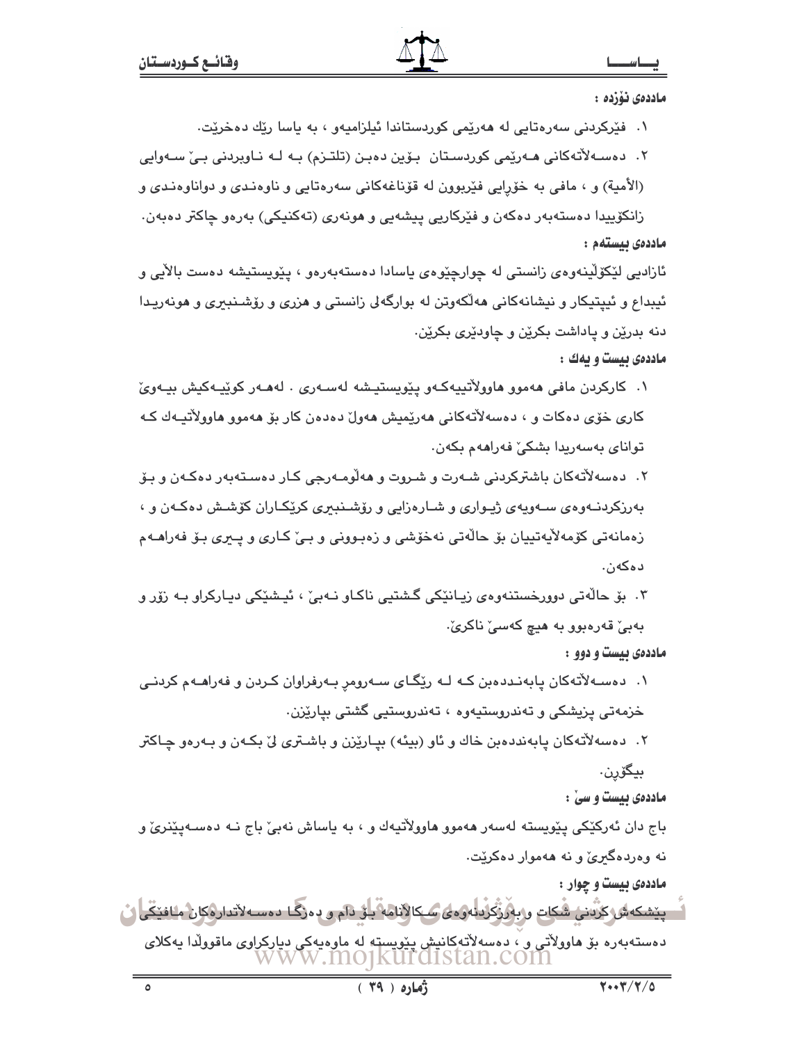**ماددەی نۆزدە :**

١. فێرکردنی سەرەتایی لە هەرێمی کوردستاندا ئیلزامیەو ، بە یاسا رێك دەخرێت.

٢. دەسەلاَتەکانی هەرێمی کوردستان بۆین دەبن (تلتزم) بە لە ناوبردنی بێ سەوایی (الأمیة) و ، مافی بە خۆڕایی فێربوون لە قۆناغەکانی سەرەتایی و ناوەندی و دواناوەندی و زانکۆییدا دەستەبەر دەکەن و فێرکاریی پیشەیی و هونەری (تەکنیکی) بەرەو چاکتر دەبەن.

**ماددەی بیستەم :**

ئازادیی لێکۆڵینەوەی زانستی لە چوارچێوەی یاسادا دەستەبەرەو ، پێویستیشە دەست بالاَیی و ئیبداع و ئیبتیکار و نیشانەکانی هەڵکەوتن لە بوارگەلی زانستی و هزری و رۆشنبیری و هونەریدا دنە بدرێن و پاداشت بکرێن و چاودێری بکرێن.

**ماددەی بیست و یەك :**

١. کارکردن مافی هەموو هاوولاَتییەکەو پێویستیشە لەسەری . لەهەر کوێیەکیش بیەوێ کاری خۆی دەکات و ، دەسەلاَتەکانی هەرێمیش هەوڵ دەدەن کار بۆ هەموو هاوولاَتیەك کە توانای بەسەریدا بشکێ فەراهەم بکەن.

٢. دەسەلاَتەکان باشترکردنی شەرت و شروت و هەڵومەرجی کار دەستەبەر دەکەن و بۆ بەرزکردنەوەی سەویەی ژیواری و شارەزایی و رۆشنبیری کرێکاران کۆشش دەکەن و ، زەمانەتی کۆمەلاَیەتییان بۆ حاڵەتی نەخۆشی و زەبوونی و بێ کاری و پیری بۆ فەراهەم دەکەن.

٣. بۆ حاڵەتی دوورخستنەوەی زیانێکی گشتیی ناکاو نەبێ ، ئیشێکی دیارکراو بە زۆر و بەبێ قەرەبوو بە هیچ کەسێ ناکرێ.

**ماددەی بیست و دوو :**

١. دەسەلاَتەکان پابەنددەبن کە لە رێگای سەرومڕ بەرفراوان کردن و فەراهەم کردنی خزمەتی پزیشکی و تەندروستیەوە ، تەندروستیی گشتی بپارێزن.

٢. دەسەلاَتەکان پابەنددەبن خاك و ئاو (بیئە) بپارێزن و باشتری لێ بکەن و بەرەو چاکتر بیگۆڕن.

**ماددەی بیست و سێ :**

باج دان ئەرکێکی پێویستە لەسەر هەموو هاوولاَتیەك و ، بە یاساش نەبێ باج نە دەسەپێنرێ و نە وەردەگیرێ و نە هەموار دەکرێت.

**ماددەی بیست و چوار :**

پێشکەش کردنی شکات و بەرزکردنەوەی سکالانامە بۆ دام و دەزگا دەسەلاَتدارەکان مافێکی دەستەبەرە بۆ هاوولاَتی و ، دەسەلاَتەکانیش پێویستە لە ماوەیەکی دیارکراوی ماقوولدا یەکلای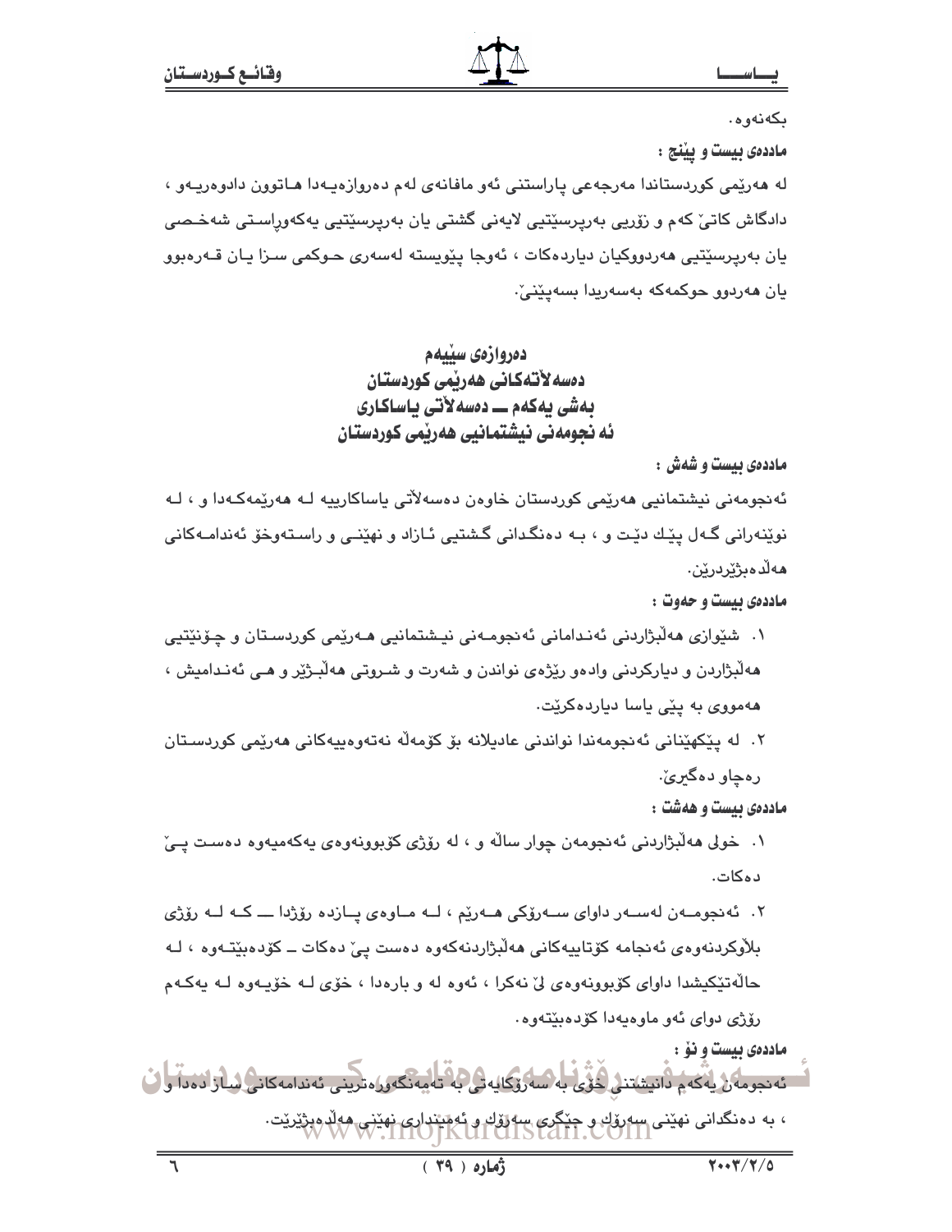بكەنەوە.

**ماددەی بیست و پێنج :**

لە هەرێمی کوردستاندا مەرجەعی پاراستنی ئەو مافانەی لەم دەروازەیەدا هـاتوون دادوەرییـەو ، دادگاش کاتێ کەم و زۆریی بەرپرسێتیی لایەنی گشتی یان بەرپرسێتیی یەکەوراسـتی شەخـصی یان بەرپرسێتیی هەردووکیان دیاردەکات ، ئەوجا پێویستە لەسەری حوکمی سـزا یـان قـەرەبوو یان هەردوو حوکمەکە بەسەریدا بسەپێنێ.

## دەروازەی سێیەم
## دەسەڵاتەکانی هەرێمی کوردستان
## بەشی یەکەم ــ دەسەڵاتی یاساکاری
## ئە نجومەنی نیشتمانیی هەرێمی کوردستان

**ماددەی بیست و شەش :**

ئەنجومەنی نیشتمانیی هەرێمی کوردستان خاوەن دەسەڵاتی یاساکارییە لـە هەرێمەکـەدا و ، لـە نوێنەرانی گـەل پێـك دێت و ، بـە دەنگدانی گـشتیی ئـازاد و نهێنـی و راسـتەوخۆ ئەندامـەکانی هەڵدەبژێردرێن.

**ماددەی بیست و حەوت :**

١. شێوازی هەڵبژاردنی ئەنـدامانی ئەنجومـەنی نیـشتمانیی هـەرێمی کوردسـتان و چـۆنێتیی هەڵبژاردن و دیارکردنی وادەو رێژەی نواندن و شەرت و شـروتی هەڵبـژێر و هـی ئەنـدامیش ، هەمووی بە پێی یاسا دیاردەکرێت.

٢. لە پێکهێنانی ئەنجومەندا نواندنی عادیلانە بۆ کۆمەڵە نەتەوەییەکانی هەرێمی کوردسـتان رەچاو دەگیرێ.

**ماددەی بیست و هەشت :**

١. خولی هەڵبژاردنی ئەنجومەن چوار ساڵە و ، لە رۆژی کۆبوونەوەی یەکەمیەوە دەسـت پـێ دەکات.

٢. ئەنجومــەن لەســەر داوای ســەرۆکی هــەرێم ، لــە مــاوەی پــازدە رۆژدا ـــ کــە لــە رۆژی بڵاوکردنەوەی ئەنجامە کۆتاییەکانی هەڵبژاردنەکەوە دەست پێ دەکات ــ کۆدەبێتـەوە ، لـە حاڵەتێکیشدا داوای کۆبوونەوەی لێ نەکرا ، ئەوە لە و بارەدا ، خۆی لـە خۆیـەوە لـە یەکـەم رۆژی دوای ئەو ماوەیەدا کۆدەبێتەوە.

**ماددەی بیست و نۆ :**

ئەنجومەن یەکەم دانیشتنی خۆی بە سەرۆکایەتی بە تەمەنگەورەترینی ئەندامەکانی ساز دەدا و ، بە دەنگدانی نهێنی سەرۆك و جێگری سەرۆك و ئەمیندای نهێنی هەڵدەبژێرێت.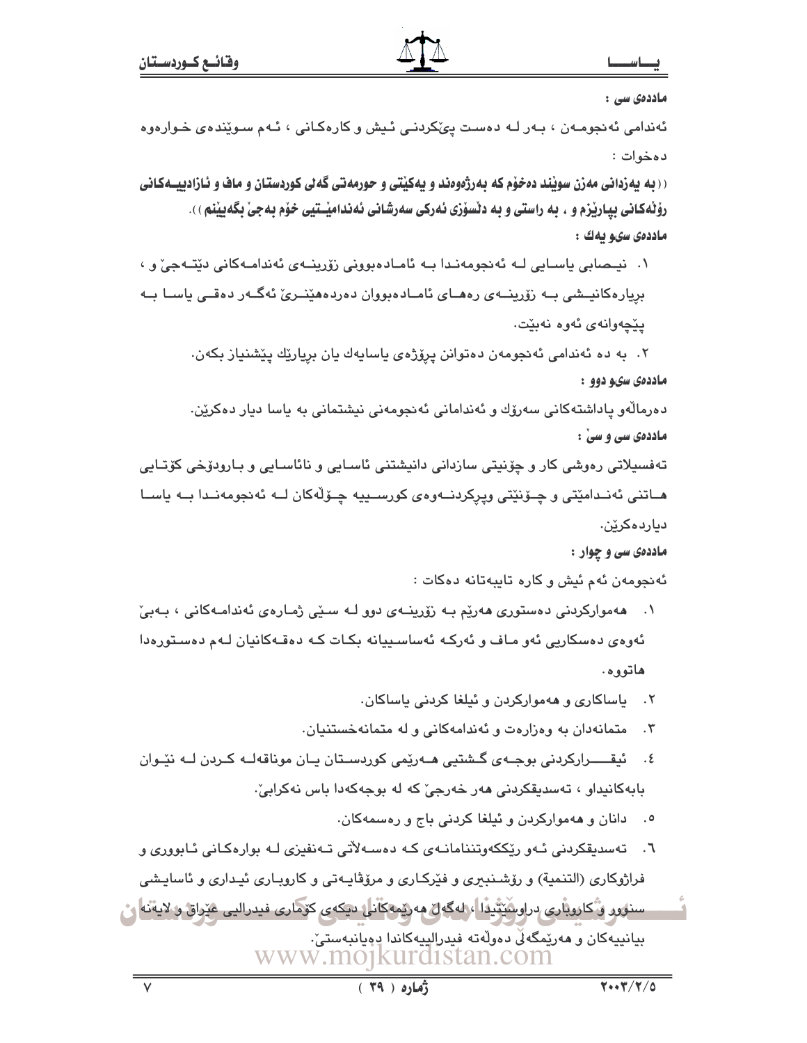**ماددەی سی :**

ئەندامی ئەنجومەن ، بەر لە دەست پێکردنی ئیش و کارەکانی ، ئەم سوێندەی خوارەوە دەخوات :

**((بە یەزدانی مەزن سوێند دەخۆم کە بەرژەوەند و یەکێتی و حورمەتی گەلی کوردستان و ماف و ئازادییەکانی رۆڵەکانی بپارێزم و ، بە راستی و بە دڵسۆزی ئەرکی سەرشانی ئەندامێتیی خۆم بەجێ بگەیێنم )).**

**ماددەی سیو یەك :**

١. نیصابی یاسایی لە ئەنجومەندا بە ئامادەبوونی زۆرینەی ئەندامەکانی دێتەجێ و ، بڕیارەکانیشی بە زۆرینەی رەهای ئامادەبووان دەردەهێنرێ ئەگەر دەقی یاسا بە پێچەوانەی ئەوە نەبێت.

٢. بە دە ئەندامی ئەنجومەن دەتوانن پرۆژەی یاسایەك یان بڕیارێك پێشنیاز بکەن.

**ماددەی سیو دوو :**

دەرماڵەو پاداشتەکانی سەرۆك و ئەندامانی ئەنجومەنی نیشتمانی بە یاسا دیار دەکرێن.

**ماددەی سی و سێ :**

تەفسیلاتی رەوشی کار و چۆنیتی سازدانی دانیشتنی ئاسایی و نائاسایی و بارودۆخی کۆتایی هاتنی ئەندامێتی و چۆنێتی وپڕکردنەوەی کورسییە چۆڵەکان لە ئەنجومەندا بە یاسا دیاردەکرێن.

**ماددەی سی و چوار :**

ئەنجومەن ئەم ئیش و کارە تایبەتانە دەکات :

١. هەموارکردنی دەستوری هەرێم بە زۆرینەی دوو لە سێی ژمارەی ئەندامەکانی ، بەبێ ئەوەی دەسکاریی ئەو ماف و ئەرکە ئەساسییانە بکات کە دەقەکانیان لەم دەستورەدا هاتووە.

٢. یاساکاری و هەموارکردن و ئیلغا کردنی یاساکان.

٣. متمانەدان بە وەزارەت و ئەندامەکانی و لە متمانەخستنیان.

٤. ئیقرارکردنی بوجەی گشتیی هەرێمی کوردستان یان موناقەلە کردن لە نێوان بابەکانیداو ، تەسدیقکردنی هەر خەرجێ کە لە بوجەکەدا باس نەکرابێ.

٥. دانان و هەموارکردن و ئیلغا کردنی باج و رەسمەکان.

٦. تەسدیقکردنی ئەو رێککەوتننامانەی کە دەسەڵاتی تەنفیزی لە بوارەکانی ئابووری و فراژوکاری (التنمية) و رۆشنبیری و فێرکاری و مرۆڤایەتی و کاروباری ئیداری و ئاسایشی سنوور و کاروباری دراوسێتیدا ، لەگەڵ هەرێمەکانی دیکەی کۆماری فیدراڵیی عێراق و لایەنە بیانییەکان و هەرێمگەلی دەوڵەتە فیدراڵییەکاندا دەیانبەستێ.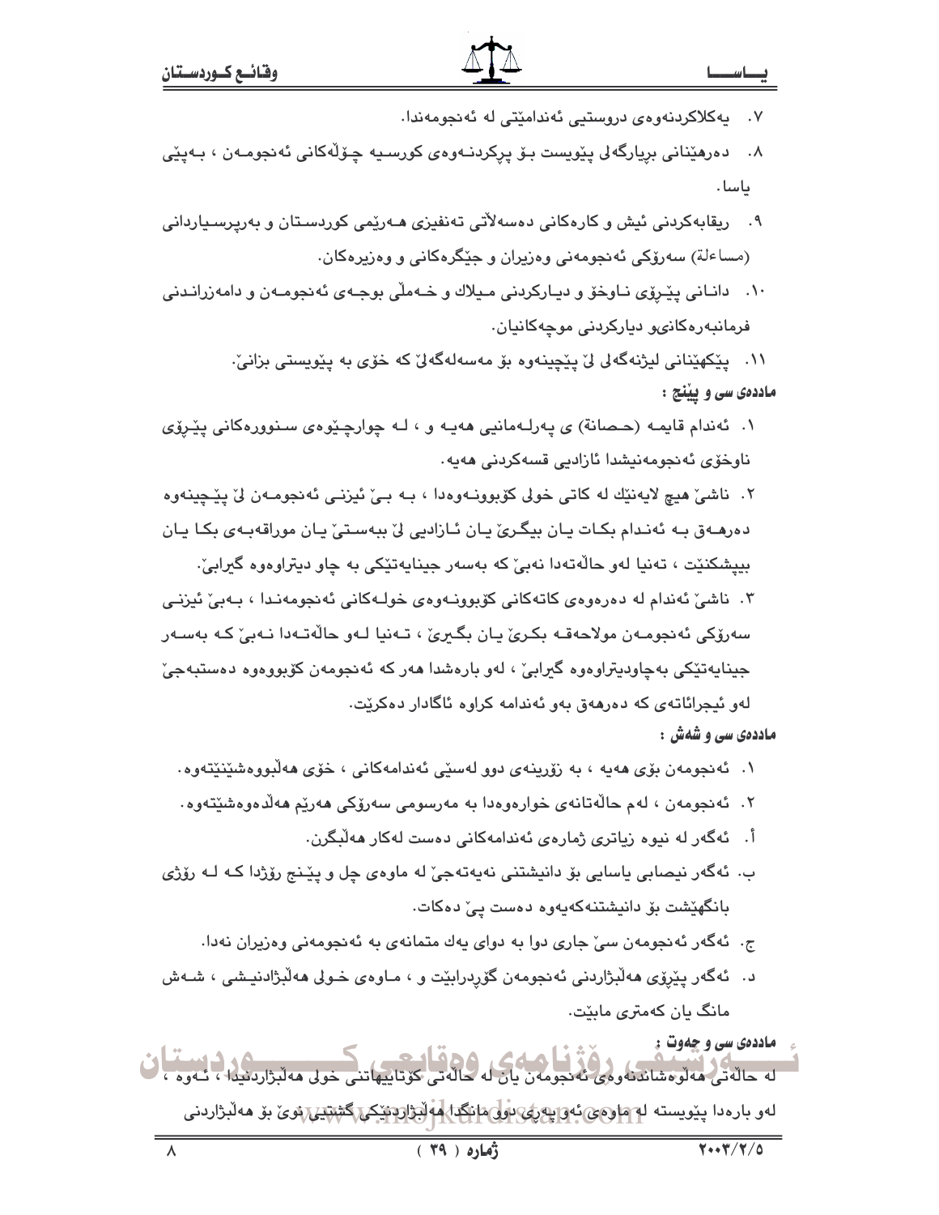٧. یەکلاکردنەوەی دروستیی ئەندامێتی لە ئەنجومەندا.

٨. دەرهێنانی بڕیارگەلی پێویست بۆ پڕکردنـەوەی کورسـیە چـۆڵەکانی ئەنجومـەن ، بـەپێی یاسا.

٩. ریقابەکردنی ئیش و کارەکانی دەسەڵاتی تەنفیزی هـەرێمی کوردسـتان و بەرپرسـیاردانی (مساءلة) سەرۆکی ئەنجومەنی وەزیران و جێگرەکانی و وەزیرەکان.

١٠. دانـانی پێـڕۆی نـاوخۆ و دیـارکردنی مـیلاك و خـەمڵی بوجـەی ئەنجومـەن و دامەزرانـدنی فرمانبەرەکانیو دیارکردنی موچەکانیان.

١١. پێکهێنانی لیژنەگەلی لێ پێچینەوە بۆ مەسەلەگەلێ کە خۆی بە پێویستی بزانێ.

**ماددەی سی و پێنج :**

١. ئەندام قایمـە (حـصانة) ی پەرلـەمانیی هەیـە و ، لـە چوارچـێوەی سـنوورەکانی پێـڕۆی ناوخۆی ئەنجومەنیشدا ئازادیی قسەکردنی هەیە.

٢. ناشێ هیچ لایەنێك لە کاتی خولی کۆبوونـەوەدا ، بـە بـێ ئیزنـی ئەنجومـەن لێ پێچینەوە دەرهـەق بـە ئەنـدام بکـات یـان بیگـرێ یـان ئـازادیی لێ ببەسـتێ یـان موراقەبـەی بکـا یـان بیپشکنێت ، تەنیا لەو حاڵەتەدا نەبێ کە بەسەر جینایەتێکی بە چاو دیتراوەوە گیرابێ.

٣. ناشێ ئەندام لە دەرەوەی کاتەکانی کۆبوونـەوەی خولـەکانی ئەنجومەنـدا ، بـەبێ ئیزنـی سەرۆکی ئەنجومـەن مولاحەقـە بکـرێ یـان بگـیرێ ، تـەنیا لـەو حاڵەتـەدا نـەبێ کـە بەسـەر جینایەتێکی بەچاودیتراوەوە گیرابێ ، لەو بارەشدا هەر کە ئەنجومەن کۆبووەوە دەستبەجێ لەو ئیجرائاتەی کە دەرهەق بەو ئەندامە کراوە ئاگادار دەکرێت.

**ماددەی سی و شەش :**

١. ئەنجومەن بۆی هەیە ، بە زۆرینەی دوو لەسێی ئەندامەکانی ، خۆی هەڵبووەشێنێتەوە.

٢. ئەنجومەن ، لەم حاڵەتانەی خوارەوەدا بە مەرسومی سەرۆکی هەرێم هەڵدەوەشێتەوە.

أ. ئەگەر لە نیوە زیاتری ژمارەی ئەندامەکانی دەست لەکار هەڵبگرن.

ب. ئەگەر نیصابی یاسایی بۆ دانیشتنی نەیەتەجێ لە ماوەی چل و پێـنج رۆژدا کـە لـە رۆژی بانگهێشت بۆ دانیشتنەکەیەوە دەست پێ دەکات.

ج. ئەگەر ئەنجومەن سێ جاری دوا بە دوای یەك متمانەی بە ئەنجومەنی وەزیران نەدا.

د. ئەگەر پێڕۆی هەڵبژاردنی ئەنجومەن گۆڕدرابێت و ، مـاوەی خـولی هەڵبژادنیـشی ، شـەش مانگ یان کەمتری مابێت.

**ماددەی سی و حەوت :**

لە حاڵەتی هەڵوەشاندنەوەی ئەنجومەن یان لە حاڵەتی کۆتاییهاتنی خولی هەڵبژاردنیدا ، ئەوە ، لەو بارەدا پێویستە لە ماوەی ئەو پەڕی دوو مانگدا هەڵبژاردنێکی گشتیی نوێ بۆ هەڵبژاردنی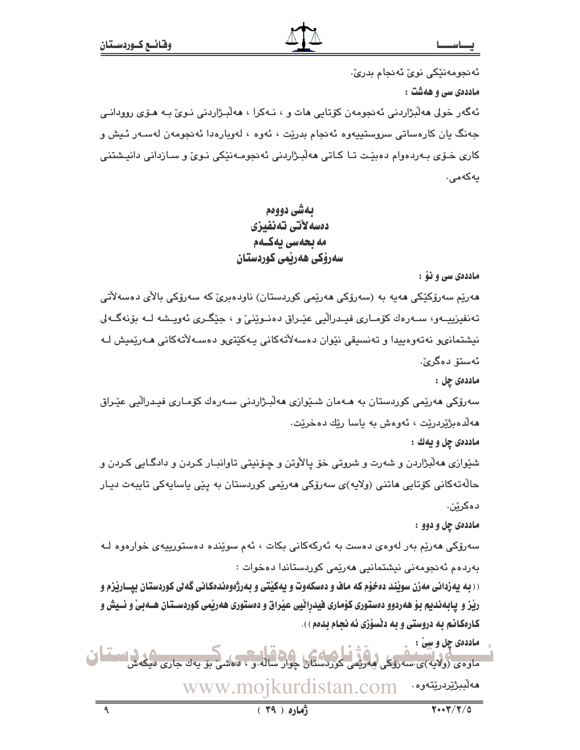ئەنجومەنێکی نوێ ئەنجام بدرێ.

**ماددەی سی و هەشت :**

ئەگەر خولی هەڵبژاردنی ئەنجومەن کۆتایی هات و ، نەکرا ، هەڵبژاردنی نوێ بە هۆی روودانی جەنگ یان کارەساتی سروستییەوە ئەنجام بدرێت ، ئەوە ، لەوبارەدا ئەنجومەن لەسەر ئیش و کاری خۆی بەردەوام دەبێت تا کاتی هەڵبژاردنی ئەنجومەنێکی نوێ و سازدانی دانیشتنی یەکەمی.

## بەشی دووەم
## دەسەڵاتی تەنفیزی
## مەبحەسی یەکەم
## سەرۆکی هەرێمی کوردستان

**ماددەی سی و نۆ :**

هەرێم سەرۆکێکی هەیە بە (سەرۆکی هەرێمی کوردستان) ناودەبرێ کە سەرۆکی باڵای دەسەڵاتی تەنفیزییەو، سەرەك کۆماری فیدراڵیی عێراق دەنوێنێ و ، جێگری ئەویشە لە بۆنەگەلی نیشتمانیو نەتەوەییدا و تەنسیقی نێوان دەسەڵاتەکانی یەکێتیو دەسەڵاتەکانی هەرێمیش لە ئەستۆ دەگرێ.

**ماددەی چل :**

سەرۆکی هەرێمی کوردستان بە هەمان شێوازی هەڵبژاردنی سەرەك کۆماری فیدراڵیی عێراق هەڵدەبژێردرێت ، ئەوەش بە یاسا رێك دەخرێت.

**ماددەی چل و یەك :**

شێوازی هەڵبژاردن و شەرت و شروتی خۆ پاڵاوتن و چۆنیتی تاوانبار کردن و دادگایی کردن و حاڵەتەکانی کۆتایی هاتنی (ولایە)ی سەرۆکی هەرێمی کوردستان بە پێی یاسایەکی تایبەت دیار دەکرێن.

**ماددەی چل و دوو :**

سەرۆکی هەرێم بەر لەوەی دەست بە ئەرکەکانی بکات ، ئەم سوێندە دەستورییەی خوارەوە لە بەردەم ئەنجومەنی نیشتمانیی هەرێمی کوردستاندا دەخوات :

**((بە یەزدانی مەزن سوێند دەخۆم کە ماف و دەسکەوت و یەکێتی و بەرژەوەندەکانی گەلی کوردستان بپارێزم و رێز و پابەندیم بۆ هەردوو دەستوری کۆماری فیدراڵیی عێراق و دەستوری هەرێمی کوردستان هەبێ و ئیش و کارەکانم بە دروستی و بە دڵسۆزی ئەنجام بدەم)).**

**ماددەی چل و سێ :**

ماوەی (ولایە)ی سەرۆکی هەرێمی کوردستان چوار ساڵەو ، دەشێ بۆ یەك جاری دیکەش هەڵبژێردرێتەوە.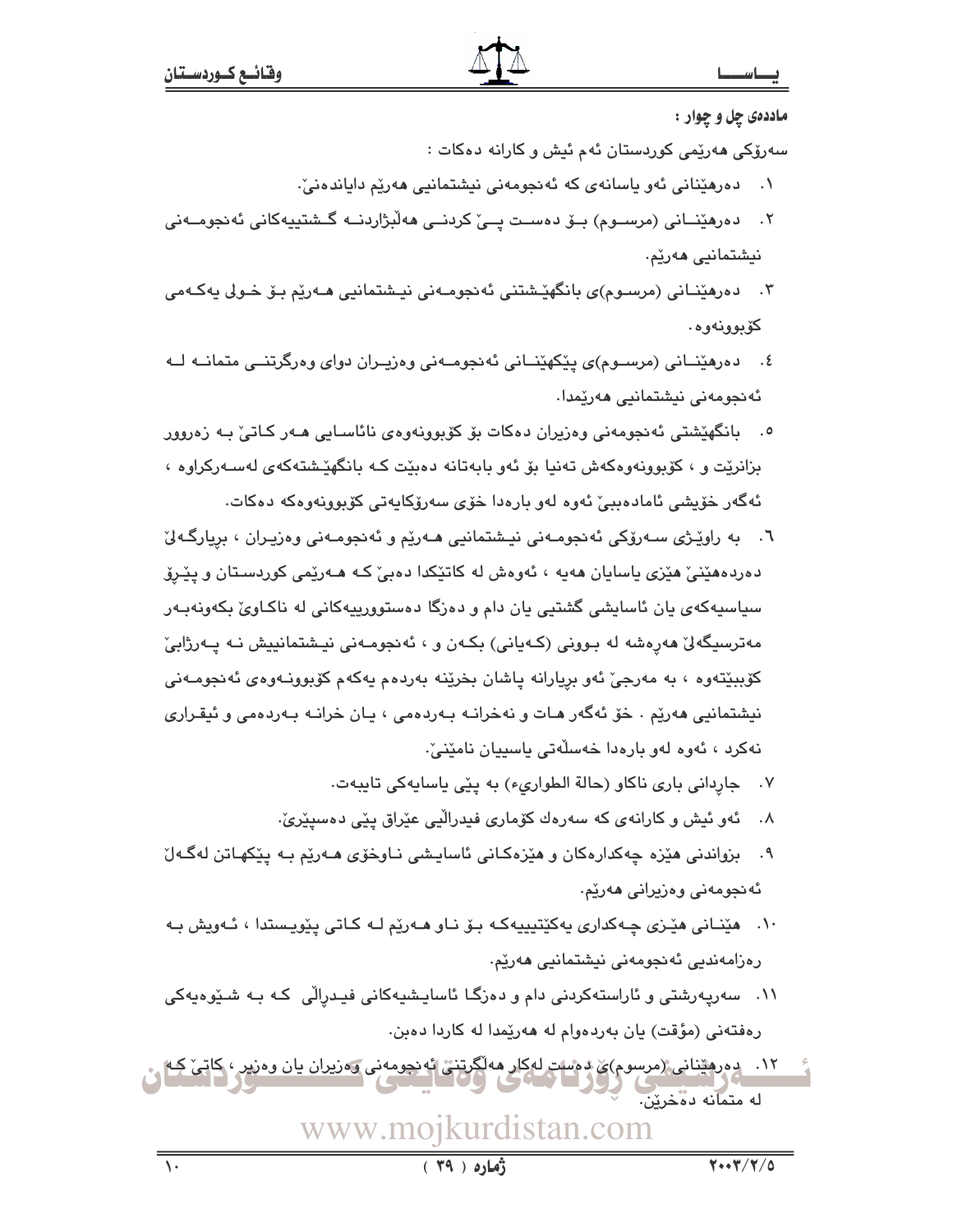**ماددەی چل و چوار :**

سەرۆکی هەرێمی کوردستان ئەم ئیش و کارانە دەکات :

١. دەرهێنانی ئەو یاسانەی کە ئەنجومەنی نیشتمانیی هەرێم دایاندەنێ.

٢. دەرهێنانی (مرسوم) بۆ دەست پێ کردنی هەڵبژاردنە گشتییەکانی ئەنجومەنی نیشتمانیی هەرێم.

٣. دەرهێنانی (مرسوم)ی بانگهێشتنی ئەنجومەنی نیشتمانیی هەرێم بۆ خولی یەکەمی کۆبوونەوە.

٤. دەرهێنانی (مرسوم)ی پێکهێنانی ئەنجومەنی وەزیران دوای وەرگرتنی متمانە لە ئەنجومەنی نیشتمانیی هەرێمدا.

٥. بانگهێشتی ئەنجومەنی وەزیران دەکات بۆ کۆبوونەوەی نائاسایی هەر کاتێ بە زەروور بزانرێت و ، کۆبوونەوەکەش تەنیا بۆ ئەو بابەتانە دەبێت کە بانگهێشتەکەی لەسەرکراوە ، ئەگەر خۆیشی ئامادەبێ ئەوە لەو بارەدا خۆی سەرۆکایەتی کۆبوونەوەکە دەکات.

٦. بە راوێژی سەرۆکی ئەنجومەنی نیشتمانیی هەرێم و ئەنجومەنی وەزیران ، بڕیارگەلێ دەردەهێنێ هێزی یاسایان هەیە ، ئەوەش لە کاتێکدا دەبێ کە هەرێمی کوردستان و پێڕۆ سیاسیەکەی یان ئاسایشی گشتیی یان دام و دەزگا دەستوورییەکانی لە ناکاوێ بکەونەبەر مەترسیگەلێ هەڕەشە لە بوونی (کەیانی) بکەن و ، ئەنجومەنی نیشتمانییش نە پەرژابێ کۆببێتەوە ، بە مەرجێ ئەو بڕیارانە پاشان بخرێنە بەردەم یەکەم کۆبوونەوەی ئەنجومەنی نیشتمانیی هەرێم . خۆ ئەگەر هات و نەخرانە بەردەمی ، یان خرانە بەردەمی و ئیقراری نەکرد ، ئەوە لەو بارەدا خەسڵەتی یاسییان نامێنێ.

٧. جاڕدانی باری ناکاو (حالة الطوارئ) بە پێی یاسایەکی تایبەت.

٨. ئەو ئیش و کارانەی کە سەرەك کۆماری فیدراڵیی عێراق پێی دەسپێرێ.

٩. بزواندنی هێزە چەکدارەکان و هێزەکانی ئاسایشی ناوخۆی هەرێم بە پێکهاتن لەگەڵ ئەنجومەنی وەزیرانی هەرێم.

١٠. هێنانی هێزی چەکداری یەکێتییەکە بۆ ناو هەرێم لە کاتی پێویستدا ، ئەویش بە رەزامەندیی ئەنجومەنی نیشتمانیی هەرێم.

١١. سەرپەرشتی و ئاراستەکردنی دام و دەزگا ئاسایشیەکانی فیدراڵی کە بە شێوەیەکی رەفتەنی (مؤقت) یان بەردەوام لە هەرێمدا لە کاردا دەبن.

١٢. دەرهێنانی (مرسوم)ی دەست لەکار هەڵگرتنی ئەنجومەنی وەزیران یان وەزیر ، کاتێ کە لە متمانە دەخرێن.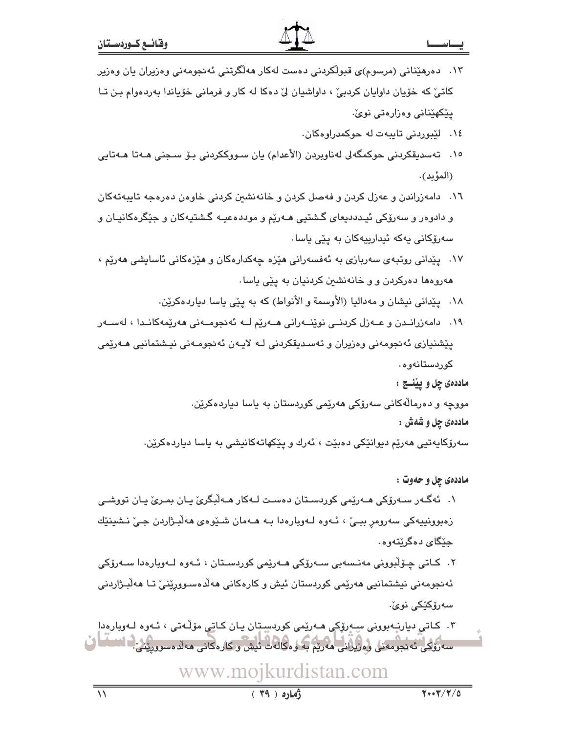١٣. دەرهێنانی (مرسوم)ی قبوڵکردنی دەست لەکار هەڵگرتنی ئەنجومەنی وەزیران یان وەزیر کاتێ کە خۆیان داوایان کردبێ ، داواشیان لێ دەکا لە کار و فرمانی خۆیاندا بەردەوام بن تا پێکهێنانی وەزارەتی نوێ.

١٤. لێبوردنی تایبەت لە حوکمدراوەکان.

١٥. تەسدیقکردنی حوکمگەلی لەناوبردن (الأعدام) یان سووککردنی بۆ سجنی هەتا هەتایی (المؤبد).

١٦. دامەزراندن و عەزل کردن و فەصل کردن و خانەنشین کردنی خاوەن دەرەجە تایبەتەکان و دادوەر و سەرۆکی ئیددیعای گشتیی هەرێم و موددەعیە گشتیەکان و جێگرەکانیان و سەرۆکانی یەکە ئیدارییەکان بە پێی یاسا.

١٧. پێدانی روتبەی سەربازی بە ئەفسەرانی هێزە چەکدارەکان و هێزەکانی ئاسایشی هەرێم ، هەروەها دەرکردن و و خانەنشین کردنیان بە پێی یاسا.

١٨. پێدانی نیشان و مەدالیا (الأوسمة و الأنواط) کە بە پێی یاسا دیاردەکرێن.

١٩. دامەزراندن و عەزل کردنی نوێنەرانی هەرێم لە ئەنجومەنی هەرێمەکاندا ، لەسەر پێشنیازی ئەنجومەنی وەزیران و تەسدیقکردنی لە لایەن ئەنجومەنی نیشتمانیی هەرێمی کوردستانەوە.

**ماددەی چل و پێنج :**

مووچە و دەرماڵەکانی سەرۆکی هەرێمی کوردستان بە یاسا دیاردەکرێن.

**ماددەی چل و شەش :**

سەرۆکایەتیی هەرێم دیوانێکی دەبێت ، ئەرك و پێکهاتەکانیشی بە یاسا دیاردەکرێن.

**ماددەی چل و حەوت :**

١. ئەگەر سەرۆکی هەرێمی کوردستان دەست لەکار هەڵبگرێ یان بمرێ یان تووشی زەبوونییەکی سەرومڕ ببێ ، ئەوە لەوبارەدا بە هەمان شێوەی هەڵبژاردن جێ نشینێك جێگای دەگرێتەوە.

٢. کاتی چۆڵبوونی مەنسەبی سەرۆکی هەرێمی کوردستان ، ئەوە لەوبارەدا سەرۆکی ئەنجومەنی نیشتمانیی هەرێمی کوردستان ئیش و کارەکانی هەڵدەسووڕێنێ تا هەڵبژاردنی سەرۆکێکی نوێ.

٣. کاتی دیارنەبوونی سەرۆکی هەرێمی کوردستان یان کاتی مۆڵەتی ، ئەوە لەوبارەدا سەرۆکی ئەنجومەنی وەزیرانی هەرێم بە وەکالەت ئیش و کارەکانی هەڵدەسووڕێنێ.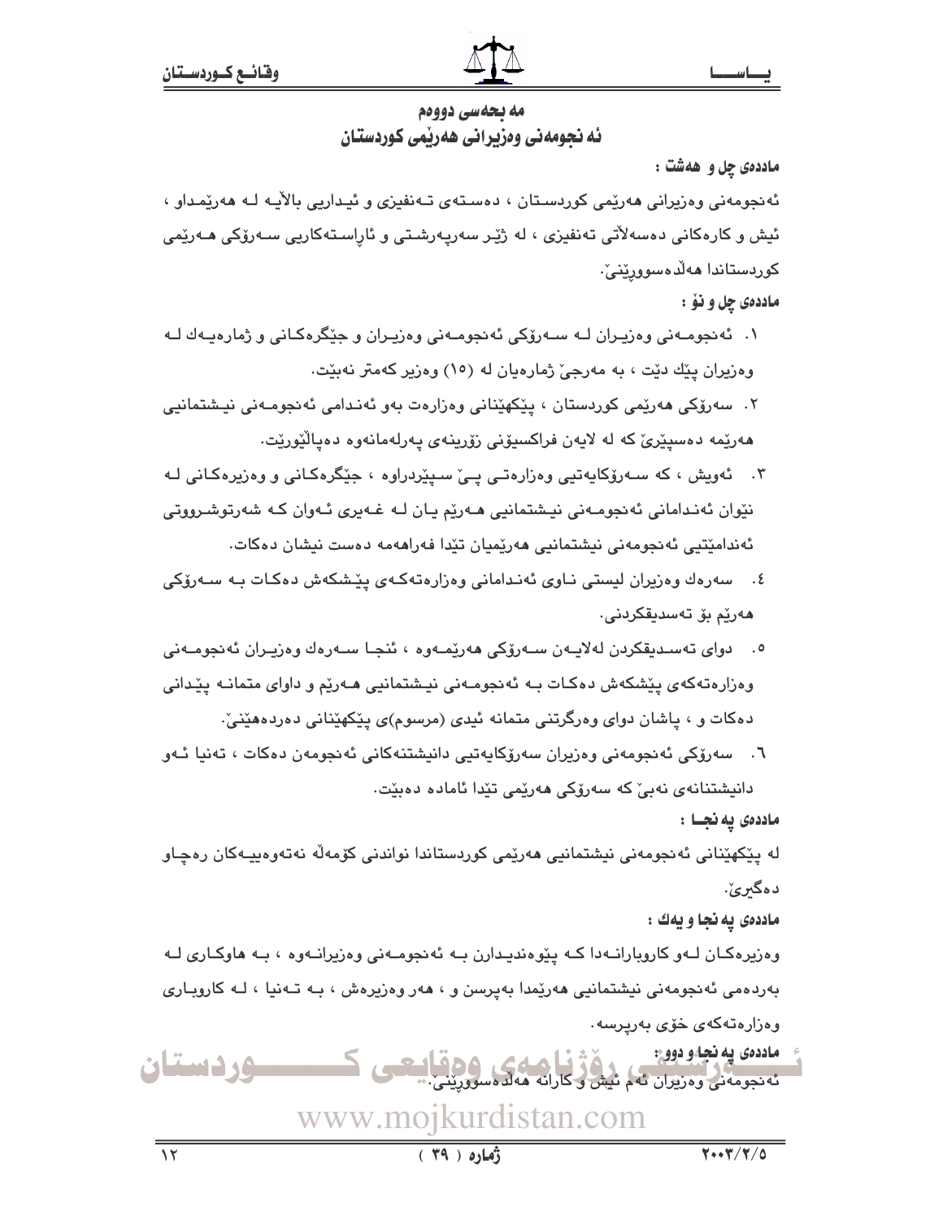## مه بحه‌سی دووه‌م
## ئه نجومه‌نی وه‌زیرانی هه‌ریمی کوردستان

**مادده‌ی چل و هه‌شت :**

ئه‌نجومه‌نی وه‌زیرانی هه‌ریمی کوردستان ، ده‌سته‌ی ته‌نفیزی و ئیداریی بالآیه له هه‌ریمداو ، ئیش و کاره‌کانی ده‌سه‌لآتی ته‌نفیزی ، له ژیر سه‌رپه‌رشتی و ئاراسته‌کاریی سه‌رۆکی هه‌ریمی کوردستاندا هه‌لده‌سووریّنیّ.

**مادده‌ی چل و نۆ :**

١. ئه‌نجومه‌نی وه‌زیران له سه‌رۆکی ئه‌نجومه‌نی وه‌زیران و جیگره‌کانی و ژماره‌یه‌ك له وه‌زیران پیك دیت ، به مه‌رجی ژماره‌یان له (١٥) وه‌زیر که‌متر نه‌بیت.

٢. سه‌رۆکی هه‌ریمی کوردستان ، پیکهینانی وه‌زاره‌ت به‌و ئه‌ندامی ئه‌نجومه‌نی نیشتمانیی هه‌ریمه ده‌سپیری که له لایه‌ن فراکسیۆنی زۆرینه‌ی په‌رله‌مانه‌وه ده‌پالیوریت.

٣. ئه‌ویش ، که سه‌رۆکایه‌تیی وه‌زاره‌تی پی سپیردراوه ، جیگره‌کانی و وه‌زیره‌کانی له نیوان ئه‌ندامانی ئه‌نجومه‌نی نیشتمانیی هه‌ریم یان له غه‌یری ئه‌وان که شه‌رتوشرووتی ئه‌ندامیتیی ئه‌نجومه‌نی نیشتمانیی هه‌ریمیان تیدا فه‌راهه‌مه ده‌ست نیشان ده‌کات.

٤. سه‌ره‌ك وه‌زیران لیستی ناوی ئه‌ندامانی وه‌زاره‌ته‌که‌ی پیشکه‌ش ده‌کات به سه‌رۆکی هه‌ریم بۆ ته‌سدیقکردنی.

٥. دوای ته‌سدیقکردن له‌لایه‌ن سه‌رۆکی هه‌ریمه‌وه ، ئنجا سه‌ره‌ك وه‌زیران ئه‌نجومه‌نی وه‌زاره‌ته‌که‌ی پیشکه‌ش ده‌کات به ئه‌نجومه‌نی نیشتمانیی هه‌ریم و داوای متمانه پیدانی ده‌کات و ، پاشان دوای وه‌رگرتنی متمانه ئیدی (مرسوم)ی پیکهینانی ده‌رده‌هینی.

٦. سه‌رۆکی ئه‌نجومه‌نی وه‌زیران سه‌رۆکایه‌تیی دانیشتنه‌کانی ئه‌نجومه‌ن ده‌کات ، ته‌نیا ئه‌و دانیشتنانه‌ی نه‌بی که سه‌رۆکی هه‌ریمی تیدا ئاماده ده‌بیت.

**مادده‌ی په نجـا :**

له پیکهینانی ئه‌نجومه‌نی نیشتمانیی هه‌ریمی کوردستاندا نواندنی کۆمه‌له نه‌ته‌وه‌ییه‌کان ره‌چاو ده‌گیری.

**مادده‌ی په نجا و یه‌ك :**

وه‌زیره‌کان له‌و کاروبارانه‌دا که پیوه‌ندیدارن به ئه‌نجومه‌نی وه‌زیرانه‌وه ، به هاوکاری له به‌رده‌می ئه‌نجومه‌نی نیشتمانیی هه‌ریمدا به‌پرسن و ، هه‌ر وه‌زیره‌ش ، به ته‌نیا ، له کاروباری وه‌زاره‌ته‌که‌ی خۆی به‌رپرسه.

**مادده‌ی په نجا و دوو :**

ئه‌نجومه‌نی وه‌زیران ئه‌م ئیش و کارانه هه‌لده‌سووریّنیّ: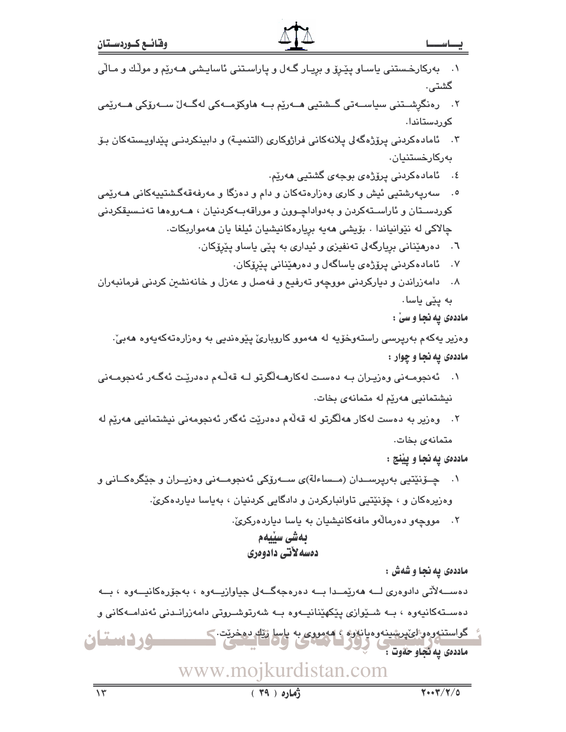١. بەرکارخستنی یاساو پێڕۆ و بڕیار گەل و پاراستنی ئاسایشی هەرێم و موڵك و ماڵی گشتی.

٢. رەنگڕشتنی سیاسەتی گشتیی هەرێم بە هاوکۆمەکی لەگەڵ سەرۆکی هەرێمی کوردستاندا.

٣. ئامادەکردنی پرۆژەگەلی پلانەکانی فراژوکاری (التنمیة) و دابینکردنی پێداویستەکان بۆ بەرکارخستنیان.

٤. ئامادەکردنی پرۆژەی بوجەی گشتیی هەرێم.

٥. سەرپەرشتیی ئیش و کاری وەزارەتەکان و دام و دەزگا و مەرفەقەگشتییەکانی هەرێمی کوردستان و ئاراستەکردن و بەدواداچوون و موراقەبەکردنیان ، هەروەها تەنسیقکردنی چالاکی لە نێوانیاندا . بۆیشی هەیە بڕیارەکانیشیان ئیلغا یان هەمواربکات.

٦. دەرهێنانی بڕیارگەلی تەنفیزی و ئیداری بە پێی یاساو پێڕۆکان.

٧. ئامادەکردنی پرۆژەی یاساگەل و دەرهێنانی پێڕۆکان.

٨. دامەزراندن و دیارکردنی مووچەو تەرفیع و فەصل و عەزل و خانەنشین کردنی فرمانبەران بە پێی یاسا.

**ماددەی پەنجا و سێ :**

وەزیر یەکەم بەرپرسی راستەوخۆیە لە هەموو کاروبارێ پێوەندیی بە وەزارەتەکەیەوە هەبێ.

**ماددەی پەنجا و چوار :**

١. ئەنجومەنی وەزیران بە دەست لەکارهەڵگرتو لە قەڵەم دەدرێت ئەگەر ئەنجومەنی نیشتمانیی هەرێم لە متمانەی بخات.

٢. وەزیر بە دەست لەکار هەڵگرتو لە قەڵەم دەدرێت ئەگەر ئەنجومەنی نیشتمانیی هەرێم لە متمانەی بخات.

**ماددەی پەنجا و پێنج :**

١. چۆنێتیی بەرپرسدان (مساءلة)ی سەرۆکی ئەنجومەنی وەزیران و جێگرەکانی و وەزیرەکان و ، چۆنێتیی تاوانبارکردن و دادگایی کردنیان ، بەیاسا دیاردەکرێ.

٢. مووچەو دەرماڵەو مافەکانیشیان بە یاسا دیاردەرکرێ.

## بەشی سێیەم
## دەسەڵاتی دادوەری

**ماددەی پەنجا و شەش :**

دەسەڵاتی دادوەری لە هەرێمدا بە دەرەجەگەلی جیاوازیەوە ، بەجۆرەکانیەوە ، بە دەستەکانیەوە ، بە شێوازی پێکهێنانیەوە بە شەرتوشروتی دامەزراندنی ئەندامەکانی و گواستنەوەو لێپرسینەوەیانەوە ، هەمووی بە یاسا رێك دەخرێت.

**ماددەی پەنجاو حەوت :**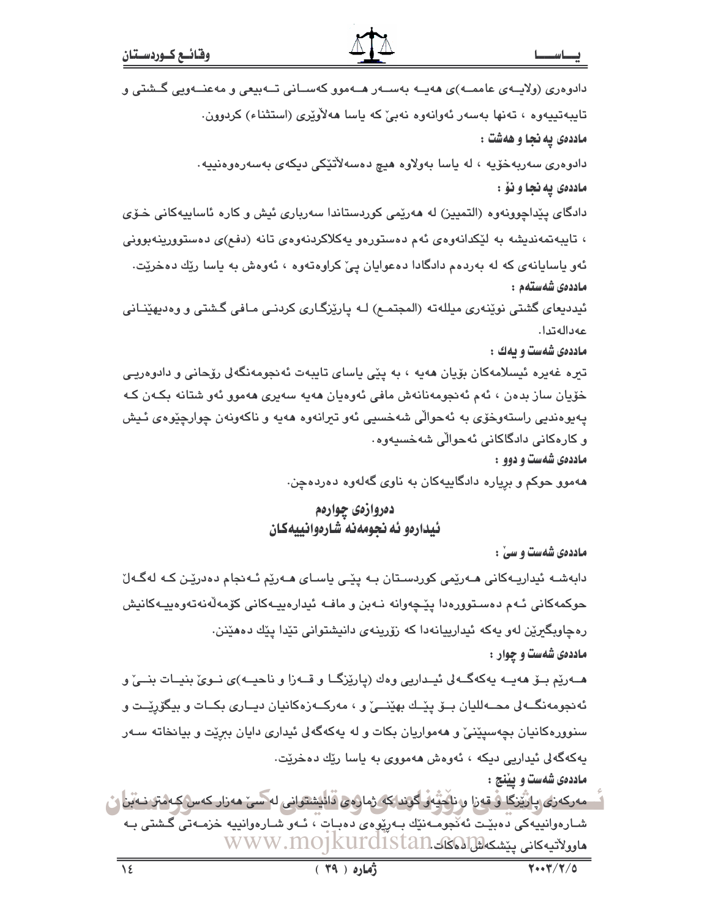دادوەری (ولایــەی عامــە)ی هەیــە بەســەر هــەموو کەســانی تــەبیعی و مەعنــەویی گــشتی و تایبەتییەوە ، تەنها بەسەر ئەوانەوە نەبێ کە یاسا هەڵاوێری (استثناء) کردوون.

**ماددەی پەنجا و هەشت :**

دادوەری سەربەخۆیە ، لە یاسا بەولاوە هیچ دەسەڵاتێکی دیکەی بەسەرەوەنییە.

**ماددەی پەنجا و نۆ :**

دادگای پێداچوونەوە (التمیین) لە هەرێمی کوردستاندا سەرباری ئیش و کارە ئاساییەکانی خـۆی ، تایبەتمەندیشە بە لێکدانەوەی ئەم دەستورەو یەکلاکردنەوەی تانە (دفع)ی دەستوورینەبوونی ئەو یاسایانەی کە لە بەردەم دادگادا دەعوایان پێ کراوەتەوە ، ئەوەش بە یاسا رێك دەخرێت.

**ماددەی شەستەم :**

ئیددیعای گشتی نوێنەری میللەتە (المجتمع) لـە پارێزگـاری کردنـی مـافی گـشتی و وەدیهێنـانی عەدالەتدا.

**ماددەی شەست و یەك :**

تیرە غەیرە ئیسلامەکان بۆیان هەیە ، بە پێی یاسای تایبەت ئەنجومەنگەلی رۆحانی و دادوەریـی خۆیان ساز بدەن ، ئەم ئەنجومەنانەش مافی ئەوەیان هەیە سەیری هەموو ئەو شتانە بکـەن کـە پەیوەندیی راستەوخۆی بە ئەحواڵی شەخسیی ئەو تیرانەوە هەیە و ناکەونە چوارچێوەی ئیش و کارەکانی دادگاکانی ئەحواڵی شەخسیەوە.

**ماددەی شەست و دوو :**

هەموو حوکم و بڕیارە دادگاییەکان بە ناوی گەلەوە دەردەچن.

## دەروازەی چوارەم
## ئیدارەو ئەنجومەنە شارەوانییەکان

**ماددەی شەست و سێ :**

دابەشـە ئیداریـەکانی هـەرێمی کوردسـتان بـە پێـی یاسـای هـەرێم ئـەنجام دەدرێـن کـە لەگـەڵ حوکمەکانی ئـەم دەسـتوورەدا پێچەوانە نـەبن و مافـە ئیدارەییـەکانی کۆمەڵەنەتەوەییـەکانیش رەچاوبگیرێن لەو یەکە ئیدارییانەدا کە زۆرینەی دانیشتوانی تێدا پێك دەهێنن.

**ماددەی شەست و چوار :**

هـەرێم بـۆ هەیـە یەکەگـەلی ئیـداریی وەك (پارێزگـا و قـەزا و ناحیـە)ی نـوێ بنیـات بنــێ و ئەنجومەنگـەلی محـەللیان بـۆ پێـك بهێنــێ و ، مەرکـەزەکانیان دیـاری بکـات و بیگۆڕێـت و سنوورەکانیان بچەسپێنێ و هەمواریان بکات و لە یەکەگەلی ئیداری دایان ببڕێت و بیانخاتە سـەر یەکەگەلی ئیداریی دیکە ، ئەوەش هەمووی بە یاسا رێك دەخرێت.

**ماددەی شەست و پێنج :**

مەرکەزی پارێزگا و قەزا و ناحیەو گوند کە ژمارەی دانیشتوانی لە سێ هەزار کەس کەمتر نـەبن شـارەوانییەکی دەبێـت ئەنجومـەنێك بـەرێوەی دەبـات ، ئـەو شـارەوانییە خزمـەتی گـشتی بـە هاووڵاتیەکانی پێشکەش دەکات.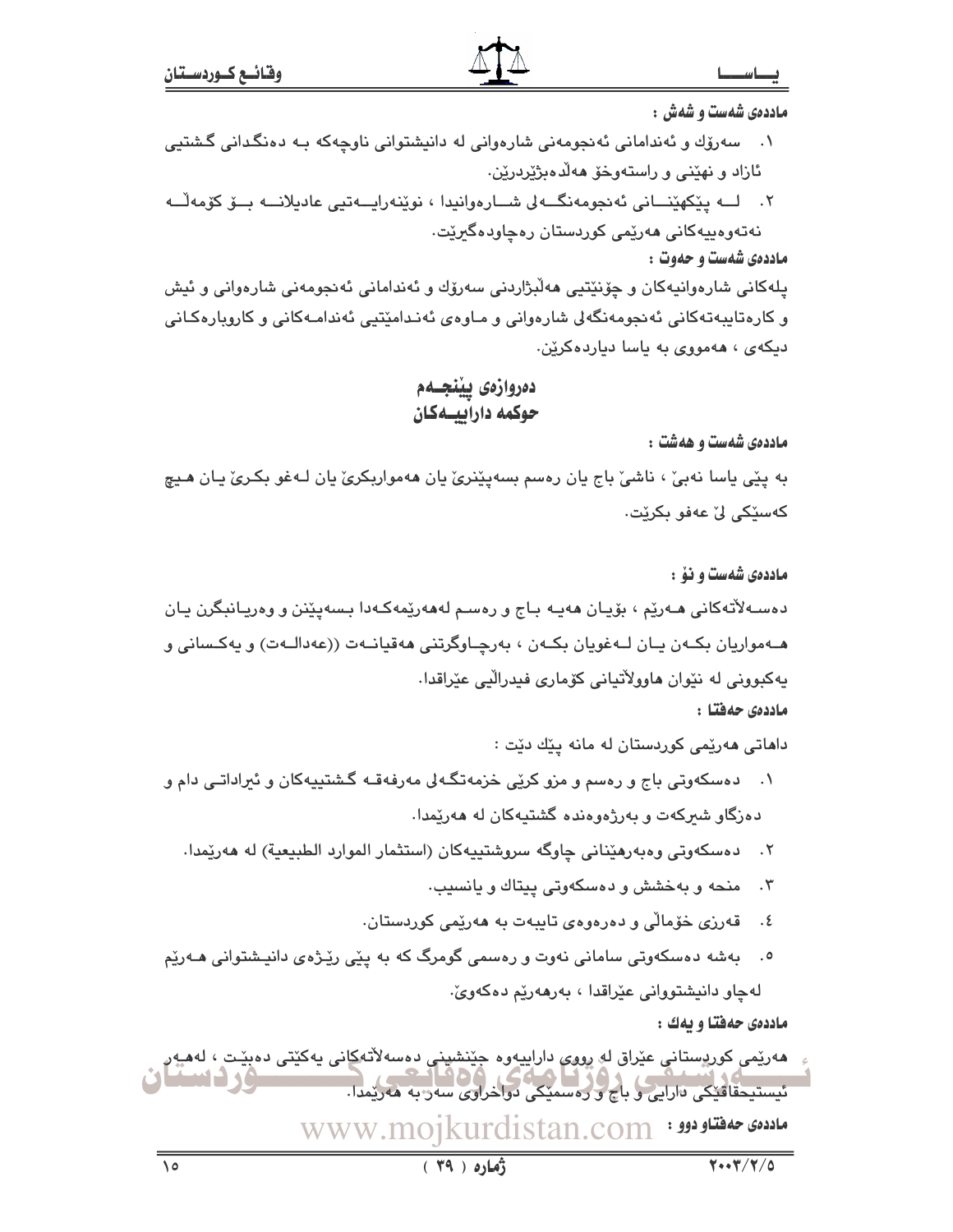**ماددەی شەست و شەش :**

١. سەرۆك و ئەندامانی ئەنجومەنی شارەوانی لە دانیشتوانی ناوچەکە بە دەنگدانی گشتیی ئازاد و نهێنی و راستەوخۆ هەڵدەبژێردرێن.

٢. لە پێکهێنانی ئەنجومەنگەلی شارەوانیدا ، نوێنەرایەتیی عادیلانە بۆ کۆمەڵە نەتەوەییەکانی هەرێمی کوردستان رەچاودەگیرێت.

**ماددەی شەست و حەوت :**

پلەکانی شارەوانیەکان و چۆنێتیی هەڵبژاردنی سەرۆك و ئەندامانی ئەنجومەنی شارەوانی و ئیش و کارەتایبەتەکانی ئەنجومەنگەلی شارەوانی و ماوەی ئەندامێتیی ئەندامەکانی و کاروبارەکانی دیکەی ، هەمووی بە یاسا دیاردەکرێن.

## دەروازەی پێنجەم
## حوکمە داراییەکان

**ماددەی شەست و هەشت :**

بە پێی یاسا نەبێ ، ناشێ باج یان رەسم بسەپێنرێ یان هەمواربکرێ یان لەغو بکرێ یان هیچ کەسێکی لێ عەفو بکرێت.

**ماددەی شەست و نۆ :**

دەسەڵاتەکانی هەرێم ، بۆیان هەیە باج و رەسم لەهەرێمەکەدا بسەپێنن و وەریانبگرن یان هەمواریان بکەن یان لەغویان بکەن ، بەرچاوگرتنی هەقیانەت ((عەدالەت) و یەکسانی و یەکبوونی لە نێوان هاووڵاتیانی کۆماری فیدراڵیی عێراقدا.

**ماددەی حەفتا :**

داهاتی هەرێمی کوردستان لە مانە پێك دێت :

١. دەسکەوتی باج و رەسم و مزو کرێی خزمەتگەلی مەرفەقە گشتییەکان و ئیراداتی دام و دەزگاو شیرکەت و بەرژەوەندە گشتیەکان لە هەرێمدا.

٢. دەسکەوتی وەبەرهێنانی چاوگە سروشتییەکان (استثمار الموارد الطبيعية) لە هەرێمدا.

٣. منحە و بەخشش و دەسکەوتی پیتاك و یانسیب.

٤. قەرزی خۆماڵی و دەرەوەی تایبەت بە هەرێمی کوردستان.

٥. بەشە دەسکەوتی سامانی نەوت و رەسمی گومرگ کە بە پێی رێژەی دانیشتوانی هەرێم لەچاو دانیشتوانی عێراقدا ، بەرهەرێم دەکەوێ.

**ماددەی حەفتا و یەك :**

هەرێمی کوردستانی عێراق لە رووی داراییەوە جێنشینی دەسەڵاتەکانی یەکێتی دەبێت ، لەهەر ئیستیحقاقێکی دارایی و باج و رەسمێکی دواخراوی سەر بە هەرێمدا.

**ماددەی حەفتاو دوو :**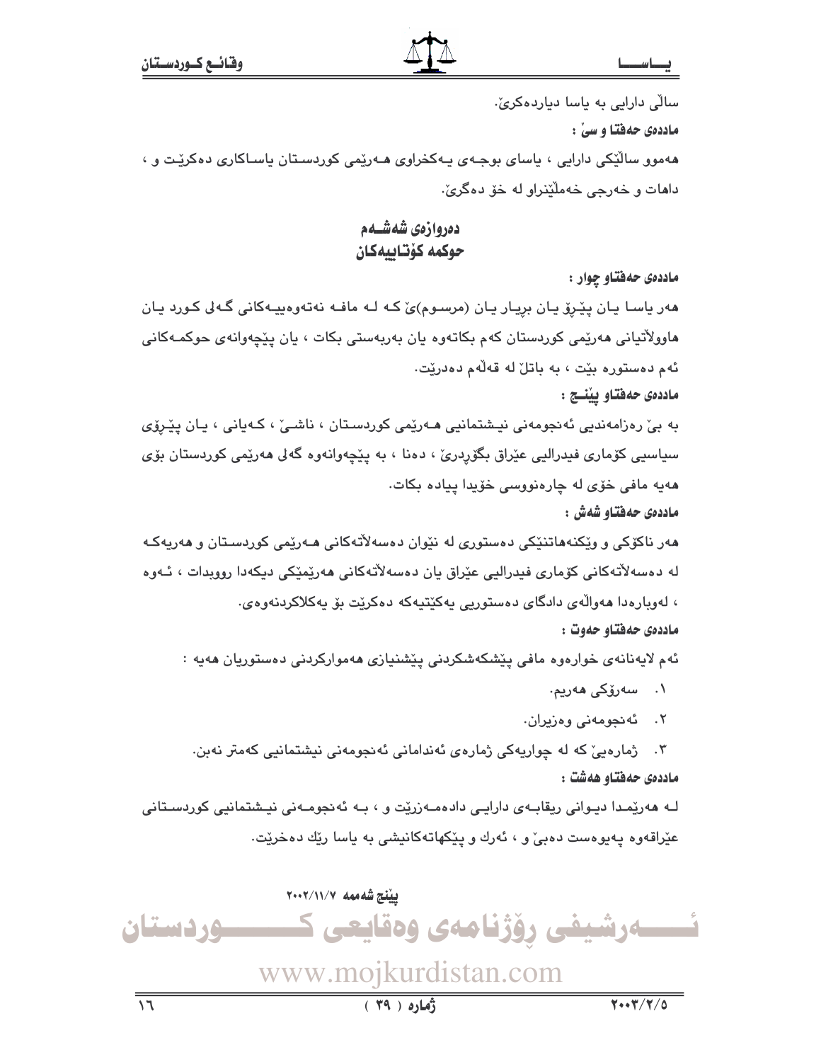ساڵی دارایی بە یاسا دیاردەکرێ.

**ماددەی حەفتا و سێ :**

هەموو ساڵێکی دارایی ، یاسای بوجەی یەکخراوی هەرێمی کوردستان یاساکاری دەکرێت و ، داهات و خەرجی خەملێنراو لە خۆ دەگرێ.

## دەروازەی شەشەم
## حوکمە کۆتاییەکان

**ماددەی حەفتاو چوار :**

هەر یاسا یان پێڕۆ یان بڕیار یان (مرسوم)ێ کە لە مافە نەتەوەییەکانی گەلی کورد یان هاووڵاتیانی هەرێمی کوردستان کەم بکاتەوە یان بەربەستی بکات ، یان پێچەوانەی حوکمەکانی ئەم دەستورە بێت ، بە باتڵ لە قەڵەم دەدرێت.

**ماددەی حەفتاو پێنج :**

بە بێ رەزامەندیی ئەنجومەنی نیشتمانیی هەرێمی کوردستان ، ناشێ ، کەیانی ، یان پێڕۆی سیاسیی کۆماری فیدراڵیی عێراق بگۆڕدرێ ، دەنا ، بە پێچەوانەوە گەلی هەرێمی کوردستان بۆی هەیە مافی خۆی لە چارەنووسی خۆیدا پیادە بکات.

**ماددەی حەفتاو شەش :**

هەر ناکۆکی و وێکنەهاتنێکی دەستوری لە نێوان دەسەڵاتەکانی هەرێمی کوردستان و هەریەکە لە دەسەڵاتەکانی کۆماری فیدراڵیی عێراق یان دەسەڵاتەکانی هەرێمێکی دیکەدا رووبدات ، ئەوە ، لەوبارەدا هەواڵەی دادگای دەستوریی یەکێتیەکە دەکرێت بۆ یەکلاکردنەوەی.

**ماددەی حەفتاو حەوت :**

ئەم لایەنانەی خوارەوە مافی پێشکەشکردنی پێشنیازی هەموارکردنی دەستوریان هەیە :

١. سەرۆکی هەریم.
٢. ئەنجومەنی وەزیران.
٣. ژمارەیێ کە لە چواریەکی ژمارەی ئەندامانی ئەنجومەنی نیشتمانیی کەمتر نەبن.

**ماددەی حەفتاو هەشت :**

لە هەرێمدا دیوانی ریقابەی دارایی دادەمەزرێت و ، بە ئەنجومەنی نیشتمانیی کوردستانی عێراقەوە پەیوەست دەبێ و ، ئەرك و پێکهاتەکانیشی بە یاسا رێك دەخرێت.

**پێنج شەممە ٢٠٠٢/١١/٧**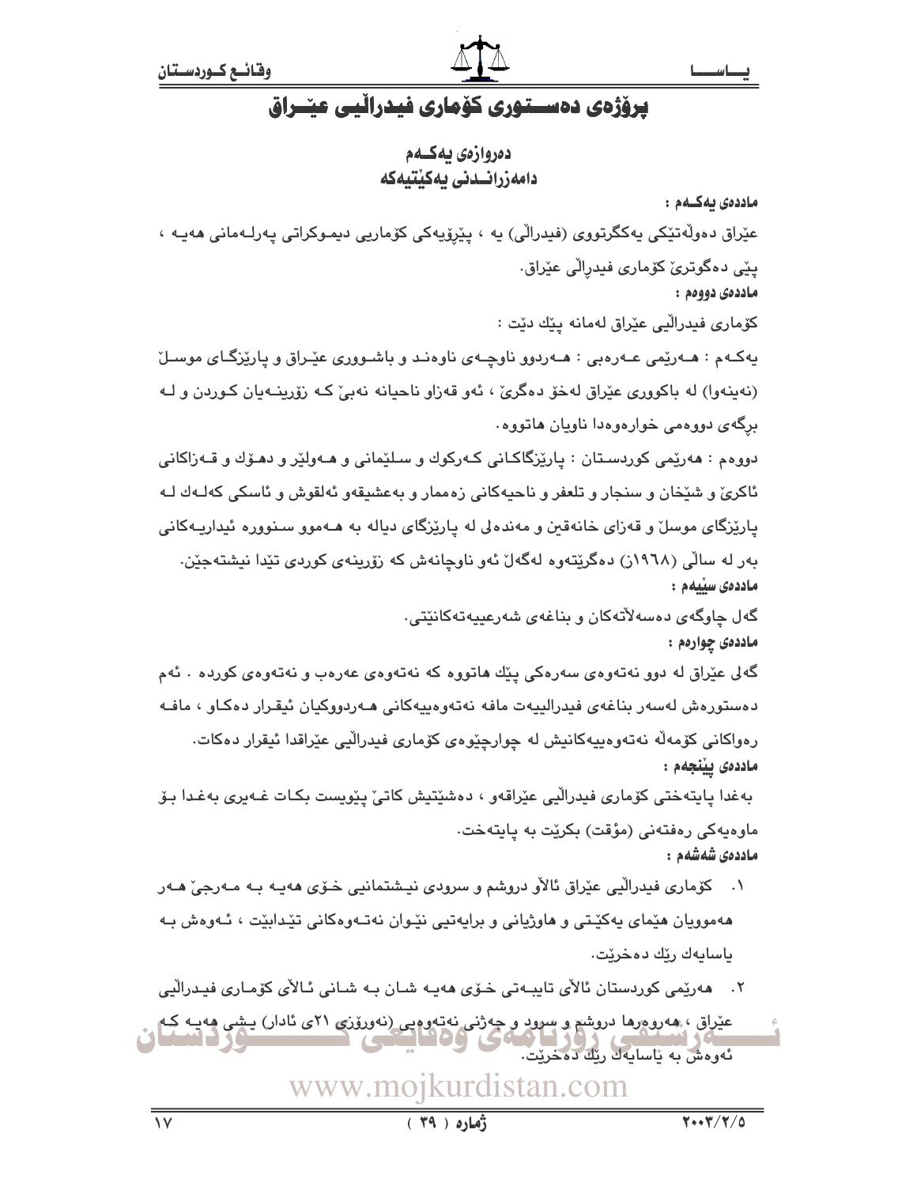# پرۆژەی دەستووری کۆماری فیدراڵیی عێراق

## دەروازەی یەکەم
## دامەزراندنی یەکێتییەکە

**ماددەی یەکەم :**

عێراق دەوڵەتێکی یەکگرتووی (فیدراڵی) یە ، پێڕۆیەکی کۆماریی دیموکراتی پەرلەمانی هەیە ، پێی دەگوترێ کۆماری فیدراڵی عێراق.

**ماددەی دووەم :**

کۆماری فیدراڵیی عێراق لەمانە پێك دێت :

یەکەم : هەرێمی عەرەبی : هەردوو ناوچەی ناوەند و باشووری عێراق و پارێزگای موسڵ (نەینەوا) لە باکووری عێراق لەخۆ دەگرێ ، ئەو قەزاو ناحیانە نەبێ کە زۆرینەیان کوردن و لە برگەی دووەمی خوارەوەدا ناویان هاتووە.

دووەم : هەرێمی کوردستان : پارێزگاکانی کەرکوك و سلێمانی و هەولێر و دهۆك و قەزاکانی ئاکرێ و شێخان و سنجار و تلعفر و ناحیەکانی زەممار و بەعشیقەو ئەلقوش و ئاسکی کەلەك لە پارێزگای موسڵ و قەزای خانەقین و مەندەلی لە پارێزگای دیالە بە هەموو سنوورە ئیدارییەکانی بەر لە ساڵی (١٩٦٨ز) دەگرێتەوە لەگەڵ ئەو ناوچانەش کە زۆرینەی کوردی تێدا نیشتەجێن.

**ماددەی سێیەم :**

گەل چاوگەی دەسەڵاتەکان و بناغەی شەرعییەتەکانێتی.

**ماددەی چوارەم :**

گەلی عێراق لە دوو نەتەوەی سەرەکی پێك هاتووە کە نەتەوەی عەرەب و نەتەوەی کوردە . ئەم دەستورەش لەسەر بناغەی فیدرالییەت مافە نەتەوەییەکانی هەردووکیان ئیقرار دەکاو ، مافە رەواکانی کۆمەڵە نەتەوەییەکانیش لە چوارچێوەی کۆماری فیدراڵیی عێراقدا ئیقرار دەکات.

**ماددەی پێنجەم :**

بەغدا پایتەختی کۆماری فیدراڵیی عێراقەو ، دەشێتیش کاتێ پێویست بکات غەیری بەغدا بۆ ماوەیەکی رەفتەنی (مؤقت) بکرێت بە پایتەخت.

**ماددەی شەشەم :**

١. کۆماری فیدراڵیی عێراق ئاڵاو دروشم و سرودی نیشتمانیی خۆی هەیە بە مەرجێ هەر هەموویان هێمای یەکێتی و هاوژیانی و برایەتیی نێوان نەتەوەکانی تێدابێت ، ئەوەش بە یاسایەك رێك دەخرێت.

٢. هەرێمی کوردستان ئاڵای تایبەتی خۆی هەیە شان بە شانی ئاڵای کۆماری فیدراڵیی عێراق ، هەروەرها دروشم و سرود و جەژنی نەتەوەیی (نەورۆزی ٢١ی ئادار) یشی هەیە کە ئەوەش بە یاسایەك رێك دەخرێت.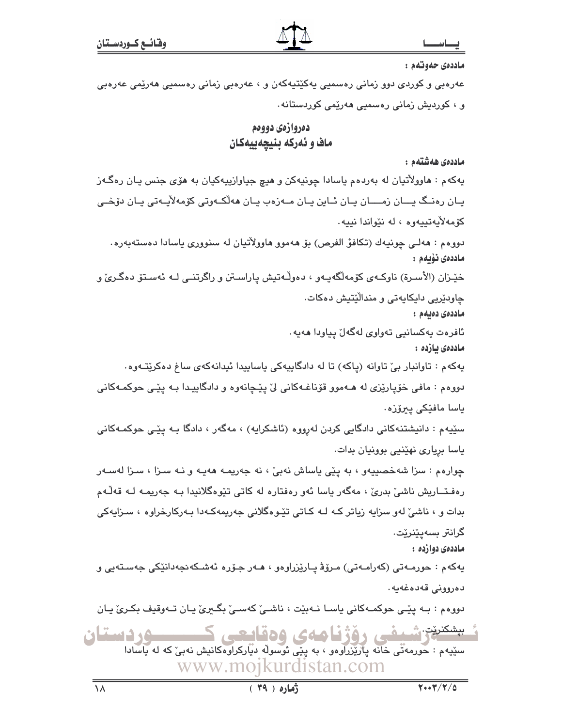**ماددەی حەوتەم :**

عەرەبی و کوردی دوو زمانی رەسمیی یەکێتیەکەن و ، عەرەبی زمانی رەسمیی هەرێمی عەرەبی و ، کوردیش زمانی رەسمیی هەرێمی کوردستانە.

## دەروازەی دووەم
## ماف و ئەرکە بنیچەییەکان

**ماددەی هەشتەم :**

یەکەم : هاوولاتیان لە بەردەم یاسادا چونیەکن و هیچ جیاوازییەکیان بە هۆی جنس یان رەگەز یان رەنگ یان زمان یان ئاین یان مەزەب یان هەڵکەوتی کۆمەلایەتی یان دۆخی کۆمەلایەتییەوە ، لە نێواندا نییە.

دووەم : هەلی چونیەك (تكافؤ الفرص) بۆ هەموو هاوولاتیان لە سنووری یاسادا دەستەبەرە.

**ماددەی نۆیەم :**

خێزان (الأسرة) ناوکەی کۆمەڵگەیەو ، دەوڵەتیش پاراستن و راگرتنی لە ئەستۆ دەگرێ و چاودێریی دایکایەتی و منداڵێتیش دەکات.

**ماددەی دەیەم :**

ئافرەت یەکسانیی تەواوی لەگەڵ پیاودا هەیە.

**ماددەی یازدە :**

یەکەم : تاوانبار بێ تاوانە (پاکە) تا لە دادگاییەکی یاساییدا ئیدانەکەی ساغ دەکرێتەوە.

دووەم : مافی خۆپارێزی لە هەموو قۆناغەکانی لێ پێچانەوە و دادگاییدا بە پێی حوکمەکانی یاسا مافێکی پیرۆزە.

سێیەم : دانیشتنەکانی دادگایی کردن لەرووە (ئاشکرایە) ، مەگەر ، دادگا بە پێی حوکمەکانی یاسا بریاری نهێنیی بوونیان بدات.

چوارەم : سزا شەخصییەو ، بە پێی یاساش نەبێ ، نە جەریمە هەیە و نە سزا ، سزا لەسەر رەفتاریش ناشێ بدرێ ، مەگەر یاسا ئەو رەفتارە لە کاتی تێوەگلانیدا بە جەریمە لە قەڵەم بدات و ، ناشێ لەو سزایە زیاتر کە لە کاتی تێوەگلانی جەریمەکەدا بەرکارخراوە ، سزایەکی گرانتر بسەپێنرێت.

**ماددەی دوازدە :**

یەکەم : حورمەتی (کەرامەتی) مرۆڤ پارێزراوەو ، هەر جۆرە ئەشکەنجەدانێکی جەستەیی و دەروونی قەدەغەیە.

دووەم : بە پێی حوکمەکانی یاسا نەبێت ، ناشێ کەسێ بگیرێ یان تەوقیف بکرێ یان بپشکنرێت.

سێیەم : حورمەتی خانە پارێزراوەو ، بە پێی ئوسوڵە دیارکراوەکانیش نەبێ کە لە یاسادا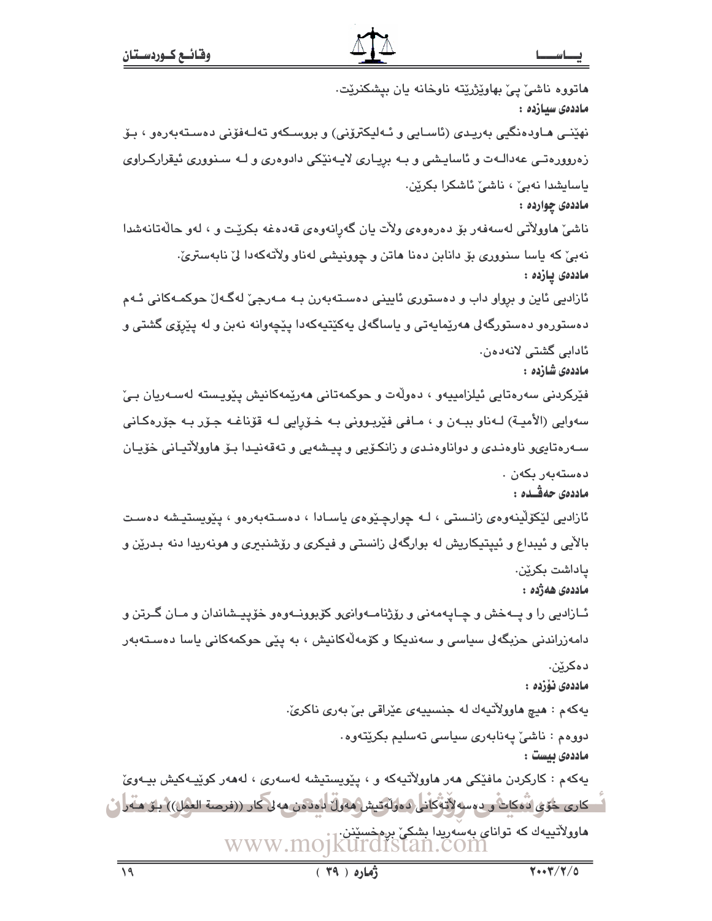هاتووه ناشێ پیێ بهاوێژرێته ناوخانه یان بپشکنرێت.

**ماددەی سیازدە :**

نهێنـی هـاودەنگیی بەریـدی (ئاسـایی و ئـەلیکترۆنی) و بروسـکەو تەلـەفۆنی دەسـتەبەرەو ، بۆ زەروورەتـی عەدالـەت و ئاسایـشی و بـە بڕیـاری لایـەنێکی دادوەری و لـە سـنووری ئیقرارکـراوی یاسایشدا نەبێ ، ناشێ ئاشکرا بکرێن.

**ماددەی چواردە :**

ناشێ هاوولاّتی لەسەفەر بۆ دەرەوەی ولاّت یان گەڕانەوەی قەدەغە بکرێت و ، لەو حالّەتانەشدا نەبێ کە یاسا سنووری بۆ دانابن دەنا هاتن و چوونیشی لەناو ولاّتەکەدا لێ نابەسترێ.

**ماددەی پازدە :**

ئازادیی ئاین و بڕواو داب و دەستوری ئایینی دەسـتەبەرن بـە مـەرجێ لەگـەلّ حوکمـەکانی ئـەم دەستورەو دەستورگەلی هەرێمایەتی و یاساگەلی یەکێتیەکەدا پێچەوانە نەبن و لە پێڕۆی گشتی و ئادابی گشتی لانەدەن.

**ماددەی شازدە :**

فێرکردنی سەرەتایی ئیلزامییەو ، دەولّەت و حوکمەتانی هەرێمەکانیش پێویـستە لەسـەریان بـێ سەوایی (الأمیـة) لـەناو ببـەن و ، مـافی فێربـوونی بـە خـۆڕایی لـە قۆناغـە جـۆر بـە جۆرەکـانی سـەرەتایی‌و ناوەنـدی و دواناوەنـدی و زانکـۆیی و پیـشەیی و تەقەنیـدا بـۆ هاوولاّتیـانی خۆیـان دەستەبەر بکەن .

**ماددەی حەڤـدە :**

ئازادیی لێکۆلّینەوەی زانستی ، لـە چوارچـێوەی یاسـادا ، دەسـتەبەرەو ، پێویستیـشە دەسـت بالاّیی و ئیبداع و ئیبتیکاریش لە بوارگەلی زانستی و فیکری و ڕۆشنبیری و هونەریدا دنە بـدرێن و پاداشت بکرێن.

**ماددەی هەژدە :**

ئـازادیی را و پـەخش و چـاپەمەنی و ڕۆژنامـەوانی‌و کۆبوونـەوەو خۆپیـشاندان و مـان گـرتن و دامەزراندنی حزبگەلی سیاسی و سەندیکا و کۆمەلّەکانیش ، بە پێی حوکمەکانی یاسا دەسـتەبەر دەکرێن.

**ماددەی نۆزدە :**

یەکەم : هیچ هاوولاّتیەك لە جنسییەی عێراقی بێ بەری ناکرێ.

دووەم : ناشێ پەنابەری سیاسی تەسلیم بکرێتەوە.

**ماددەی بیست :**

یەکەم : کارکردن مافێکی هەر هاوولاّتیەکە و ، پێویستیشە لەسەری ، لەهەر کوێیـەکیش بیـەوێ کاری خۆی دەکات و دەسەلاّتەکانی دەولّەتیش هەولّ دەدەن هەلی کار ((فرصة العمل)) بـۆ هـەر هاوولاّتییەك کە توانای بەسەریدا بشکێ برەخسێنن.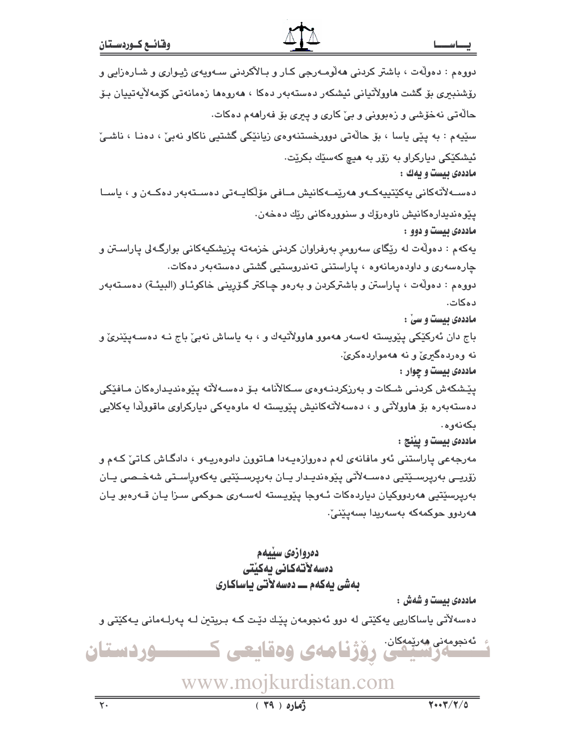دووەم : دەوڵەت ، باشتر کردنی هەلومەرجی کار و بالاکردنی سەویەی ژیواری و شارەزایی و رۆشنبیری بۆ گشت هاوولاتیانی ئیشکەر دەستەبەر دەکا ، هەروەها زەمانەتی کۆمەلایەتییان بۆ حالەتی نەخۆشی و زەبوونی و بێ کاری و پیری بۆ فەراهەم دەکات.

سێیەم : بە پێی یاسا ، بۆ حالەتی دوورخستنەوەی زیانێکی گشتیی ناکاو نەبێ ، دەنا ، ناشێ ئیشکێکی دیارکراو بە زۆر بە هیچ کەسێك بکرێت.

**ماددەی بیست و یەك :**

دەسەلاتەکانی یەکێتییەکەو هەرێمەکانیش مافی مۆلکایەتی دەستەبەر دەکەن و ، یاسا پێوەندیدارەکانیش ناوەرۆك و سنوورەکانی رێك دەخەن.

**ماددەی بیست و دوو :**

یەکەم : دەوڵەت لە رێگای سەرومڕ بەرفراوان کردنی خزمەتە پزیشکیەکانی بوارگەلی پاراستن و چارەسەری و داودەرمانەوە ، پاراستنی تەندروستیی گشتی دەستەبەر دەکات.

دووەم : دەوڵەت ، پاراستن و باشترکردن و بەرەو چاکتر گۆڕینی خاکوئاو (البیئة) دەستەبەر دەکات.

**ماددەی بیست و سێ :**

باج دان ئەرکێکی پێویستە لەسەر هەموو هاوولاتیەك و ، بە یاساش نەبێ باج نە دەسەپێنرێ و نە وەردەگیرێ و نە هەمواردەکرێ.

**ماددەی بیست و چوار :**

پێشکەش کردنی شکات و بەرزکردنەوەی سکالانامە بۆ دەسەلاتە پێوەندیدارەکان مافێکی دەستەبەرە بۆ هاوولاتی و ، دەسەلاتەکانیش پێویستە لە ماوەیەکی دیارکراوی ماقوولدا یەکلایی بکەنەوە.

**ماددەی بیست و پێنج :**

مەرجەعی پاراستنی ئەو مافانەی لەم دەروازەیەدا هاتوون دادوەریەو ، دادگاش کاتێ کەم و زۆریی بەرپرسێتیی دەسەلاتی پێوەندیدار یان بەرپرسێتیی یەکەوراستی شەخصی یان بەرپرسێتیی هەردووکیان دیاردەکات ئەوجا پێویستە لەسەری حوکمی سزا یان قەرەبو یان هەردوو حوکمەکە بەسەریدا بسەپێنێ.

## دەروازەی سێیەم
## دەسەلاتەکانی یەکێتی
### بەشی یەکەم ـــ دەسەلاتی یاساکاری

**ماددەی بیست و شەش :**

دەسەلاتی یاساکاریی یەکێتی لە دوو ئەنجومەن پێك دێت کە بریتین لە پەرلەمانی یەکێتی و ئەنجومەنی هەرێمەکان.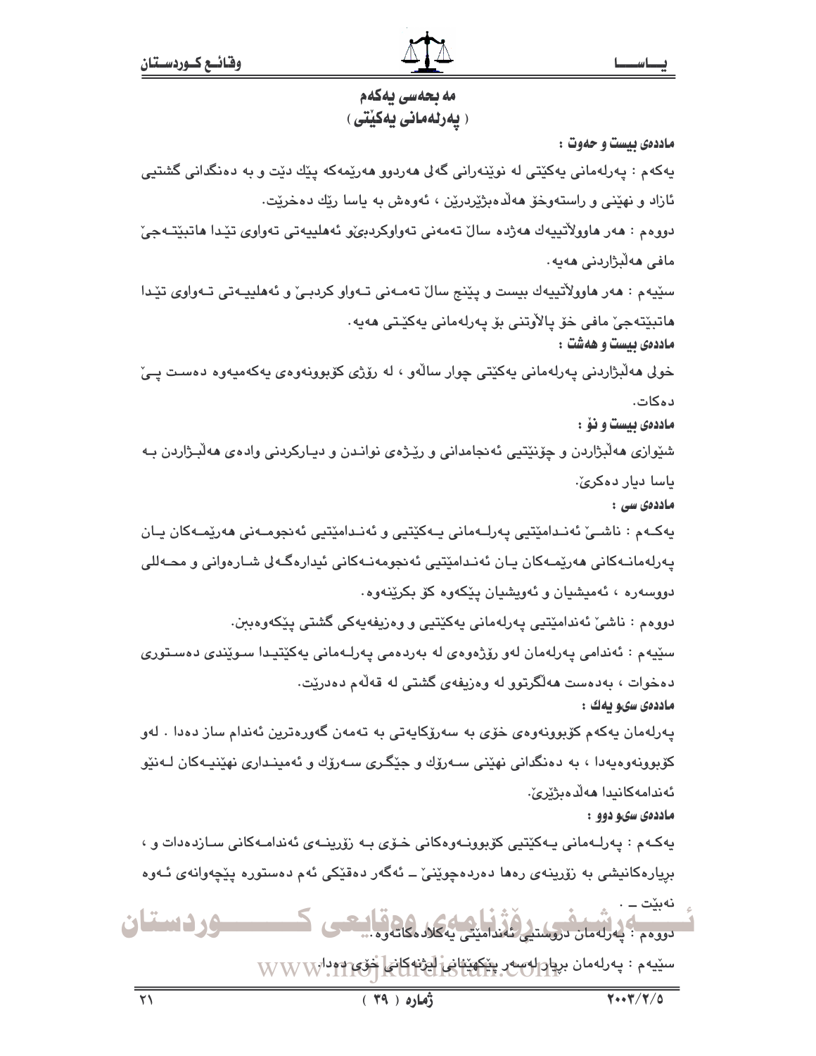## مه بحه‌سی یه‌كه‌م
## ( په‌رله‌مانی یه‌كێتی )

**مادده‌ی بیست و حه‌وت :**

یه‌كه‌م : په‌رله‌مانی یه‌كێتی له‌ نوێنه‌رانی گه‌لی هه‌ردوو هه‌رێمه‌كه‌ پێك دێت و به‌ ده‌نگدانی گشتیی ئازاد و نهێنی و راسته‌وخۆ هه‌ڵده‌بژێردرێن ، ئه‌وه‌ش به‌ یاسا رێك ده‌خرێت.

دووه‌م : هه‌ر هاوولاتییه‌ك هه‌ژده‌ ساڵ ته‌مه‌نی ته‌واوكردبێ و ئه‌هلییه‌تی ته‌واوی تێدا هاتبێته‌جێ مافی هه‌ڵبژاردنی هه‌یه‌.

سێیه‌م : هه‌ر هاوولاتییه‌ك بیست و پێنج ساڵ ته‌مه‌نی ته‌واو كردبێ و ئه‌هلییه‌تی ته‌واوی تێدا هاتبێته‌جێ مافی خۆ پالاوتنی بۆ په‌رله‌مانی یه‌كێتی هه‌یه‌.

**مادده‌ی بیست و هه‌شت :**

خولی هه‌ڵبژاردنی په‌رله‌مانی یه‌كێتی چوار ساڵه‌و ، له‌ رۆژی كۆبوونه‌وه‌ی یه‌كه‌میه‌وه‌ ده‌ست پێ ده‌كات.

**مادده‌ی بیست و نۆ :**

شێوازی هه‌ڵبژاردن و چۆنێتیی ئه‌نجامدانی و رێژه‌ی نواندن و دیاركردنی واده‌ی هه‌ڵبژاردن به‌ یاسا دیار ده‌كرێ.

**مادده‌ی سی :**

یه‌كه‌م : ناشێ ئه‌ندامێتیی په‌رله‌مانی یه‌كێتیی و ئه‌ندامێتیی ئه‌نجومه‌نی هه‌رێمه‌كان یان په‌رله‌مانه‌كانی هه‌رێمه‌كان یان ئه‌ندامێتیی ئه‌نجومه‌نه‌كانی ئیداره‌گه‌لی شاره‌وانی و محه‌للی دووسه‌ره‌ ، ئه‌میشیان و ئه‌ویشیان پێكه‌وه‌ كۆ بكرێنه‌وه‌.

دووه‌م : ناشێ ئه‌ندامێتیی په‌رله‌مانی یه‌كێتیی و وه‌زیفه‌یه‌كی گشتی پێكه‌وه‌بن.

سێیه‌م : ئه‌ندامی په‌رله‌مان له‌و رۆژه‌وه‌ی له‌ به‌رده‌می په‌رله‌مانی یه‌كێتیدا سوێندی ده‌ستوری ده‌خوات ، به‌ده‌ست هه‌ڵگرتوو له‌ وه‌زیفه‌ی گشتی له‌ قه‌ڵه‌م ده‌درێت.

**مادده‌ی سی‌و یه‌ك :**

په‌رله‌مان یه‌كه‌م كۆبوونه‌وه‌ی خۆی به‌ سه‌رۆكایه‌تی به‌ ته‌مه‌ن گه‌وره‌ترین ئه‌ندام ساز ده‌دا . له‌و كۆبوونه‌وه‌یه‌دا ، به‌ ده‌نگدانی نهێنی سه‌رۆك و جێگری سه‌رۆك و ئه‌میندارى نهێنیه‌كان له‌نێو ئه‌ندامه‌كانیدا هه‌ڵده‌بژێرێ.

**مادده‌ی سی‌و دوو :**

یه‌كه‌م : په‌رله‌مانی یه‌كێتیی كۆبوونه‌وه‌كانی خۆی به‌ زۆرینه‌ی ئه‌ندامه‌كانی سازده‌دات و ، بڕیاره‌كانیشی به‌ زۆرینه‌ی ره‌ها ده‌رده‌چوێنێ ـ ئه‌گه‌ر ده‌قێكی ئه‌م ده‌ستوره‌ پێچه‌وانه‌ی ئه‌وه‌ نه‌بێت ـ .

دووه‌م : په‌رله‌مان دروستیی ئه‌ندامێتی یه‌كلاده‌كاته‌وه‌.

سێیه‌م : په‌رله‌مان بڕیار له‌سه‌ر پێكهێنانی لیژنه‌كانی خۆی ده‌دا.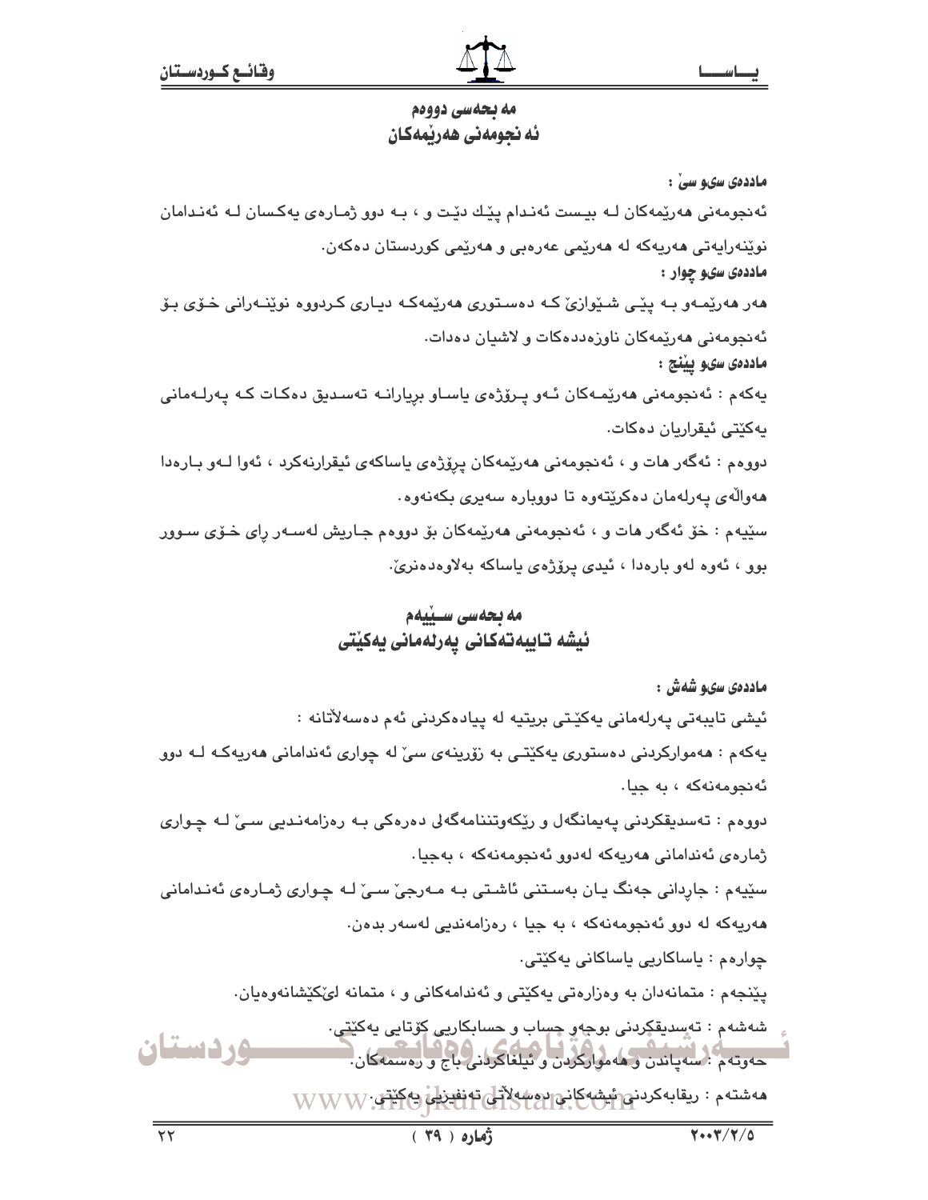## مه بحه‌سی دووه‌م
## ئه نجومه‌نی هه‌رێمه‌كان

**مادده‌ی سی‌و سێ :**

ئه‌نجومه‌نی هه‌رێمه‌كان لـه بیـست ئه‌نـدام پێك دێت و ، بـه دوو ژمـاره‌ی یه‌كسان لـه ئه‌نـدامان نوێنه‌رایه‌تی هه‌ریه‌كه له هه‌رێمی عه‌ره‌بی و هه‌رێمی كوردستان ده‌كه‌ن.

**مادده‌ی سی‌و چوار :**

هه‌ر هه‌رێمـه‌و بـه پێـی شـێوازێ كـه ده‌سـتوری هه‌رێمه‌كـه دیـاری كـردووه نوێنـه‌رانی خـۆی بـۆ ئه‌نجومه‌نی هه‌رێمه‌كان ناوزه‌دده‌كات و لاشیان ده‌دات.

**مادده‌ی سی‌و پێنج :**

یه‌كه‌م : ئه‌نجومه‌نی هه‌رێمـه‌كان ئـه‌و پـرۆژه‌ی یاسـاو بڕیارانـه ته‌سـدیق ده‌كـات كـه په‌رلـه‌مانی یه‌كێتی ئیقراریان ده‌كات.

دووه‌م : ئه‌گه‌ر هات و ، ئه‌نجومه‌نی هه‌رێمه‌كان پرۆژه‌ی یاساكه‌ی ئیقرارنه‌كرد ، ئه‌وا لـه‌و بـاره‌دا هه‌واڵه‌ی په‌رله‌مان ده‌كرێته‌وه تا دووباره سه‌یری بكه‌نه‌وه.

سێیه‌م : خۆ ئه‌گه‌ر هات و ، ئه‌نجومه‌نی هه‌رێمه‌كان بۆ دووه‌م جـاریش لەسـه‌ر ڕای خـۆی سـوور بوو ، ئه‌وه له‌و باره‌دا ، ئیدی پرۆژه‌ی یاساكه به‌لاوه‌ده‌نرێ.

## مه بحه‌سی سـێیه‌م
## ئیشه تایبه‌ته‌كانی په‌رله‌مانی یه‌كێتی

**مادده‌ی سی‌و شه‌ش :**

ئیشی تایبه‌تی په‌رله‌مانی یه‌كێتی بریتیه له پیاده‌كردنی ئه‌م ده‌سه‌ڵاتانه :

یه‌كه‌م : هه‌مواركردنی ده‌ستوری یه‌كێتـی به زۆرینه‌ی سێ له چواری ئه‌ندامانی هه‌ریه‌كـه لـه دوو ئه‌نجومه‌نه‌كه ، به جیا.

دووه‌م : ته‌سدیقكردنی په‌یمانگه‌ل و رێكه‌وتننامه‌گه‌لی ده‌ره‌كی بـه ره‌زامه‌نـدیی سـێ لـه چـواری ژماره‌ی ئه‌ندامانی هه‌ریه‌كه له‌دوو ئه‌نجومه‌نه‌كه ، به‌جیا.

سێیه‌م : جاڕدانی جه‌نگ یـان بەسـتنی ئاشـتی بـه مـه‌رجێ سـێ لـه چـواری ژمـاره‌ی ئه‌نـدامانی هه‌ریه‌كه له دوو ئه‌نجومه‌نه‌كه ، به جیا ، ره‌زامه‌ندیی له‌سه‌ر بده‌ن.

چواره‌م : یاساكاریی یاساكانی یه‌كێتی.

پێنجه‌م : متمانه‌دان به وه‌زاره‌تی یه‌كێتی و ئه‌ندامه‌كانی و ، متمانه لێكێشانه‌وه‌یان.

شه‌شه‌م : ته‌سدیقكردنی بوجه‌و حساب و حسابكاریی كۆتایی یه‌كێتی.

حه‌وته‌م : سه‌پاندن و هه‌مواركردن و ئیلغاكردنی باج و ره‌سمه‌كان.

هه‌شته‌م : ریقابه‌كردنی ئیشه‌كانی ده‌سه‌ڵاتی ته‌نفیزیی یه‌كێتی.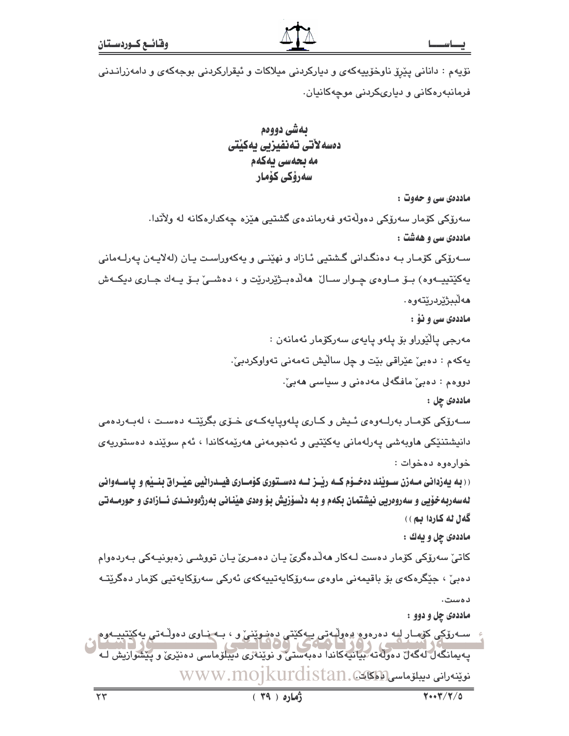نۆیەم : دانانی پێڕۆ ناوخۆییەکەی و دیارکردنی میلاکات و ئیقرارکردنی بوجەکەی و دامەزراندنی فرمانبەرەکانی و دیاریکردنی موچەکانیان.

## بەشی دووەم
## دەسەلأتی تەنفیزیی یەکێتی
### مەبحەسی یەکەم
### سەرۆکی کۆمار

**ماددەی سی و حەوت :**

سەرۆکی کۆمار سەرۆکی دەوڵەتەو فەرماندەی گشتیی هێزە چەکدارەکانە لە وڵاتدا.

**ماددەی سی و هەشت :**

سەرۆکی کۆمار بە دەنگدانی گشتیی ئازاد و نهێنی و یەکەوڕاست یان (لەلایەن پەرلەمانی یەکێتییەوە) بۆ ماوەی چوار ساڵ هەڵدەبژێردرێت و ، دەشێ بۆ یەك جاری دیکەش هەڵبژێردرێتەوە.

**ماددەی سی و نۆ :**

مەرجی پاڵێوراو بۆ پلەو پایەی سەرکۆمار ئەمانەن :

یەکەم : دەبێ عێراقی بێت و چل ساڵیش تەمەنی تەواوکردبێ.

دووەم : دەبێ مافگەلی مەدەنی و سیاسی هەبێ.

**ماددەی چل :**

سەرۆکی کۆمار بەرلەوەی ئیش و کاری پلەوپایەکەی خۆی بگرێتە دەست ، لەبەردەمی دانیشتنێکی هاوبەشی پەرلەمانی یەکێتیی و ئەنجومەنی هەرێمەکاندا ، ئەم سوێندە دەستوریەی خوارەوە دەخوات :

**((بە یەزدانی مەزن سوێند دەخۆم کە ڕێز لە دەستوری کۆماری فیدراڵیی عێراق بنێم و پاسەوانی لەسەربەخۆیی و سەروەریی نیشتمان بکەم و بە دڵسۆزیش بۆ وەدی هێنانی بەرژەوەندی ئازادی و حورمەتی گەل لە کاردا بم))**

**ماددەی چل و یەك :**

کاتێ سەرۆکی کۆمار دەست لەکار هەڵدەگرێ یان دەمرێ یان تووشی زەبونیەکی بەردەوام دەبێ ، جێگرەکەی بۆ باقیمەنی ماوەی سەرۆکایەتییەکەی ئەرکی سەرۆکایەتیی کۆمار دەگرێتە دەست.

**ماددەی چل و دوو :**

سەرۆکی کۆمار لە دەرەوە دەوڵەتی یەکێتی دەنوێنێ و ، بە ناوی دەوڵەتی یەکێتییەوە پەیمانگەل لەگەڵ دەوڵەتە بیانیەکاندا دەبەستێ و نوێنەری دیبلۆماسی دەنێرێ و پێشوازیش لە نوێنەرانی دیبلۆماسی دەکات.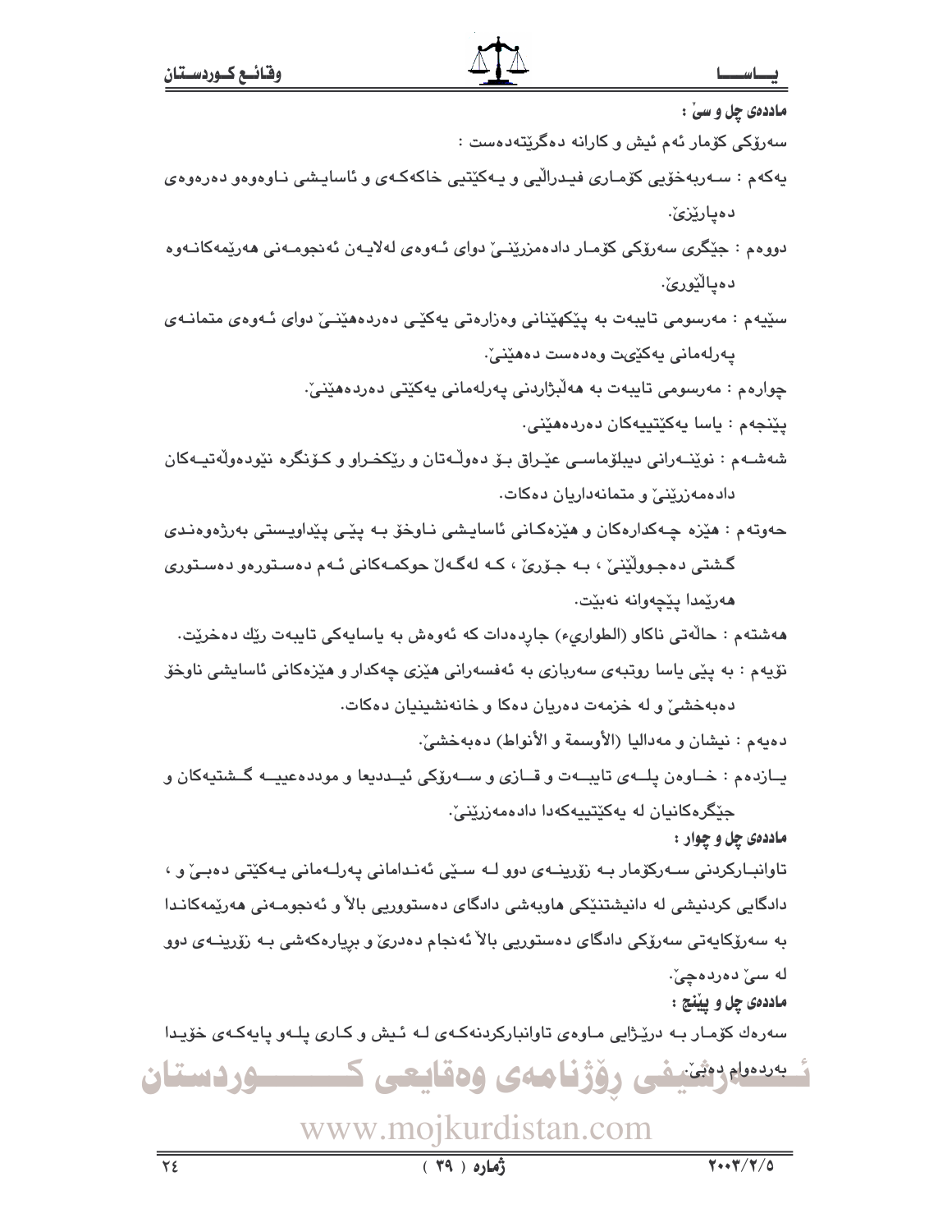**ماددەی چل و سێ :**

سەرۆکی کۆمار ئەم ئیش و کارانە دەگرێتەدەست :

یەکەم : سەربەخۆیی کۆماری فیدراڵیی و یەکێتیی خاکەکەی و ئاسایشی ناوەوەو دەرەوەی دەپارێزێ.

دووەم : جێگری سەرۆکی کۆمار دادەمزرێنێ دوای ئەوەی لەلایەن ئەنجومەنی هەرێمەکانەوە دەپاڵێورێ.

سێیەم : مەرسومی تایبەت بە پێکهێنانی وەزارەتی یەکێتی دەردەهێنێ دوای ئەوەی متمانەی پەرلەمانی یەکێتی وەدەست دەهێنێ.

چوارەم : مەرسومی تایبەت بە هەڵبژاردنی پەرلەمانی یەکێتی دەردەهێنێ.

پێنجەم : یاسا یەکێتییەکان دەردەهێنێ.

شەشەم : نوێنەرانی دیبلۆماسی عێراق بۆ دەوڵەتان و ڕێکخراو و کۆنگرە نێودەوڵەتییەکان دادەمەزرێنێ و متمانەداریان دەکات.

حەوتەم : هێزە چەکدارەکان و هێزەکانی ئاسایشی ناوخۆ بە پێی پێداویستی بەرژەوەندی گشتی دەجووڵێنێ ، بە جۆرێ ، کە لەگەڵ حوکمەکانی ئەم دەستورەو دەستوری هەرێمدا پێچەوانە نەبێت.

هەشتەم : حاڵەتی ناکاو (الطواريء) جاڕدەدات کە ئەوەش بە یاسایەکی تایبەت ڕێك دەخرێت.

نۆیەم : بە پێی یاسا ڕوتبەی سەربازی بە ئەفسەرانی هێزی چەکدار و هێزەکانی ئاسایشی ناوخۆ دەبەخشێ و لە خزمەت دەریان دەکا و خانەنشینیان دەکات.

دەیەم : نیشان و مەدالیا (الأوسمة و الأنواط) دەبەخشێ.

یازدەم : خاوەن پلەی تایبەت و قازی و سەرۆکی ئیدیعا و موددەعییە گشتیەکان و جێگرەکانیان لە یەکێتییەکەدا دادەمەزرێنێ.

**ماددەی چل و چوار :**

تاوانبارکردنی سەرکۆمار بە زۆرینەی دوو لە سێی ئەندامانی پەرلەمانی یەکێتی دەبێ و ، دادگایی کردنیشی لە دانیشتنێکی هاوبەشی دادگای دەستووریی باڵا و ئەنجومەنی هەرێمەکاندا بە سەرۆکایەتی سەرۆکی دادگای دەستوریی باڵا ئەنجام دەدرێ و بڕیارەکەشی بە زۆرینەی دوو لە سێ دەردەچێ.

**ماددەی چل و پێنج :**

سەرەك کۆمار بە درێژایی ماوەی تاوانبارکردنەکەی لە ئیش و کاری پلەو پایەکەی خۆیدا بەردەوام دەبێ.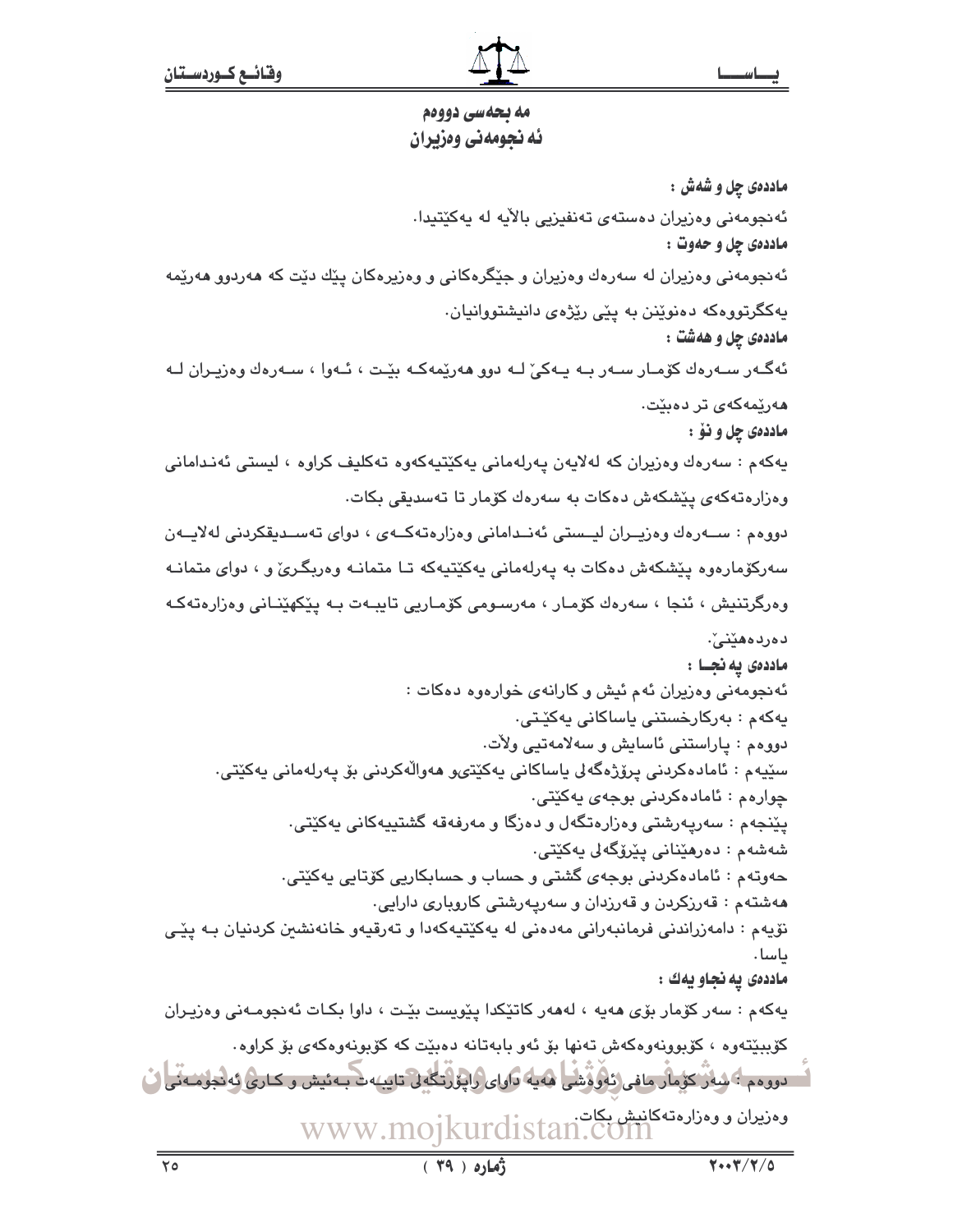## مه بحه‌سی دووه‌م
## ئه‌نجومه‌نی وه‌زیران

**مادده‌ی چل و شه‌ش :**

ئه‌نجومه‌نی وه‌زیران ده‌سته‌ی ته‌نفیزیی بالأیه له یه‌كێتیدا.

**مادده‌ی چل و حه‌وت :**

ئه‌نجومه‌نی وه‌زیران له سه‌ره‌ك وه‌زیران و جێگره‌كانی و وه‌زیره‌كان پێك دێت كه هه‌ردوو هه‌رێمه یه‌كگرتووه‌كه ده‌نوێنن به پێی رێژه‌ی دانیشتووانیان.

**مادده‌ی چل و هه‌شت :**

ئه‌گه‌ر سه‌ره‌ك كۆمار سه‌ر به یه‌كێ له دوو هه‌رێمه‌كه بێت ، ئه‌وا ، سه‌ره‌ك وه‌زیران له هه‌رێمه‌كه‌ی تر ده‌بێت.

**مادده‌ی چل و نۆ :**

یه‌كه‌م : سه‌ره‌ك وه‌زیران كه له‌لایه‌ن په‌رله‌مانی یه‌كێتیه‌كه‌وه ته‌كلیف كراوه ، لیستی ئه‌ندامانی وه‌زاره‌ته‌كه‌ی پێشكه‌ش ده‌كات به سه‌ره‌ك كۆمار تا ته‌سدیقی بكات.

دووه‌م : سه‌ره‌ك وه‌زیران لیستی ئه‌ندامانی وه‌زاره‌ته‌كه‌ی ، دوای ته‌سدیقكردنی له‌لایه‌ن سه‌ركۆماره‌وه پێشكه‌ش ده‌كات به په‌رله‌مانی یه‌كێتیه‌كه تا متمانه وه‌ربگرێ و ، دوای متمانه وه‌رگرتنیش ، ئنجا ، سه‌ره‌ك كۆمار ، مه‌رسومی كۆماریی تایبه‌ت به پێكهێنانی وه‌زاره‌ته‌كه ده‌رده‌هێنێ.

**مادده‌ی په‌نجا :**

ئه‌نجومه‌نی وه‌زیران ئه‌م ئیش و كارانه‌ی خواره‌وه ده‌كات :

یه‌كه‌م : به‌ركارخستنی یاساكانی یه‌كێتی.

دووه‌م : پاراستنی ئاسایش و سه‌لامه‌تیی وڵات.

سێیه‌م : ئاماده‌كردنی پرۆژه‌گه‌لی یاساكانی یه‌كێتیو هه‌واڵه‌كردنی بۆ په‌رله‌مانی یه‌كێتی.

چواره‌م : ئاماده‌كردنی بوجه‌ی یه‌كێتی.

پێنجه‌م : سه‌رپه‌رشتی وه‌زاره‌تگه‌ل و ده‌زگا و مه‌رفه‌قه گشتییه‌كانی یه‌كێتی.

شه‌شه‌م : ده‌رهێنانی پێرۆگه‌لی یه‌كێتی.

حه‌وته‌م : ئاماده‌كردنی بوجه‌ی گشتی و حساب و حسابكاریی كۆتایی یه‌كێتی.

هه‌شته‌م : قه‌رزكردن و قه‌رزدان و سه‌رپه‌رشتی كاروباری دارایی.

نۆیه‌م : دامه‌زراندنی فرمانبه‌رانی مه‌ده‌نی له یه‌كێتیه‌كه‌دا و ته‌رقیه‌و خانه‌نشین كردنیان به پێی یاسا.

**مادده‌ی په‌نجاو یه‌ك :**

یه‌كه‌م : سه‌ر كۆمار بۆی هه‌یه ، له‌هه‌ر كاتێكدا پێویست بێت ، داوا بكات ئه‌نجومه‌نی وه‌زیران كۆببێته‌وه ، كۆبوونه‌وه‌كه‌ش ته‌نها بۆ ئه‌و بابه‌تانه ده‌بێت كه كۆبونه‌وه‌كه‌ی بۆ كراوه.

دووه‌م : سه‌ر كۆمار مافی ئه‌وه‌شی هه‌یه داوای راپۆرتگه‌لی تایبه‌ت به‌ئیش و كاری ئه‌نجومه‌نی وه‌زیران و وه‌زاره‌ته‌كانیش بكات.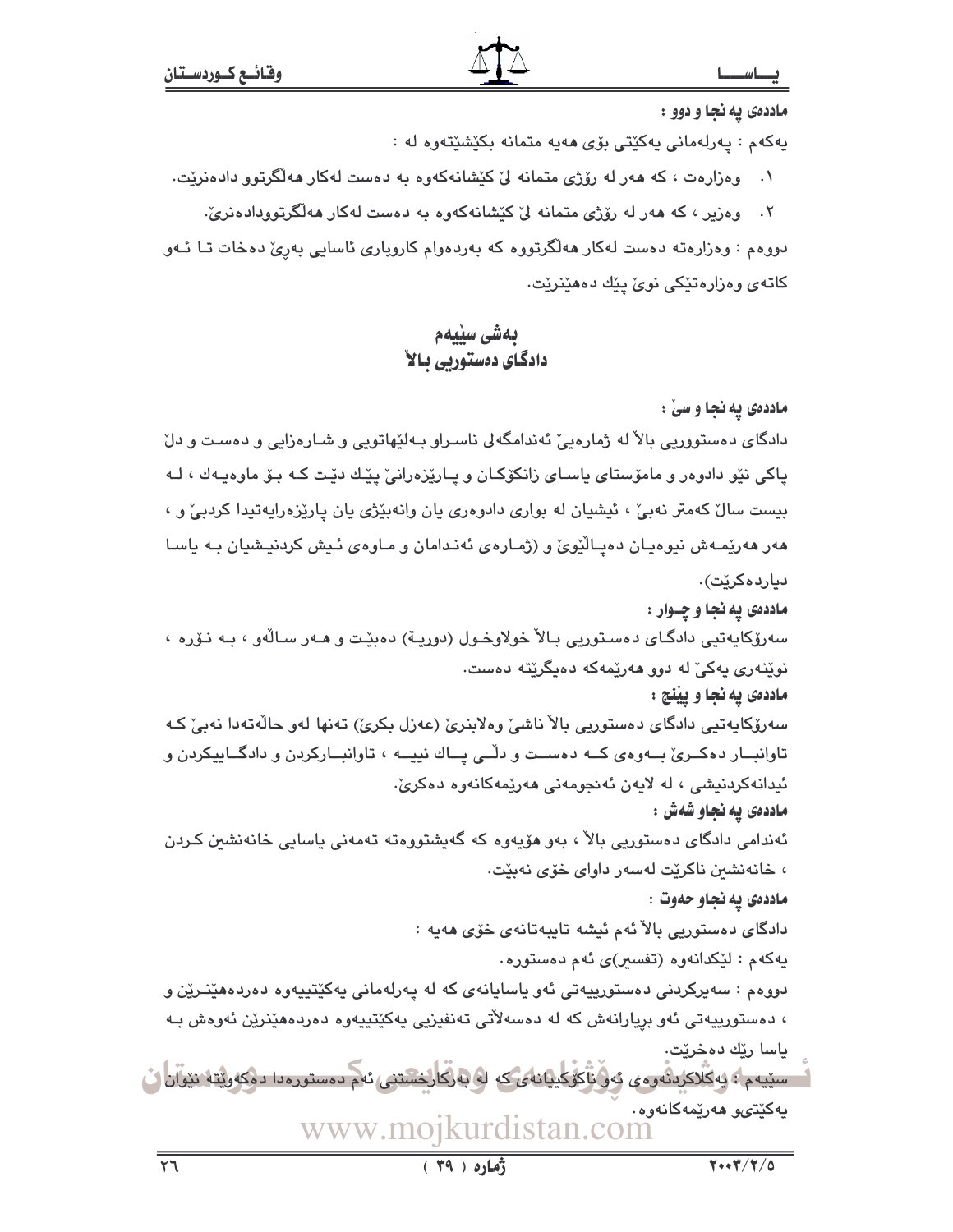**ماددەی پەنجا و دوو :**

یەکەم : پەرلەمانی یەکێتی بۆی هەیە متمانە بکێشێتەوە لە :

١. وەزارەت ، کە هەر لە رۆژی متمانە لێ کێشانەکەوە بە دەست لەکار هەڵگرتوو دادەنرێت.

٢. وەزیر ، کە هەر لە رۆژی متمانە لێ کێشانەکەوە بە دەست لەکار هەڵگرتوودادەنرێ.

دووەم : وەزارەتە دەست لەکار هەڵگرتووە کە بەردەوام کاروباری ئاسایی بەڕێ دەخات تا ئەو کاتەی وەزارەتێکی نوێ پێك دەهێنرێت.

## بەشی سێیەم
## دادگای دەستوریی باڵا

**ماددەی پەنجا و سێ :**

دادگای دەستووریی باڵا لە ژمارەیێ ئەندامگەلی ناسراو بەلێهاتویی و شارەزایی و دەست و دڵ پاکی نێو دادوەر و مامۆستای یاسای زانکۆکان و پارێزەرانێ پێك دێت کە بۆ ماوەیەك ، لە بیست ساڵ کەمتر نەبێ ، ئیشیان لە بواری دادوەری یان وانەبێژی یان پارێزەرایەتیدا کردبێ و ، هەر هەرێمەش نیوەیان دەپاڵێوێ و (ژمارەی ئەندامان و ماوەی ئیش کردنیشیان بە یاسا دیاردەکرێت).

**ماددەی پەنجا و چوار :**

سەرۆکایەتیی دادگای دەستوریی باڵا خولاوخول (دوریة) دەبێت و هەر ساڵەو ، بە نۆرە ، نوێنەری یەکێ لە دوو هەرێمەکە دەیگرێتە دەست.

**ماددەی پەنجا و پێنج :**

سەرۆکایەتیی دادگای دەستوریی باڵا ناشێ وەلابنرێ (عەزل بکرێ) تەنها لەو حاڵەتەدا نەبێ کە تاوانبار دەکرێ بەوەی کە دەست و دڵی پاك نییە ، تاوانبارکردن و دادگاییکردن و ئیدانەکردنیشی ، لە لایەن ئەنجومەنی هەرێمەکانەوە دەکرێ.

**ماددەی پەنجاو شەش :**

ئەندامی دادگای دەستوریی باڵا ، بەو هۆیەوە کە گەیشتووەتە تەمەنی یاسایی خانەنشین کردن ، خانەنشین ناکرێت لەسەر داوای خۆی نەبێت.

**ماددەی پەنجاو حەوت :**

دادگای دەستوریی باڵا ئەم ئیشە تایبەتانەی خۆی هەیە :

یەکەم : لێکدانەوە (تفسیر)ی ئەم دەستورە.

دووەم : سەیرکردنی دەستورییەتی ئەو یاسایانەی کە لە پەرلەمانی یەکێتییەوە دەردەهێنرێن و ، دەستورییەتی ئەو بڕیارانەش کە لە دەسەڵاتی تەنفیزیی یەکێتییەوە دەردەهێنرێن ئەوەش بە یاسا رێك دەخرێت.

سێیەم : یەکلاکردنەوەی ئەو ناکۆکییانەی کە لە بەرکارخستنی ئەم دەستورەدا دەکەوێتە نێوان یەکێتیو هەرێمەکانەوە.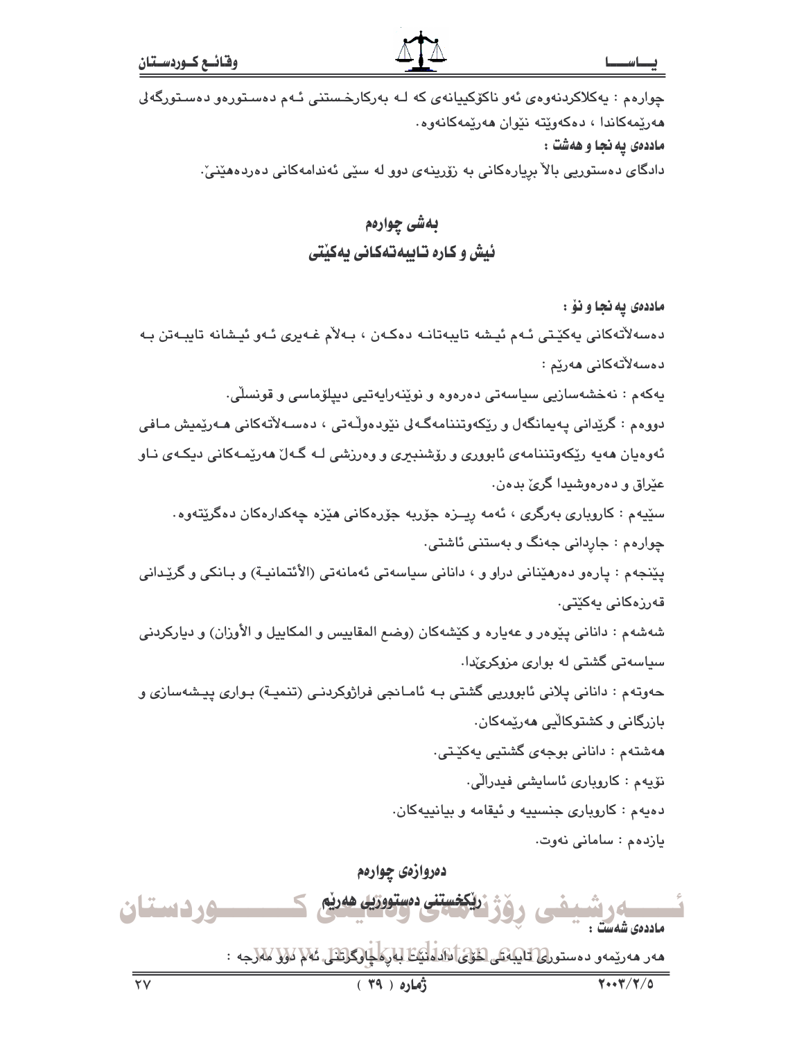چوارەم : یەکلاکردنەوەی ئەو ناکۆکییانەی کە لە بەرکارخستنی ئەم دەستورەو دەستورگەلی هەرێمەکاندا ، دەکەوێتە نێوان هەرێمەکانەوە.

**ماددەی پەنجا و هەشت :**

دادگای دەستوریی بالاّ بڕیارەکانی بە زۆرینەی دوو لە سێی ئەندامەکانی دەردەهێنێ.

## بەشی چوارەم
## ئیش و کارە تایبەتەکانی یەکێتی

**ماددەی پەنجا و نۆ :**

دەسەلاّتەکانی یەکێتی ئەم ئیشە تایبەتانە دەکەن ، بەلاّم غەیری ئەو ئیشانە تایبەتن بە دەسەلاّتەکانی هەرێم :

یەکەم : نەخشەسازیی سیاسەتی دەرەوە و نوێنەرایەتیی دیپلۆماسی و قونسلّی.

دووەم : گرێدانی پەیمانگەل و ڕێکەوتننامەگەلی نێودەوڵەتی ، دەسەلاّتەکانی هەرێمیش مافی ئەوەیان هەیە ڕێکەوتننامەی ئابووری و ڕۆشنبیری و وەرزشی لە گەلّ هەرێمەکانی دیکەی ناو عێراق و دەرەوشیدا گرێ بدەن.

سێیەم : کاروباری بەرگری ، ئەمە ڕیــزە جۆربە جۆرەکانی هێزە چەکدارەکان دەگرێتەوە.

چوارەم : جاڕدانی جەنگ و بەستنی ئاشتی.

پێنجەم : پارەو دەرهێنانی دراو و ، دانانی سیاسەتی ئەمانەتی (الأئتمانیـة) و بـانکی و گرێـدانی قەرزەکانی یەکێتی.

شەشەم : دانانی پێوەر و عەیارە و کێشەکان (وضع المقاییس و المکاییل و الأوزان) و دیارکردنی سیاسەتی گشتی لە بواری مزوکرێدا.

حەوتەم : دانانی پلانی ئابووریی گشتی بە ئامـانجی فراژوکردنـی (تنمیـة) بـواری پیـشەسازی و بازرگانی و کشتوکاڵیی هەرێمەکان.

هەشتەم : دانانی بوجەی گشتیی یەکێتی.

نۆیەم : کاروباری ئاسایشی فیدراڵی.

دەیەم : کاروباری جنسییە و ئیقامە و بیانییەکان.

یازدەم : سامانی نەوت.

## دەروازەی چوارەم
## ڕێکخستنی دەستووریی هەرێم

**ماددەی شەست :**

هەر هەرێمەو دەستوری تایبەتی خۆی دادەنێت بەڕەچاوگرتنی ئەم دوو مەرجە :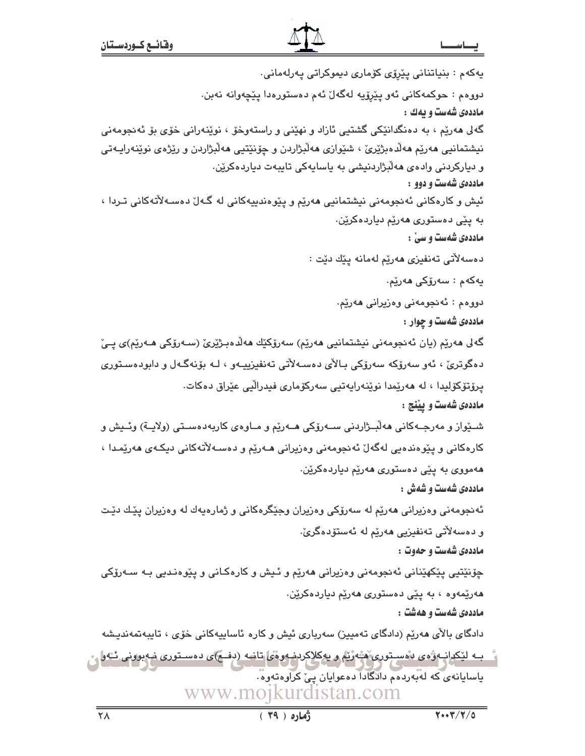یەکەم : بنیاتنانی پێڕۆی کۆماری دیموکراتی پەرلەمانی.

دووەم : حوکمەکانی ئەو پێڕۆیە لەگەڵ ئەم دەستورەدا پێچەوانە نەبن.

**ماددەی شەست و یەك :**

گەلی هەرێم ، بە دەنگدانێکی گشتیی ئازاد و نهێنی و راستەوخۆ ، نوێنەرانی خۆی بۆ ئەنجومەنی نیشتمانیی هەرێم هەڵدەبژێرێ ، شێوازی هەڵبژاردن و چۆنێتیی هەڵبژاردن و رێژەی نوێنەرایەتی و دیارکردنی وادەی هەڵبژاردنیشی بە یاسایەکی تایبەت دیاردەکرێن.

**ماددەی شەست و دوو :**

ئیش و کارەکانی ئەنجومەنی نیشتمانیی هەرێم و پێوەندییەکانی لە گەڵ دەسەڵاتەکانی تردا ، بە پێی دەستوری هەرێم دیاردەکرێن.

**ماددەی شەست و سێ :**

دەسەڵاتی تەنفیزی هەرێم لەمانە پێك دێت :

یەکەم : سەرۆکی هەرێم.

دووەم : ئەنجومەنی وەزیرانی هەرێم.

**ماددەی شەست و چوار :**

گەلی هەرێم (یان ئەنجومەنی نیشتمانیی هەرێم) سەرۆکێك هەڵدەبژێرێ (سەرۆکی هەرێم)ی پێ دەگوترێ ، ئەو سەرۆکە سەرۆکی باڵای دەسەڵاتی تەنفیزییەو ، لە بۆنەگەل و دابودەستوری پرۆتۆکۆلیدا ، لە هەرێمدا نوێنەرایەتیی سەرکۆماری فیدراڵیی عێراق دەکات.

**ماددەی شەست و پێنج :**

شێواز و مەرجەکانی هەڵبژاردنی سەرۆکی هەرێم و ماوەی کاربەدەستی (ولایة) وئیش و کارەکانی و پێوەندەیی لەگەڵ ئەنجومەنی وەزیرانی هەرێم و دەسەڵاتەکانی دیکەی هەرێمدا ، هەمووی بە پێی دەستوری هەرێم دیاردەکرێن.

**ماددەی شەست و شەش :**

ئەنجومەنی وەزیرانی هەرێم لە سەرۆکی وەزیران وجێگرەکانی و ژمارەیەك لە وەزیران پێك دێت و دەسەڵاتی تەنفیزیی هەرێم لە ئەستۆدەگرێ.

**ماددەی شەست و حەوت :**

چۆنێتیی پێکهێنانی ئەنجومەنی وەزیرانی هەرێم و ئیش و کارەکانی و پێوەندیی بە سەرۆکی هەرێمەوە ، بە پێی دەستوری هەرێم دیاردەکرێن.

**ماددەی شەست و هەشت :**

دادگای باڵای هەرێم (دادگای تەمییز) سەرباری ئیش و کارە ئاساییەکانی خۆی ، تایبەتمەندیشە بە لێکدانەوەی دەستوری هەرێم و یەکلاکردنەوەی تانە (دفع)ی دەستوری نەبوونی ئەو یاسایانەی کە لەبەردەم دادگادا دەعوایان پێ کراوەتەوە.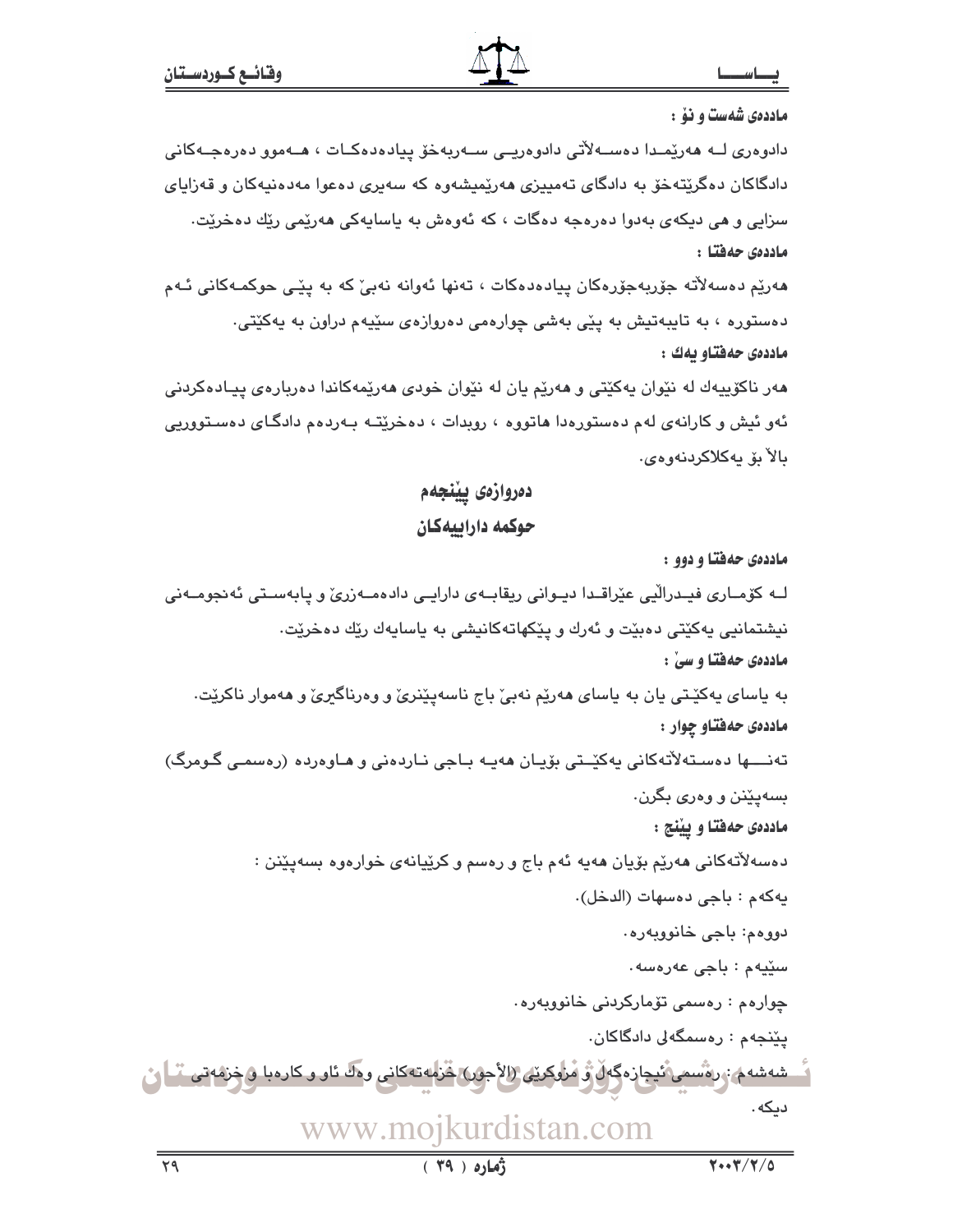**ماددەی شەست و نۆ :**

دادوەری لــە هەرێمــدا دەســەڵاتی دادوەریــی ســەربەخۆ پیادەدەکــات ، هــەموو دەرەجــەکانی دادگاکان دەگرێتەخۆ بە دادگای تەمییزی هەرێمیشەوە کە سەیری دەعوا مەدەنیەکان و قەزایای سزایی و هی دیکەی بەدوا دەرەجە دەگات ، کە ئەوەش بە یاسایەکی هەرێمی رێك دەخرێت.

**ماددەی حەفتا :**

هەرێم دەسەڵاتە جۆربەجۆرەکان پیادەدەکات ، تەنها ئەوانە نەبێ کە بە پێـی حوکمـەکانی ئـەم دەستورە ، بە تایبەتیش بە پێی بەشی چوارەمی دەروازەی سێیەم دراون بە یەکێتی.

**ماددەی حەفتاو یەك :**

هەر ناکۆکییەك لە نێوان یەکێتی و هەرێم یان لە نێوان خودی هەرێمەکاندا دەربارەی پیـادەکردنی ئەو ئیش و کارانەی لەم دەستورەدا هاتووە ، روبدات ، دەخرێتـە بـەردەم دادگـای دەسـتووریی باڵا بۆ یەکلاکردنەوەی.

## دەروازەی پێنجەم

## حوکمە داراییەکان

**ماددەی حەفتا و دوو :**

لــە کۆمــاری فیــدراڵیی عێراقــدا دیــوانی ریقابــەی دارایــی دادەمــەزرێ و پابەســتی ئەنجومــەنی نیشتمانیی یەکێتی دەبێت و ئەرك و پێکهاتەکانیشی بە یاسایەك رێك دەخرێت.

**ماددەی حەفتا و سێ :**

بە یاسای یەکێـتی یان بە یاسای هەرێم نەبێ باج ناسەپێنرێ و وەرناگیرێ و هەموار ناکرێت.

**ماددەی حەفتاو چوار :**

تەنـــها دەسـتەڵاتەکانی یەکێـتی بۆیـان هەیـە بـاجی ناردەنی و هـاوەردە (رەسمـی گـومرگ) بسەپێنن و وەری بگرن.

**ماددەی حەفتا و پێنج :**

دەسەڵاتەکانی هەرێم بۆیان هەیە ئەم باج و رەسم و کرێیانەی خوارەوە بسەپێنن :

یەکەم : باجی دەسهات (الدخل).

دووەم: باجی خانووبەرە.

سێیەم : باجی عەرەسە.

چوارەم : رەسمی تۆمارکردنی خانووبەرە.

پێنجەم : رەسمگەلی دادگاکان.

شەشەم : رەسمی ئیجازەگەل و مزوکرێی (الأجور) خزمەتەکانی وەك ئاو و کارەبا و خزمەتی دیکە.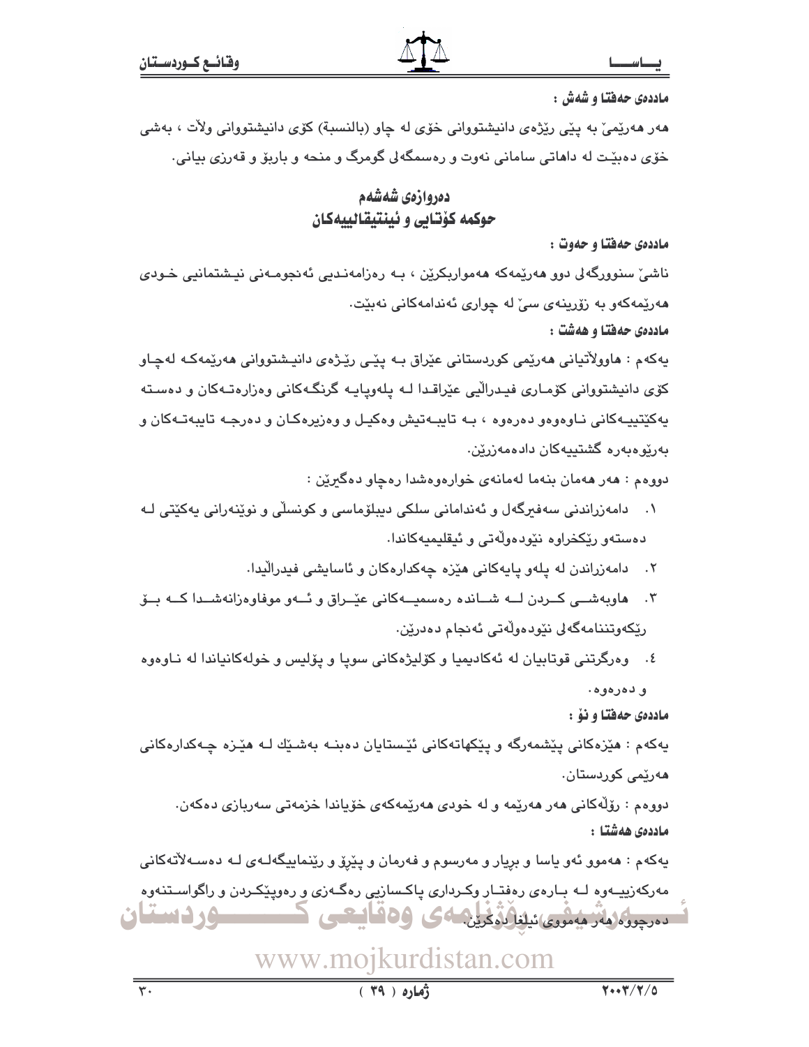**ماددەی حەفتا و شەش :**

هەر هەرێمێ بە پێی رێژەی دانیشتووانی خۆی لە چاو (بالنسبة) کۆی دانیشتووانی ولآت ، بەشی خۆی دەبێت لە داهاتی سامانی نەوت و رەسمگەلی گومرگ و منحە و باربۆ و قەرزی بیانی.

## دەروازەی شەشەم
## حوکمە کۆتایی و ئینتیقالییەکان

**ماددەی حەفتا و حەوت :**

ناشێ سنوورگەلی دوو هەرێمەکە هەمواربکرێن ، بە رەزامەندیی ئەنجومەنی نیشتمانیی خودی هەرێمەکەو بە زۆرینەی سێ لە چواری ئەندامەکانی نەبێت.

**ماددەی حەفتا و هەشت :**

یەکەم : هاوولآتیانی هەرێمی کوردستانی عێراق بە پێی رێژەی دانیشتوانی هەرێمەکە لەچاو کۆی دانیشتووانی کۆماری فیدرالیی عێراقدا لە پلەوپایە گرنگەکانی وەزارەتەکان و دەستە یەکێتییەکانی ناوەوەو دەرەوە ، بە تایبەتیش وەکیل و وەزیرەکان و دەرجە تایبەتەکان و بەرێوەبەرە گشتییەکان دادەمەزرێن.

دووەم : هەر هەمان بنەما لەمانەی خوارەوەشدا رەچاو دەگیرێن :

١. دامەزراندنی سەفیرگەل و ئەندامانی سلکی دیبلۆماسی و کونسلی و نوێنەرانی یەکێتی لە دەستەو رێکخراوە نێودەوڵەتی و ئیقلیمیەکاندا.
٢. دامەزراندن لە پلەو پایەکانی هێزە چەکدارەکان و ئاسایشی فیدرالیدا.
٣. هاوبەشی کردن لە شاندە رەسمیەکانی عێراق و ئەو موفاوەزانەشدا کە بۆ رێکەوتننامەگەلی نێودەوڵەتی ئەنجام دەدرێن.
٤. وەرگرتنی قوتابیان لە ئەکادیمیا و کۆلیژەکانی سوپا و پۆلیس و خولەکانیاندا لە ناوەوە و دەرەوە.

**ماددەی حەفتا و نۆ :**

یەکەم : هێزەکانی پێشمەرگە و پێکهاتەکانی ئێستایان دەبنە بەشێك لە هێزە چەکدارەکانی هەرێمی کوردستان.

دووەم : رۆڵەکانی هەر هەرێمە و لە خودی هەرێمەکەی خۆیاندا خزمەتی سەربازی دەکەن.

**ماددەی هەشتا :**

یەکەم : هەموو ئەو یاسا و بریار و مەرسوم و فەرمان و پێڕۆ و رێنماییگەلەی لە دەسەلآتەکانی مەرکەزییەوە لە بارەی رەفتار وکرداری پاکسازیی رەگەزی و رەوپێکردن و راگواستنەوە دەرچووە هەر هەمووی ئیلغا دەکرێن.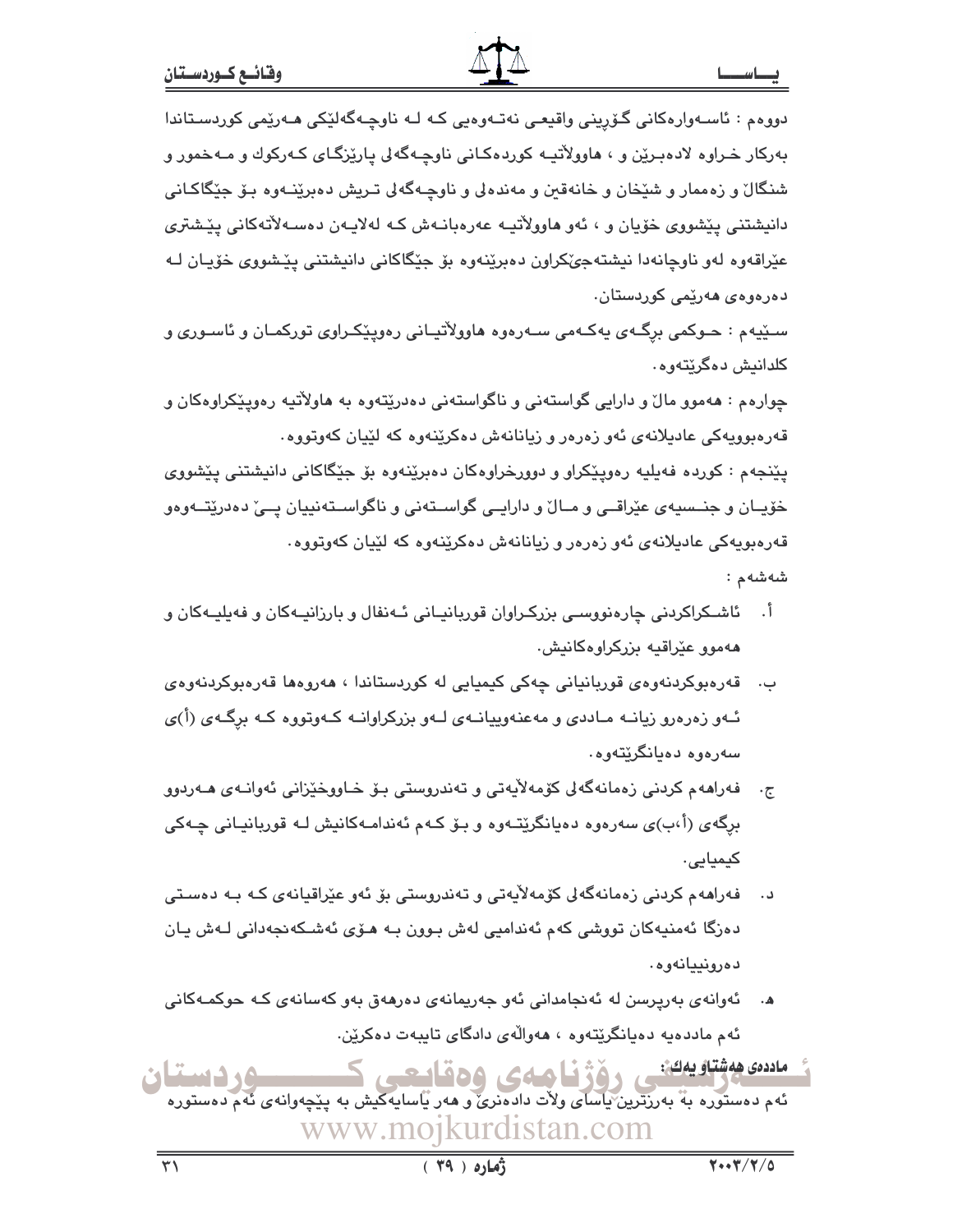دووەم : ئاسەوارەكانى گۆڕينى واقيعى نەتەوەيى كە لە ناوچەگەلێكى هەرێمى كوردستاندا بەركار خراوە لادەبرێن و ، هاوولآتيە كوردەكانى ناوچەگەلى پارێزگاى كەركوك و مەخمور و شنگال و زەممار و شێخان و خانەقين و مەندەلى و ناوچەگەلى تريش دەبرێنەوە بۆ جێگاكانى دانيشتنى پێشووى خۆيان و ، ئەو هاوولآتيە عەرەبانەش كە لەلايەن دەسەلآتەكانى پێشترى عێراقەوە لەو ناوچانەدا نيشتەجێكراون دەبرێنەوە بۆ جێگاكانى دانيشتنى پێشووى خۆيان لە دەرەوەى هەرێمى كوردستان.

سێيەم : حوكمى برگەى يەكەمى سەرەوە هاوولآتيانى رەوپێكراوى توركمان و ئاسورى و كلدانيش دەگرێتەوە.

چوارەم : هەموو ماڵ و دارايى گواستەنى و ناگواستەنى دەدرێتەوە بە هاولآتيە رەوپێكراوەكان و قەرەبوويەكى عاديلانەى ئەو زەرەر و زيانانەش دەكرێنەوە كە لێيان كەوتووە.

پێنجەم : كوردە فەيليە رەوپێكراو و دوورخراوەكان دەبرێنەوە بۆ جێگاكانى دانيشتنى پێشووى خۆيان و جنسيەى عێراقى و ماڵ و دارايى گواستەنى و ناگواستەنييان پێ دەدرێتەوەو قەرەبويەكى عاديلانەى ئەو زەرەر و زيانانەش دەكرێنەوە كە لێيان كەوتووە.

شەشەم :

أ. ئاشكراكردنى چارەنووسى بزركراوان قوربانيانى ئەنفال و بارزانيەكان و فەيليەكان و هەموو عێراقيە بزركراوەكانيش.

ب. قەرەبوكردنەوەى قوربانيانى چەكى كيميايى لە كوردستاندا ، هەروەها قەرەبوكردنەوەى ئەو زەرەرو زيانە ماددى و مەعنەوييانەى لەو بزركراوانە كەوتووە كە برگەى (أ)ى سەرەوە دەيانگرێتەوە.

ج. فەراهەم كردنى زەمانەگەلى كۆمەلآيەتى و تەندروستى بۆ خاووخێزانى ئەوانەى هەردوو برگەى (أ،ب)ى سەرەوە دەيانگرێتەوە و بۆ كەم ئەندامەكانيش لە قوربانيانى چەكى كيميايى.

د. فەراهەم كردنى زەمانەگەلى كۆمەلآيەتى و تەندروستى بۆ ئەو عێراقيانەى كە بە دەستى دەزگا ئەمنيەكان تووشى كەم ئەنداميى لەش بوون بە هۆى ئەشكەنجەدانى لەش يان دەرونييانەوە.

هـ. ئەوانەى بەرپرسن لە ئەنجامدانى ئەو جەريمانەى دەرهەق بەو كەسانەى كە حوكمەكانى ئەم ماددەيە دەيانگرێتەوە ، هەواڵەى دادگاى تايبەت دەكرێن.

**ماددەى هەشتاو يەك :**

ئەم دەستورە بە بەرزترين ياساى ولآت دادەنرێ و هەر ياسايەكيش بە پێچەوانەى ئەم دەستورە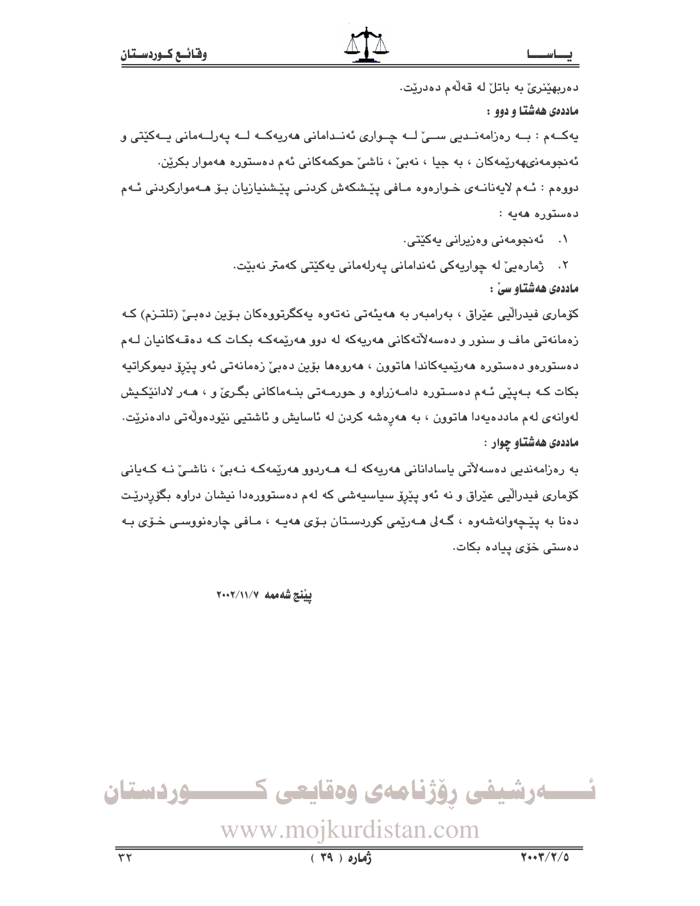دەربهێنرێ بە باتڵ لە قەڵەم دەدرێت.

**ماددەی هەشتا و دوو :**

یەکەم : بە رەزامەندیی سێ لە چواری ئەندامانی هەریەکە لە پەرلەمانی یەکێتی و ئەنجومەنیهەرێمەکان ، بە جیا ، نەبێ ، ناشێ حوکمەکانی ئەم دەستورە هەموار بکرێن.

دووەم : ئەم لایەنانەی خوارەوە مافی پێشکەش کردنی پێشنیازیان بۆ هەموارکردنی ئەم دەستورە هەیە :

١. ئەنجومەنی وەزیرانی یەکێتی.

٢. ژمارەیێ لە چواریەکی ئەندامانی پەرلەمانی یەکێتی کەمتر نەبێت.

**ماددەی هەشتاو سێ :**

کۆماری فیدراڵیی عێراق ، بەرامبەر بە هەیئەتی نەتەوە یەکگرتووەکان بۆین دەبێ (تلتزم) کە زەمانەتی ماف و سنور و دەسەڵاتەکانی هەریەکە لە دوو هەرێمەکە بکات کە دەقەکانیان لەم دەستورەو دەستورە هەرێمیەکاندا هاتوون ، هەروەها بۆین دەبێ زەمانەتی ئەو پێڕۆ دیموکراتیە بکات کە بەپێی ئەم دەستورە دامەزراوە و حورمەتی بنەماکانی بگرێ و ، هەر لادانێکیش لەوانەی لەم ماددەیەدا هاتوون ، بە هەڕەشە کردن لە ئاسایش و ئاشتیی نێودەوڵەتی دادەنرێت.

**ماددەی هەشتاو چوار :**

بە رەزامەندیی دەسەڵاتی یاسادانانی هەریەکە لە هەردوو هەرێمەکە نەبێ ، ناشێ نە کەیانی کۆماری فیدراڵیی عێراق و نە ئەو پێڕۆ سیاسیەشی کە لەم دەستوورەدا نیشان دراوە بگۆڕدرێت دەنا بە پێچەوانەشەوە ، گەلی هەرێمی کوردستان بۆی هەیە ، مافی چارەنووسی خۆی بە دەستی خۆی پیادە بکات.

**پێنج شەممە ٢٠٠٢/١١/٧**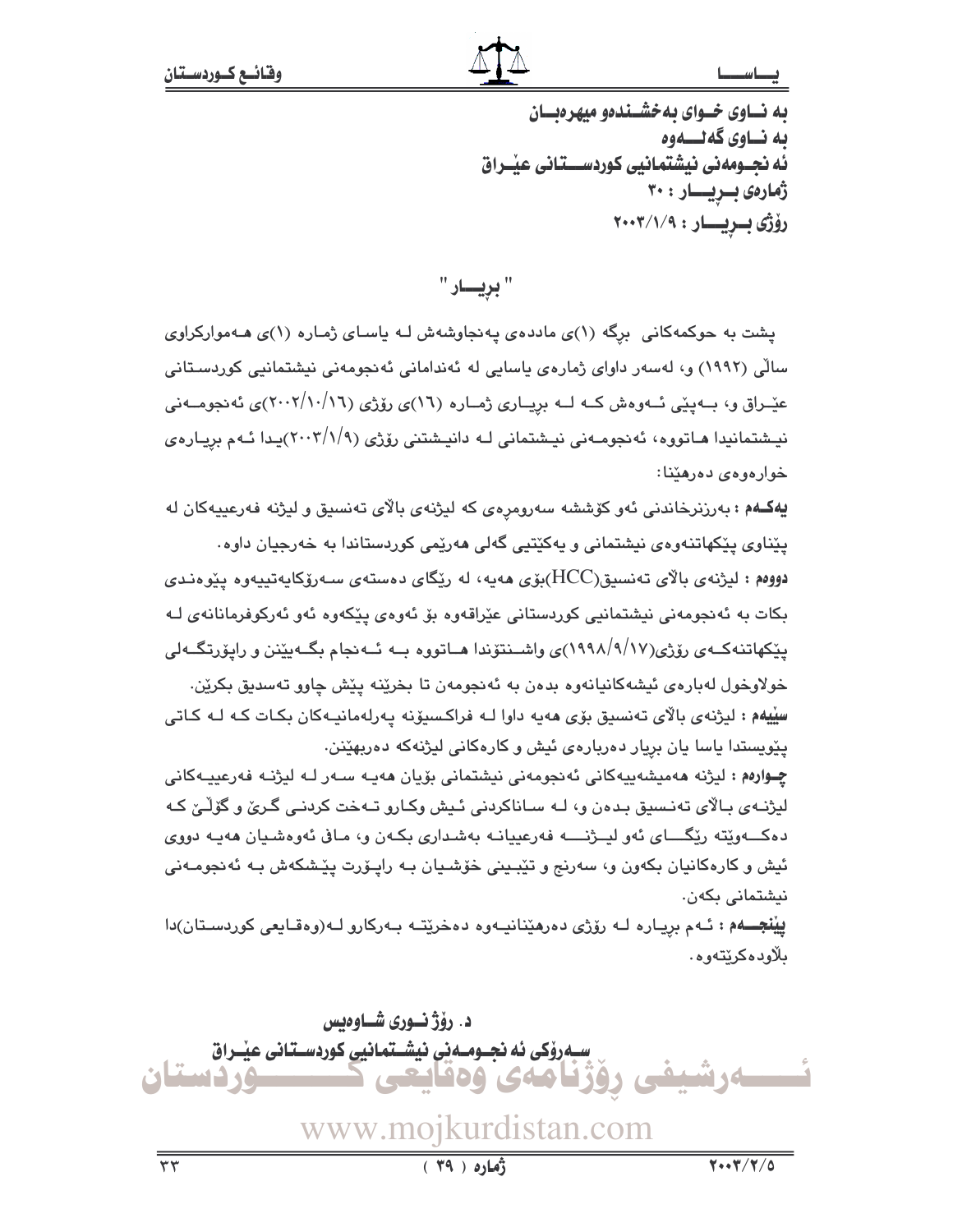به نـاوی خـوای بەخشـندەو میهرەبـان
بە نـاوی گەلـــەوە
ئە نجـومەنی نیشتمانیی کوردســـتانی عێـراق
ژمارەی بــڕیـــار : ٣٠
ڕۆژی بــڕیـــار : ٢٠٠٣/١/٩

## " بڕیـــار "

پشت بە حوکمەکانی برگە (١)ی ماددەی پەنجاوشەش لـە یاسـای ژمـارە (١)ی هـەموارکراوی ساڵی (١٩٩٢) و، لەسەر داوای ژمارەی یاسایی لە ئەندامانی ئەنجومەنی نیشتمانیی کوردسـتانی عێـراق و، بـەپێی ئـەوەش کـە لـە بڕیـاری ژمـارە (١٦)ی ڕۆژی (٢٠٠٢/١٠/١٦)ی ئەنجومـەنی نیـشتمانیدا هـاتووە، ئەنجومـەنی نیـشتمانی لـە دانیـشتنی ڕۆژی (٢٠٠٣/١/٩)یـدا ئـەم بڕیـارەی خوارەوەی دەرهێنا:

**یەکـەم** : بەرزنرخاندنی ئەو کۆششە سەرومڕەی کە لیژنەی باڵای تەنسیق و لیژنە فەرعییەکان لە پێناوی پێکهاتنەوەی نیشتمانی و یەکێتیی گەلی هەرێمی کوردستاندا بە خەرجیان داوە.

**دووەم** : لیژنەی باڵای تەنسیق(HCC)بۆی هەیە، لە ڕێگای دەستەی سـەرۆکایەتییەوە پێوەنـدی بکات بە ئەنجومەنی نیشتمانیی کوردستانی عێراقەوە بۆ ئەوەی پێکەوە ئەو ئەرکوفرمانانەی لـە پێکهاتنەکـەی ڕۆژی(١٩٩٨/٩/١٧)ی واشـنتۆندا هـاتووە بـە ئـەنجام بگـەیێنن و ڕاپۆرتگـەلی خولاوخول لەبارەی ئیشەکانیانەوە بدەن بە ئەنجومەن تا بخرێنە پێش چاوو تەسدیق بکرێن.

**سێیەم** : لیژنەی باڵای تەنسیق بۆی هەیە داوا لـە فراکسیۆنە پەرلەمانیـەکان بکـات کـە لـە کـاتی پێویستدا یاسا یان بڕیار دەربارەی ئیش و کارەکانی لیژنەکە دەربهێنن.

**چـوارەم** : لیژنە هەمیشەییەکانی ئەنجومەنی نیشتمانی بۆیان هەیـە سـەر لـە لیژنـە فەرعییـەکانی لیژنـەی بـاڵای تەنـسیق بـدەن و، لـە سـاناکردنی ئـیش وکـارو تـەخت کردنـی گـرێ و گۆڵـێ کـە دەکـــەوێتە ڕێگـــای ئەو لیـــژنـــە فەرعییانـە بەشـداری بکـەن و، مـافی ئەوەشـیان هەیـە دووی ئیش و کارەکانیان بکەون و، سەرنج و تێبـینی خۆشـیان بـە ڕاپـۆرت پێـشکەش بـە ئەنجومـەنی نیشتمانی بکەن.

**پێنجـــەم** : ئـەم بڕیـارە لـە ڕۆژی دەرهێنانیـەوە دەخرێتـە بـەرکارو لـە(وەقـایعی کوردسـتان)دا بڵاودەکرێتەوە.

د. ڕۆژ نـوری شـاوەیس
سـەرۆکی ئە نجـومـەنی نیشـتمانیی کوردسـتانی عێـراق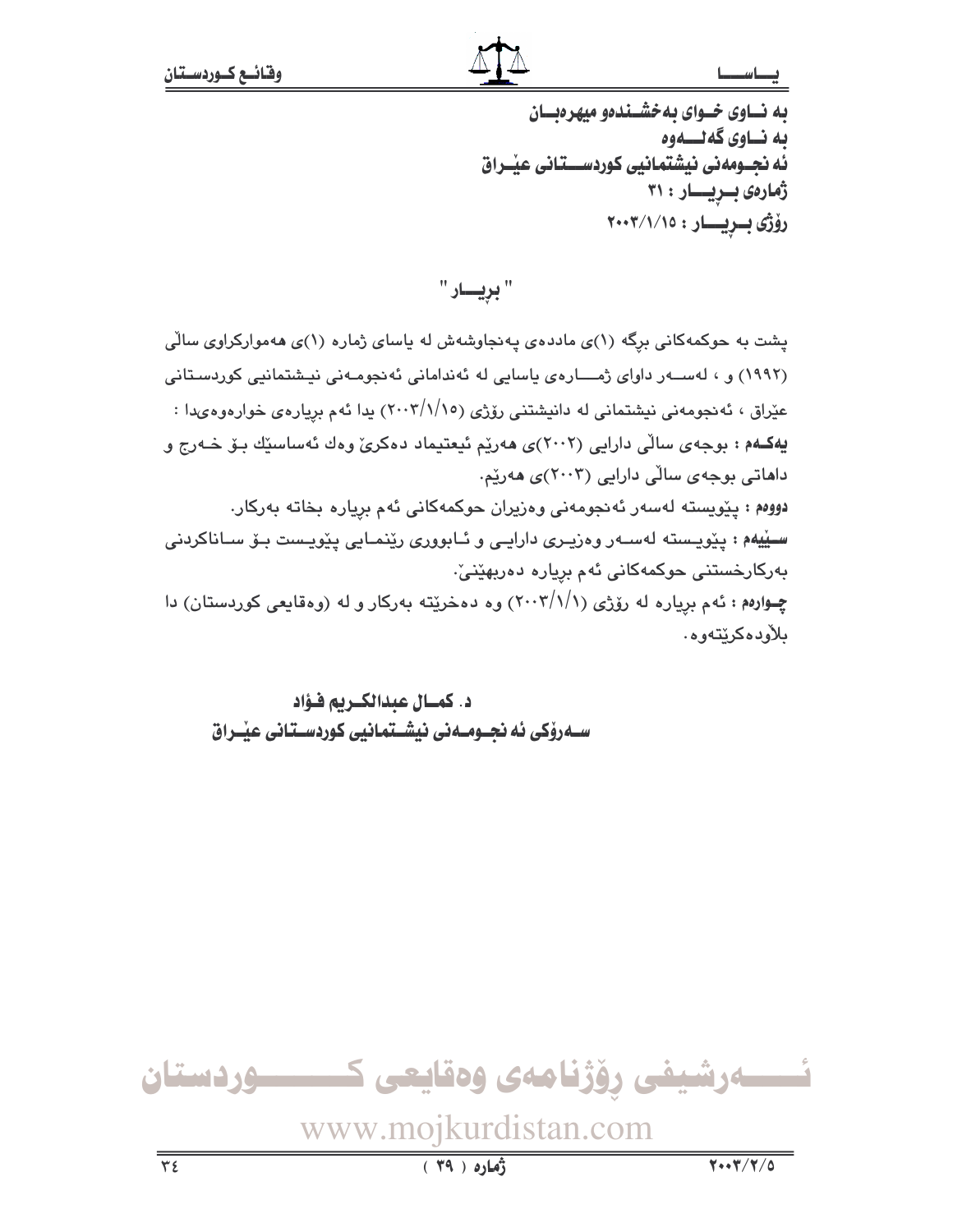بە نــاوی خــوای بەخشــندەو میهرەبــان

بە نــاوی گەلـــەوە

ئە نجــومەنی نیشتمانیی کوردســـتانی عێــراق

ژمارەی بــڕیـــار : ٣١

ڕۆژی بــڕیـــار : ٢٠٠٣/١/١٥

## " بڕیـــار "

پشت بە حوکمەکانی برگە (١)ی ماددەی پەنجاوشەش لە یاسای ژمارە (١)ی هەموارکراوی ساڵی (١٩٩٢) و ، لەســـەر داوای ژمـــارەی یاسایی لە ئەندامانی ئەنجومـەنی نیـشتمانیی کوردسـتانی عێراق ، ئەنجومەنی نیشتمانی لە دانیشتنی ڕۆژی (٢٠٠٣/١/١٥) یدا ئەم بڕیارەی خوارەوەیدا :

**یەکـەم :** بوجەی ساڵی دارایی (٢٠٠٢)ی هەرێم ئیعتیماد دەکرێ وەك ئەساسێك بـۆ خـەرج و داهاتی بوجەی ساڵی دارایی (٢٠٠٣)ی هەرێم.

**دووەم :** پێویستە لەسەر ئەنجومەنی وەزیران حوکمەکانی ئەم بڕیارە بخاتە بەرکار.

**ســێیەم :** پێویـسته لەسـەر وەزیـری دارایـی و ئـابووری ڕێنمـایی پێویـست بـۆ سـاناکردنی بەرکارخستنی حوکمەکانی ئەم بڕیارە دەربهێنێ.

**چـوارەم :** ئەم بڕیارە لە ڕۆژی (٢٠٠٣/١/١) وە دەخرێتە بەرکار و لە (وەقایعی کوردستان) دا بلاّودەکرێتەوە.

**د. کمــال عبدالکــریم فـؤاد**

**ســەرۆکی ئە نجــومــەنی نیشــتمانیی کوردســتانی عێــراق**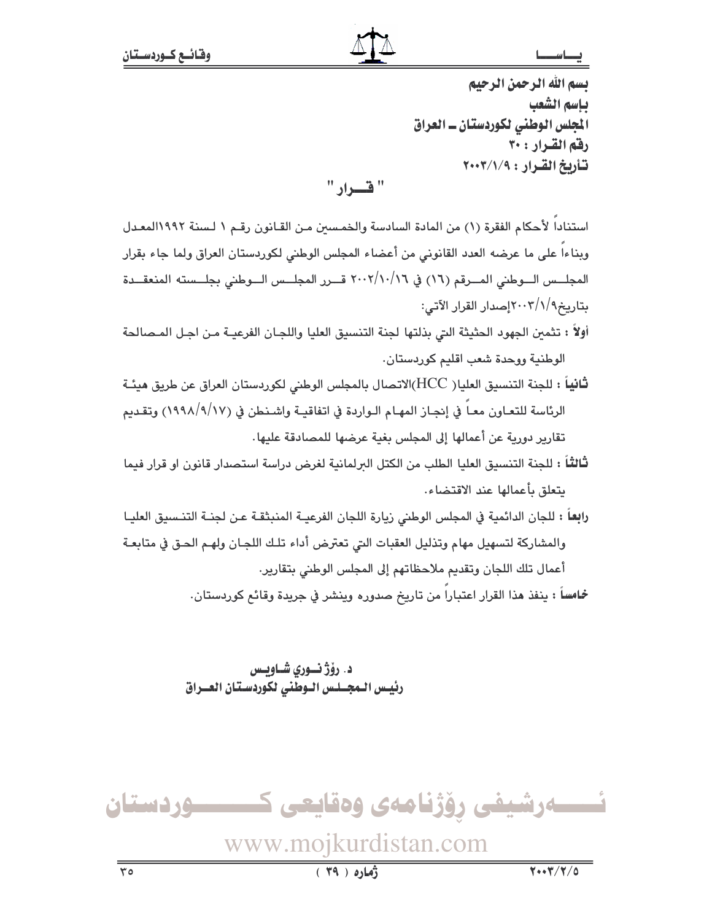بسم الله الرحمن الرحيم
باسم الشعب
المجلس الوطني لكوردستان ـ العراق
رقم القرار : ٣٠
تأريخ القرار : ٢٠٠٣/١/٩

## " قــرار "

استناداً لأحكام الفقرة (١) من المادة السادسة والخمسين من القانون رقم ١ لسنة ١٩٩٢المعدل وبناءاً على ما عرضه العدد القانوني من أعضاء المجلس الوطني لكوردستان العراق ولما جاء بقرار المجلس الوطني المرقم (١٦) في ٢٠٠٢/١٠/١٦ قرر المجلس الوطني بجلسته المنعقدة بتاريخ٢٠٠٣/١/٩إصدار القرار الآتي:

**أولاً :** تثمين الجهود الحثيثة التي بذلتها لجنة التنسيق العليا واللجان الفرعية من اجل المصالحة الوطنية ووحدة شعب اقليم كوردستان.

**ثانياً :** للجنة التنسيق العليا( HCC)الاتصال بالمجلس الوطني لكوردستان العراق عن طريق هيئة الرئاسة للتعاون معاً في إنجاز المهام الواردة في اتفاقية واشنطن في (١٩٩٨/٩/١٧) وتقديم تقارير دورية عن أعمالها إلى المجلس بغية عرضها للمصادقة عليها.

**ثالثاً :** للجنة التنسيق العليا الطلب من الكتل البرلمانية لغرض دراسة استصدار قانون او قرار فيما يتعلق بأعمالها عند الاقتضاء.

**رابعاً :** للجان الدائمية في المجلس الوطني زيارة اللجان الفرعية المنبثقة عن لجنة التنسيق العليا والمشاركة لتسهيل مهام وتذليل العقبات التي تعترض أداء تلك اللجان ولهم الحق في متابعة أعمال تلك اللجان وتقديم ملاحظاتهم إلى المجلس الوطني بتقارير.

**خامساً :** ينفذ هذا القرار اعتباراً من تاريخ صدوره وينشر في جريدة وقائع كوردستان.

**د. رۆژ نوري شاويس**
**رئيس المجلس الوطني لكوردستان العراق**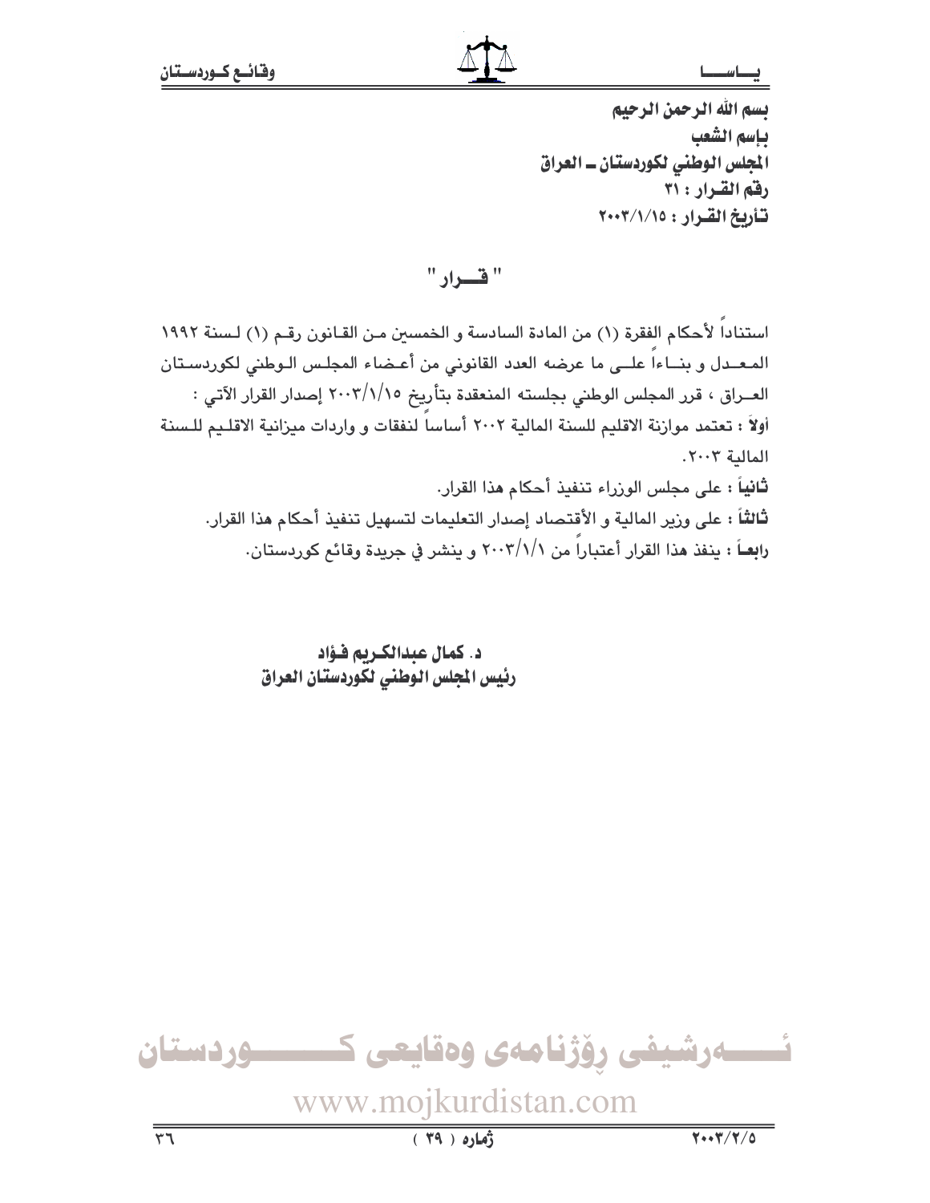بسم الله الرحمن الرحيم
بإسم الشعب
المجلس الوطني لكوردستان ـ العراق
رقم القرار : ٣١
تأريخ القرار : ٢٠٠٣/١/١٥

## " قـــرار "

استناداً لأحكام الفقرة (١) من المادة السادسة و الخمسين من القانون رقم (١) لسنة ١٩٩٢ المعدل و بناءاً على ما عرضه العدد القانوني من أعضاء المجلس الوطني لكوردستان العراق ، قرر المجلس الوطني بجلسته المنعقدة بتأريخ ٢٠٠٣/١/١٥ إصدار القرار الآتي :

**أولاً** : تعتمد موازنة الاقليم للسنة المالية ٢٠٠٢ أساساً لنفقات و واردات ميزانية الاقليم للسنة المالية ٢٠٠٣.

**ثانياً** : على مجلس الوزراء تنفيذ أحكام هذا القرار.

**ثالثاً** : على وزير المالية و الأقتصاد إصدار التعليمات لتسهيل تنفيذ أحكام هذا القرار.

**رابعاً** : ينفذ هذا القرار أعتباراً من ٢٠٠٣/١/١ و ينشر في جريدة وقائع كوردستان.

**د. كمال عبدالكريم فؤاد**
**رئيس المجلس الوطني لكوردستان العراق**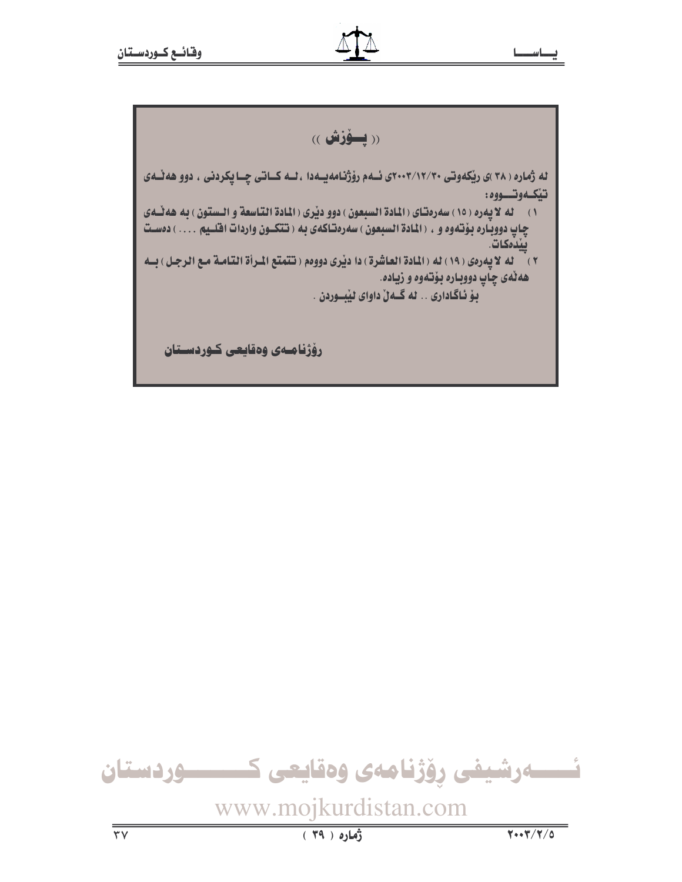## (( پـــۆزش ))

له ژماره ( ٣٨ )ی ڕێکەوتی ٢٠٠٣/١٢/٣٠ی ئـەم ڕۆژنامەیـەدا ، لـە کـاتی چـا پکردنی ، دوو هەڵـەی تێکـەوتـــووە:

١) له لاپەرە ( ١٥ ) سەرەتای ( المادة السبعون ) دوو دێری ( المادة التاسعة و الستون ) بە هەڵـەی چاپ دووبارە بۆتەوە و ، ( المادة السبعون ) سەرەتاکەی بە ( تتکـون واردات اقلـیم .... ) دەسـت پێدەکات.

٢) له لاپەرەی ( ١٩ ) له ( المادة العاشرة ) دا دێری دووەم ( تتمتع المـرأة التامـة مع الرجـل ) بـە هەڵەی چاپ دووبارە بۆتەوە و زیادە.

بۆ ئاگاداری .. له گـەڵ داوای لێبـوردن .

**ڕۆژنامـەی وەقایعی کـوردسـتان**